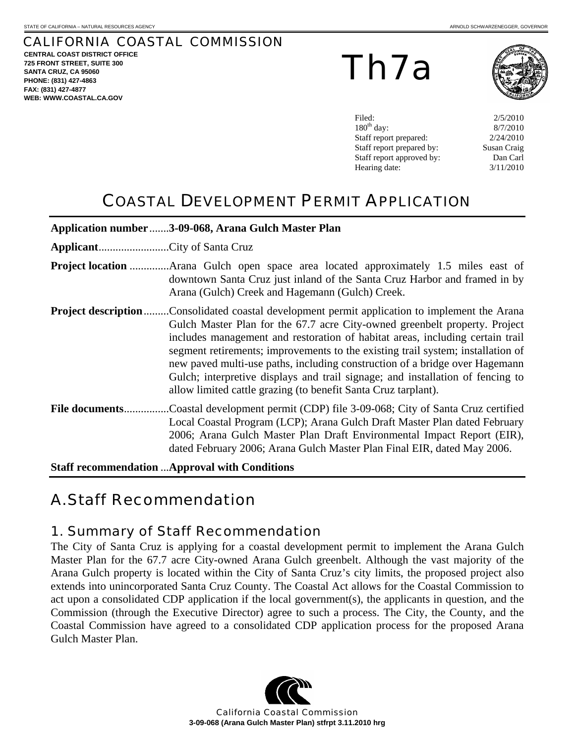STATE OF CALIFORNIA – NATURAL RESOURCES AGENCY ARNOLD SCHWARZENEGGER, GOVERNOR

# CALIFORNIA COASTAL COMMISSION

**CENTRAL COAST DISTRICT OFFICE**
**725 FRONT STREET, SUITE 300**
**SANTA CRUZ, CA 95060**
**PHONE: (831) 427-4863**
**FAX: (831) 427-4877**
**WEB: WWW.COASTAL.CA.GOV**

# Th7a

| | |
|---|---|
| Filed: | 2/5/2010 |
| 180th day: | 8/7/2010 |
| Staff report prepared: | 2/24/2010 |
| Staff report prepared by: | Susan Craig |
| Staff report approved by: | Dan Carl |
| Hearing date: | 3/11/2010 |

# COASTAL DEVELOPMENT PERMIT APPLICATION

**Application number**.......**3-09-068, Arana Gulch Master Plan**

**Applicant**.........................City of Santa Cruz

**Project location** ..............Arana Gulch open space area located approximately 1.5 miles east of downtown Santa Cruz just inland of the Santa Cruz Harbor and framed in by Arana (Gulch) Creek and Hagemann (Gulch) Creek.

**Project description**.........Consolidated coastal development permit application to implement the Arana Gulch Master Plan for the 67.7 acre City-owned greenbelt property. Project includes management and restoration of habitat areas, including certain trail segment retirements; improvements to the existing trail system; installation of new paved multi-use paths, including construction of a bridge over Hagemann Gulch; interpretive displays and trail signage; and installation of fencing to allow limited cattle grazing (to benefit Santa Cruz tarplant).

**File documents**................Coastal development permit (CDP) file 3-09-068; City of Santa Cruz certified Local Coastal Program (LCP); Arana Gulch Draft Master Plan dated February 2006; Arana Gulch Master Plan Draft Environmental Impact Report (EIR), dated February 2006; Arana Gulch Master Plan Final EIR, dated May 2006.

**Staff recommendation** ...**Approval with Conditions**

# A. Staff Recommendation

## 1. Summary of Staff Recommendation

The City of Santa Cruz is applying for a coastal development permit to implement the Arana Gulch Master Plan for the 67.7 acre City-owned Arana Gulch greenbelt. Although the vast majority of the Arana Gulch property is located within the City of Santa Cruz's city limits, the proposed project also extends into unincorporated Santa Cruz County. The Coastal Act allows for the Coastal Commission to act upon a consolidated CDP application if the local government(s), the applicants in question, and the Commission (through the Executive Director) agree to such a process. The City, the County, and the Coastal Commission have agreed to a consolidated CDP application process for the proposed Arana Gulch Master Plan.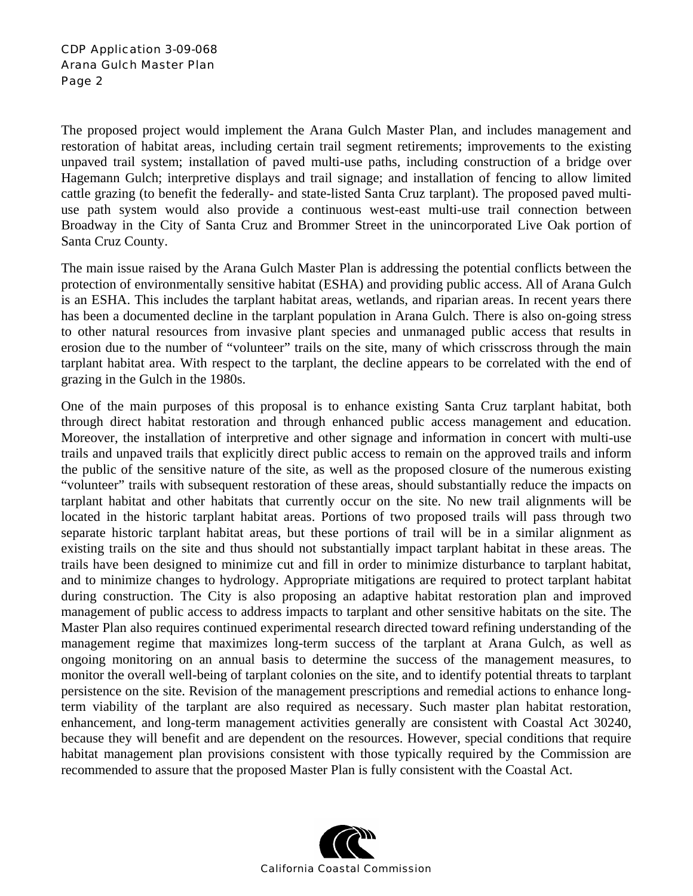The proposed project would implement the Arana Gulch Master Plan, and includes management and restoration of habitat areas, including certain trail segment retirements; improvements to the existing unpaved trail system; installation of paved multi-use paths, including construction of a bridge over Hagemann Gulch; interpretive displays and trail signage; and installation of fencing to allow limited cattle grazing (to benefit the federally- and state-listed Santa Cruz tarplant). The proposed paved multi-use path system would also provide a continuous west-east multi-use trail connection between Broadway in the City of Santa Cruz and Brommer Street in the unincorporated Live Oak portion of Santa Cruz County.

The main issue raised by the Arana Gulch Master Plan is addressing the potential conflicts between the protection of environmentally sensitive habitat (ESHA) and providing public access. All of Arana Gulch is an ESHA. This includes the tarplant habitat areas, wetlands, and riparian areas. In recent years there has been a documented decline in the tarplant population in Arana Gulch. There is also on-going stress to other natural resources from invasive plant species and unmanaged public access that results in erosion due to the number of "volunteer" trails on the site, many of which crisscross through the main tarplant habitat area. With respect to the tarplant, the decline appears to be correlated with the end of grazing in the Gulch in the 1980s.

One of the main purposes of this proposal is to enhance existing Santa Cruz tarplant habitat, both through direct habitat restoration and through enhanced public access management and education. Moreover, the installation of interpretive and other signage and information in concert with multi-use trails and unpaved trails that explicitly direct public access to remain on the approved trails and inform the public of the sensitive nature of the site, as well as the proposed closure of the numerous existing "volunteer" trails with subsequent restoration of these areas, should substantially reduce the impacts on tarplant habitat and other habitats that currently occur on the site. No new trail alignments will be located in the historic tarplant habitat areas. Portions of two proposed trails will pass through two separate historic tarplant habitat areas, but these portions of trail will be in a similar alignment as existing trails on the site and thus should not substantially impact tarplant habitat in these areas. The trails have been designed to minimize cut and fill in order to minimize disturbance to tarplant habitat, and to minimize changes to hydrology. Appropriate mitigations are required to protect tarplant habitat during construction. The City is also proposing an adaptive habitat restoration plan and improved management of public access to address impacts to tarplant and other sensitive habitats on the site. The Master Plan also requires continued experimental research directed toward refining understanding of the management regime that maximizes long-term success of the tarplant at Arana Gulch, as well as ongoing monitoring on an annual basis to determine the success of the management measures, to monitor the overall well-being of tarplant colonies on the site, and to identify potential threats to tarplant persistence on the site. Revision of the management prescriptions and remedial actions to enhance long-term viability of the tarplant are also required as necessary. Such master plan habitat restoration, enhancement, and long-term management activities generally are consistent with Coastal Act 30240, because they will benefit and are dependent on the resources. However, special conditions that require habitat management plan provisions consistent with those typically required by the Commission are recommended to assure that the proposed Master Plan is fully consistent with the Coastal Act.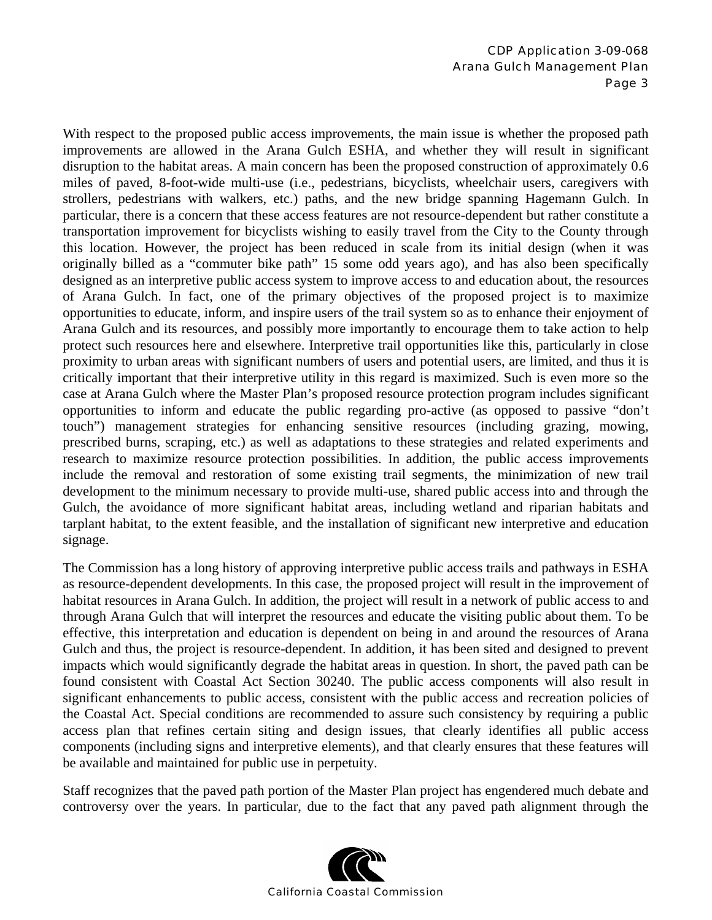With respect to the proposed public access improvements, the main issue is whether the proposed path improvements are allowed in the Arana Gulch ESHA, and whether they will result in significant disruption to the habitat areas. A main concern has been the proposed construction of approximately 0.6 miles of paved, 8-foot-wide multi-use (i.e., pedestrians, bicyclists, wheelchair users, caregivers with strollers, pedestrians with walkers, etc.) paths, and the new bridge spanning Hagemann Gulch. In particular, there is a concern that these access features are not resource-dependent but rather constitute a transportation improvement for bicyclists wishing to easily travel from the City to the County through this location. However, the project has been reduced in scale from its initial design (when it was originally billed as a "commuter bike path" 15 some odd years ago), and has also been specifically designed as an interpretive public access system to improve access to and education about, the resources of Arana Gulch. In fact, one of the primary objectives of the proposed project is to maximize opportunities to educate, inform, and inspire users of the trail system so as to enhance their enjoyment of Arana Gulch and its resources, and possibly more importantly to encourage them to take action to help protect such resources here and elsewhere. Interpretive trail opportunities like this, particularly in close proximity to urban areas with significant numbers of users and potential users, are limited, and thus it is critically important that their interpretive utility in this regard is maximized. Such is even more so the case at Arana Gulch where the Master Plan's proposed resource protection program includes significant opportunities to inform and educate the public regarding pro-active (as opposed to passive "don't touch") management strategies for enhancing sensitive resources (including grazing, mowing, prescribed burns, scraping, etc.) as well as adaptations to these strategies and related experiments and research to maximize resource protection possibilities. In addition, the public access improvements include the removal and restoration of some existing trail segments, the minimization of new trail development to the minimum necessary to provide multi-use, shared public access into and through the Gulch, the avoidance of more significant habitat areas, including wetland and riparian habitats and tarplant habitat, to the extent feasible, and the installation of significant new interpretive and education signage.

The Commission has a long history of approving interpretive public access trails and pathways in ESHA as resource-dependent developments. In this case, the proposed project will result in the improvement of habitat resources in Arana Gulch. In addition, the project will result in a network of public access to and through Arana Gulch that will interpret the resources and educate the visiting public about them. To be effective, this interpretation and education is dependent on being in and around the resources of Arana Gulch and thus, the project is resource-dependent. In addition, it has been sited and designed to prevent impacts which would significantly degrade the habitat areas in question. In short, the paved path can be found consistent with Coastal Act Section 30240. The public access components will also result in significant enhancements to public access, consistent with the public access and recreation policies of the Coastal Act. Special conditions are recommended to assure such consistency by requiring a public access plan that refines certain siting and design issues, that clearly identifies all public access components (including signs and interpretive elements), and that clearly ensures that these features will be available and maintained for public use in perpetuity.

Staff recognizes that the paved path portion of the Master Plan project has engendered much debate and controversy over the years. In particular, due to the fact that any paved path alignment through the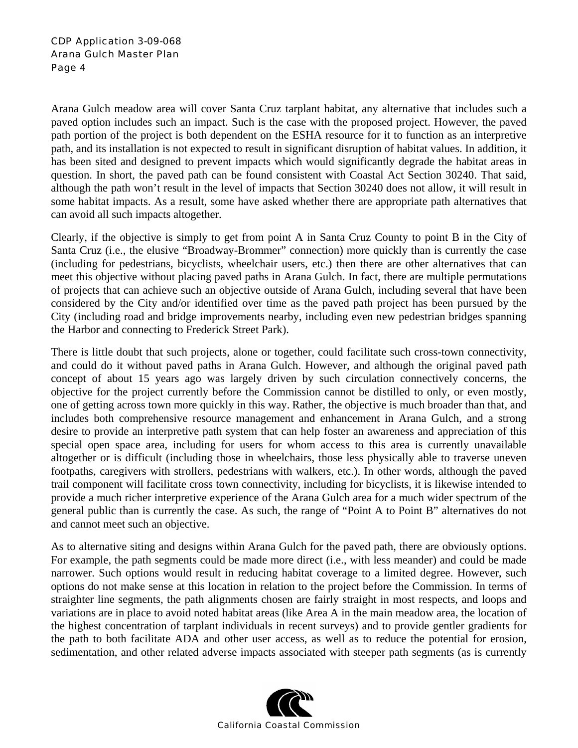Arana Gulch meadow area will cover Santa Cruz tarplant habitat, any alternative that includes such a paved option includes such an impact. Such is the case with the proposed project. However, the paved path portion of the project is both dependent on the ESHA resource for it to function as an interpretive path, and its installation is not expected to result in significant disruption of habitat values. In addition, it has been sited and designed to prevent impacts which would significantly degrade the habitat areas in question. In short, the paved path can be found consistent with Coastal Act Section 30240. That said, although the path won't result in the level of impacts that Section 30240 does not allow, it will result in some habitat impacts. As a result, some have asked whether there are appropriate path alternatives that can avoid all such impacts altogether.

Clearly, if the objective is simply to get from point A in Santa Cruz County to point B in the City of Santa Cruz (i.e., the elusive "Broadway-Brommer" connection) more quickly than is currently the case (including for pedestrians, bicyclists, wheelchair users, etc.) then there are other alternatives that can meet this objective without placing paved paths in Arana Gulch. In fact, there are multiple permutations of projects that can achieve such an objective outside of Arana Gulch, including several that have been considered by the City and/or identified over time as the paved path project has been pursued by the City (including road and bridge improvements nearby, including even new pedestrian bridges spanning the Harbor and connecting to Frederick Street Park).

There is little doubt that such projects, alone or together, could facilitate such cross-town connectivity, and could do it without paved paths in Arana Gulch. However, and although the original paved path concept of about 15 years ago was largely driven by such circulation connectively concerns, the objective for the project currently before the Commission cannot be distilled to only, or even mostly, one of getting across town more quickly in this way. Rather, the objective is much broader than that, and includes both comprehensive resource management and enhancement in Arana Gulch, and a strong desire to provide an interpretive path system that can help foster an awareness and appreciation of this special open space area, including for users for whom access to this area is currently unavailable altogether or is difficult (including those in wheelchairs, those less physically able to traverse uneven footpaths, caregivers with strollers, pedestrians with walkers, etc.). In other words, although the paved trail component will facilitate cross town connectivity, including for bicyclists, it is likewise intended to provide a much richer interpretive experience of the Arana Gulch area for a much wider spectrum of the general public than is currently the case. As such, the range of "Point A to Point B" alternatives do not and cannot meet such an objective.

As to alternative siting and designs within Arana Gulch for the paved path, there are obviously options. For example, the path segments could be made more direct (i.e., with less meander) and could be made narrower. Such options would result in reducing habitat coverage to a limited degree. However, such options do not make sense at this location in relation to the project before the Commission. In terms of straighter line segments, the path alignments chosen are fairly straight in most respects, and loops and variations are in place to avoid noted habitat areas (like Area A in the main meadow area, the location of the highest concentration of tarplant individuals in recent surveys) and to provide gentler gradients for the path to both facilitate ADA and other user access, as well as to reduce the potential for erosion, sedimentation, and other related adverse impacts associated with steeper path segments (as is currently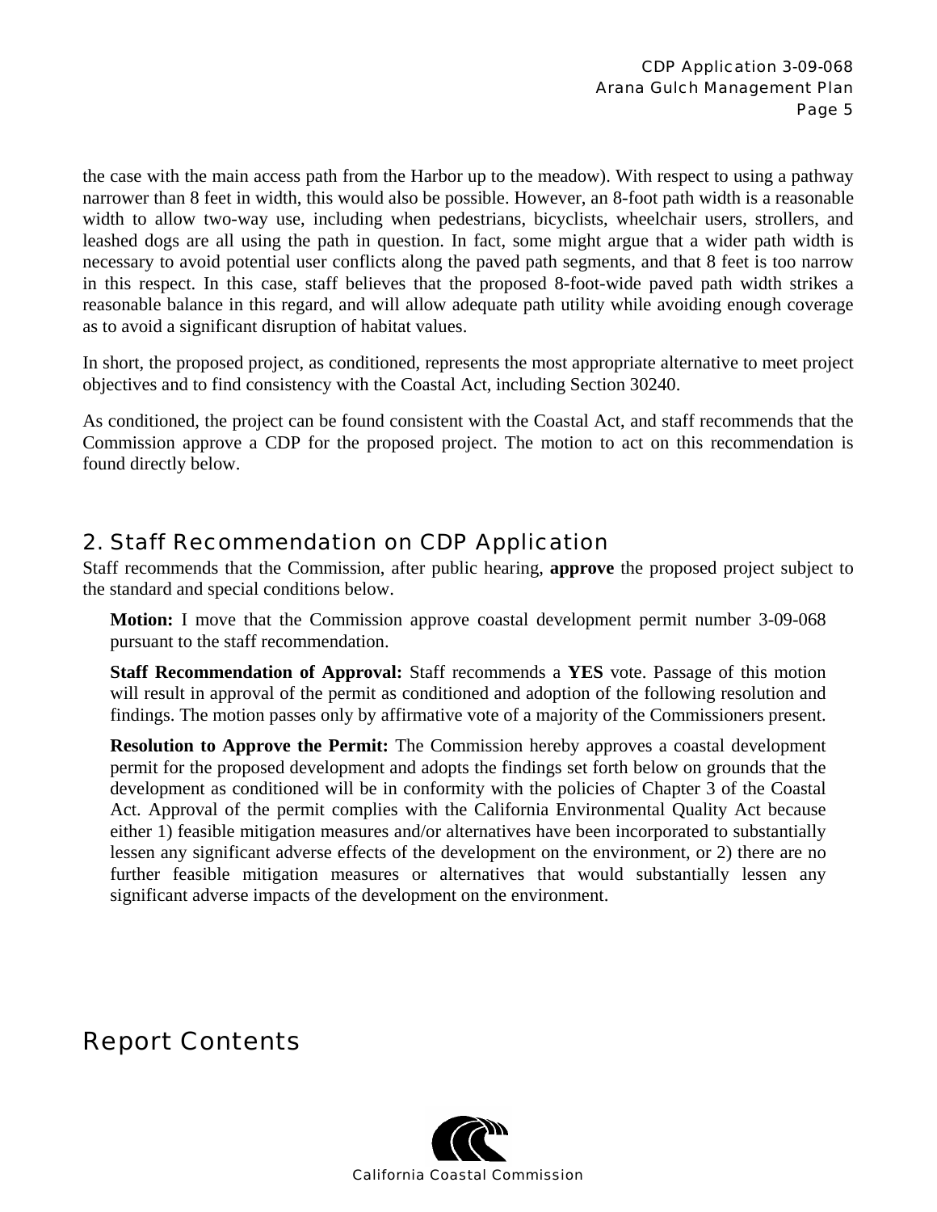the case with the main access path from the Harbor up to the meadow). With respect to using a pathway narrower than 8 feet in width, this would also be possible. However, an 8-foot path width is a reasonable width to allow two-way use, including when pedestrians, bicyclists, wheelchair users, strollers, and leashed dogs are all using the path in question. In fact, some might argue that a wider path width is necessary to avoid potential user conflicts along the paved path segments, and that 8 feet is too narrow in this respect. In this case, staff believes that the proposed 8-foot-wide paved path width strikes a reasonable balance in this regard, and will allow adequate path utility while avoiding enough coverage as to avoid a significant disruption of habitat values.

In short, the proposed project, as conditioned, represents the most appropriate alternative to meet project objectives and to find consistency with the Coastal Act, including Section 30240.

As conditioned, the project can be found consistent with the Coastal Act, and staff recommends that the Commission approve a CDP for the proposed project. The motion to act on this recommendation is found directly below.

## 2. Staff Recommendation on CDP Application

Staff recommends that the Commission, after public hearing, **approve** the proposed project subject to the standard and special conditions below.

> **Motion:** I move that the Commission approve coastal development permit number 3-09-068 pursuant to the staff recommendation.
>
> **Staff Recommendation of Approval:** Staff recommends a **YES** vote. Passage of this motion will result in approval of the permit as conditioned and adoption of the following resolution and findings. The motion passes only by affirmative vote of a majority of the Commissioners present.
>
> **Resolution to Approve the Permit:** The Commission hereby approves a coastal development permit for the proposed development and adopts the findings set forth below on grounds that the development as conditioned will be in conformity with the policies of Chapter 3 of the Coastal Act. Approval of the permit complies with the California Environmental Quality Act because either 1) feasible mitigation measures and/or alternatives have been incorporated to substantially lessen any significant adverse effects of the development on the environment, or 2) there are no further feasible mitigation measures or alternatives that would substantially lessen any significant adverse impacts of the development on the environment.

# Report Contents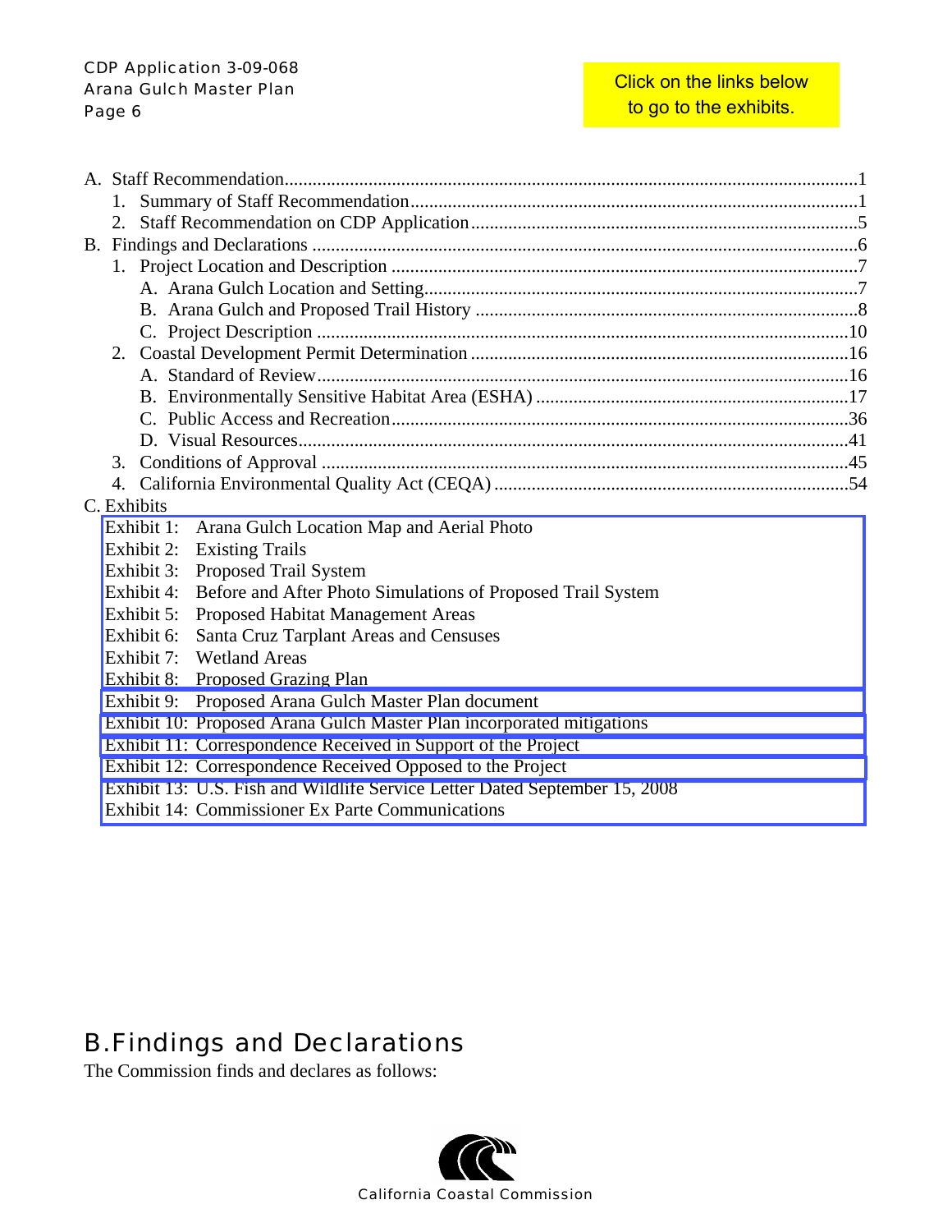Click on the links below to go to the exhibits.

A. Staff Recommendation....................1
   1. Summary of Staff Recommendation....................1
   2. Staff Recommendation on CDP Application....................5
B. Findings and Declarations....................6
   1. Project Location and Description....................7
      A. Arana Gulch Location and Setting....................7
      B. Arana Gulch and Proposed Trail History....................8
      C. Project Description....................10
   2. Coastal Development Permit Determination....................16
      A. Standard of Review....................16
      B. Environmentally Sensitive Habitat Area (ESHA)....................17
      C. Public Access and Recreation....................36
      D. Visual Resources....................41
   3. Conditions of Approval....................45
   4. California Environmental Quality Act (CEQA)....................54
C. Exhibits
   Exhibit 1: Arana Gulch Location Map and Aerial Photo
   Exhibit 2: Existing Trails
   Exhibit 3: Proposed Trail System
   Exhibit 4: Before and After Photo Simulations of Proposed Trail System
   Exhibit 5: Proposed Habitat Management Areas
   Exhibit 6: Santa Cruz Tarplant Areas and Censuses
   Exhibit 7: Wetland Areas
   Exhibit 8: Proposed Grazing Plan
   Exhibit 9: Proposed Arana Gulch Master Plan document
   Exhibit 10: Proposed Arana Gulch Master Plan incorporated mitigations
   Exhibit 11: Correspondence Received in Support of the Project
   Exhibit 12: Correspondence Received Opposed to the Project
   Exhibit 13: U.S. Fish and Wildlife Service Letter Dated September 15, 2008
   Exhibit 14: Commissioner Ex Parte Communications

# B. Findings and Declarations

The Commission finds and declares as follows: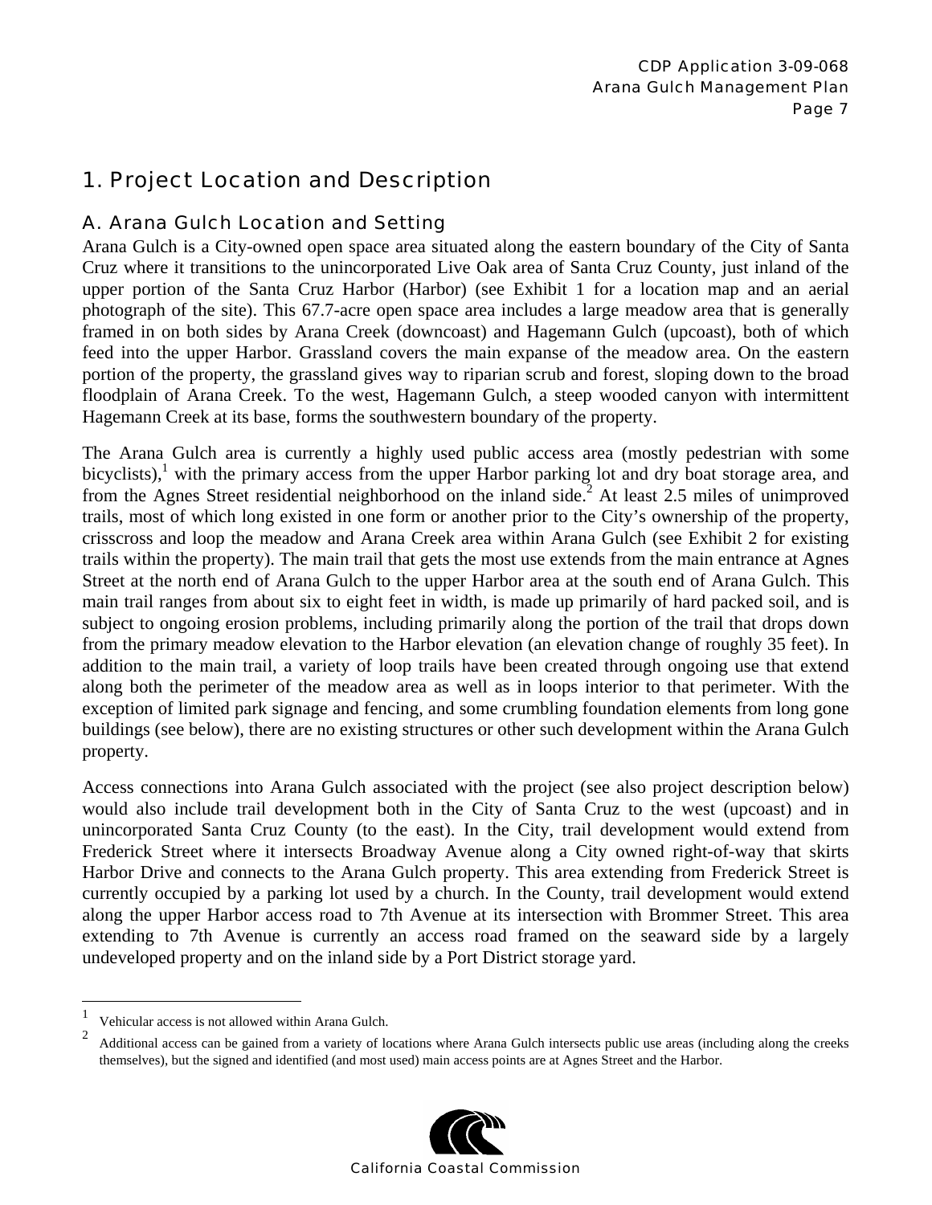# 1. Project Location and Description

## A. Arana Gulch Location and Setting

Arana Gulch is a City-owned open space area situated along the eastern boundary of the City of Santa Cruz where it transitions to the unincorporated Live Oak area of Santa Cruz County, just inland of the upper portion of the Santa Cruz Harbor (Harbor) (see Exhibit 1 for a location map and an aerial photograph of the site). This 67.7-acre open space area includes a large meadow area that is generally framed in on both sides by Arana Creek (downcoast) and Hagemann Gulch (upcoast), both of which feed into the upper Harbor. Grassland covers the main expanse of the meadow area. On the eastern portion of the property, the grassland gives way to riparian scrub and forest, sloping down to the broad floodplain of Arana Creek. To the west, Hagemann Gulch, a steep wooded canyon with intermittent Hagemann Creek at its base, forms the southwestern boundary of the property.

The Arana Gulch area is currently a highly used public access area (mostly pedestrian with some bicyclists),[1] with the primary access from the upper Harbor parking lot and dry boat storage area, and from the Agnes Street residential neighborhood on the inland side.[2] At least 2.5 miles of unimproved trails, most of which long existed in one form or another prior to the City's ownership of the property, crisscross and loop the meadow and Arana Creek area within Arana Gulch (see Exhibit 2 for existing trails within the property). The main trail that gets the most use extends from the main entrance at Agnes Street at the north end of Arana Gulch to the upper Harbor area at the south end of Arana Gulch. This main trail ranges from about six to eight feet in width, is made up primarily of hard packed soil, and is subject to ongoing erosion problems, including primarily along the portion of the trail that drops down from the primary meadow elevation to the Harbor elevation (an elevation change of roughly 35 feet). In addition to the main trail, a variety of loop trails have been created through ongoing use that extend along both the perimeter of the meadow area as well as in loops interior to that perimeter. With the exception of limited park signage and fencing, and some crumbling foundation elements from long gone buildings (see below), there are no existing structures or other such development within the Arana Gulch property.

Access connections into Arana Gulch associated with the project (see also project description below) would also include trail development both in the City of Santa Cruz to the west (upcoast) and in unincorporated Santa Cruz County (to the east). In the City, trail development would extend from Frederick Street where it intersects Broadway Avenue along a City owned right-of-way that skirts Harbor Drive and connects to the Arana Gulch property. This area extending from Frederick Street is currently occupied by a parking lot used by a church. In the County, trail development would extend along the upper Harbor access road to 7th Avenue at its intersection with Brommer Street. This area extending to 7th Avenue is currently an access road framed on the seaward side by a largely undeveloped property and on the inland side by a Port District storage yard.

---

[1] Vehicular access is not allowed within Arana Gulch.

[2] Additional access can be gained from a variety of locations where Arana Gulch intersects public use areas (including along the creeks themselves), but the signed and identified (and most used) main access points are at Agnes Street and the Harbor.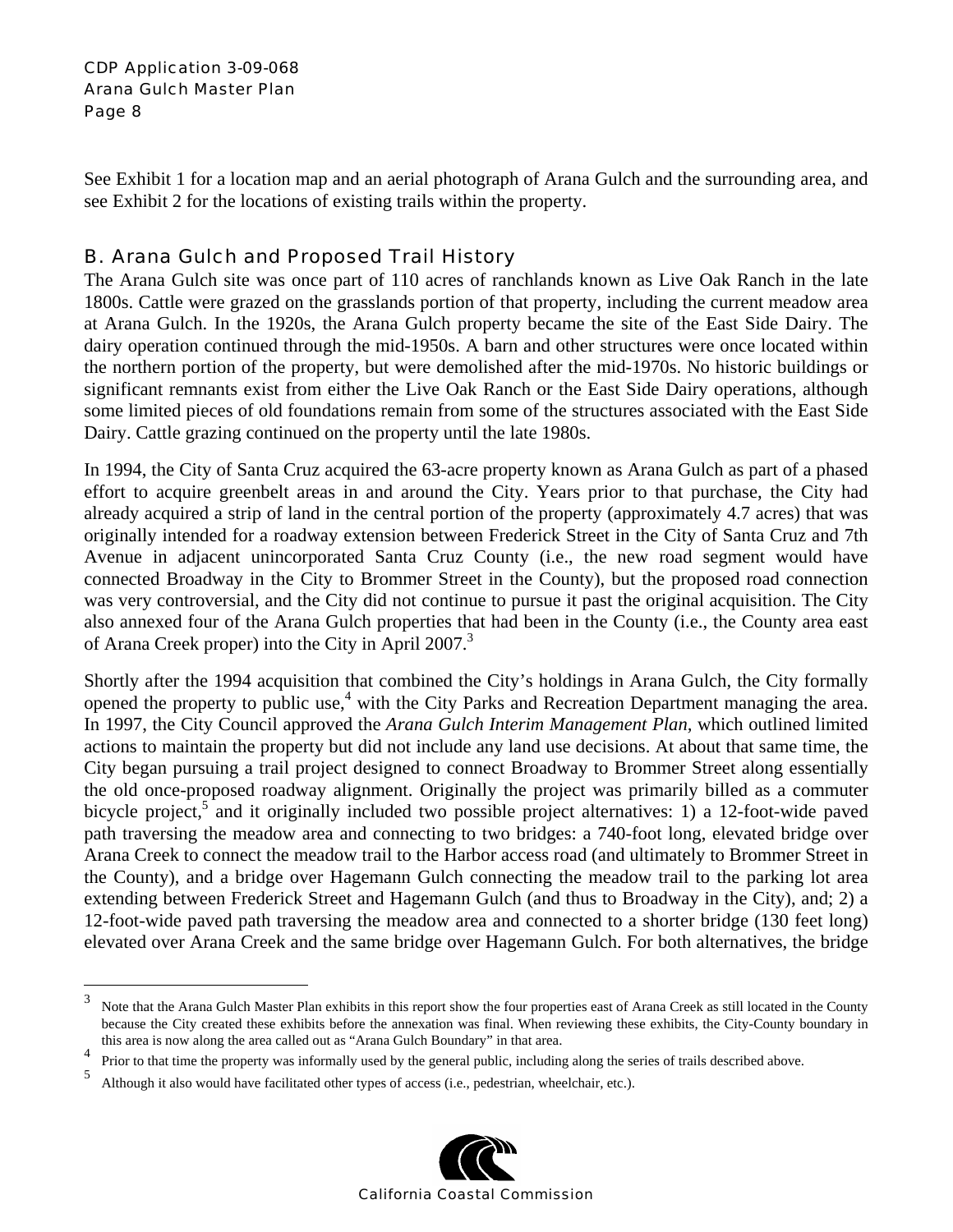See Exhibit 1 for a location map and an aerial photograph of Arana Gulch and the surrounding area, and see Exhibit 2 for the locations of existing trails within the property.

## B. Arana Gulch and Proposed Trail History

The Arana Gulch site was once part of 110 acres of ranchlands known as Live Oak Ranch in the late 1800s. Cattle were grazed on the grasslands portion of that property, including the current meadow area at Arana Gulch. In the 1920s, the Arana Gulch property became the site of the East Side Dairy. The dairy operation continued through the mid-1950s. A barn and other structures were once located within the northern portion of the property, but were demolished after the mid-1970s. No historic buildings or significant remnants exist from either the Live Oak Ranch or the East Side Dairy operations, although some limited pieces of old foundations remain from some of the structures associated with the East Side Dairy. Cattle grazing continued on the property until the late 1980s.

In 1994, the City of Santa Cruz acquired the 63-acre property known as Arana Gulch as part of a phased effort to acquire greenbelt areas in and around the City. Years prior to that purchase, the City had already acquired a strip of land in the central portion of the property (approximately 4.7 acres) that was originally intended for a roadway extension between Frederick Street in the City of Santa Cruz and 7th Avenue in adjacent unincorporated Santa Cruz County (i.e., the new road segment would have connected Broadway in the City to Brommer Street in the County), but the proposed road connection was very controversial, and the City did not continue to pursue it past the original acquisition. The City also annexed four of the Arana Gulch properties that had been in the County (i.e., the County area east of Arana Creek proper) into the City in April 2007.[3]

Shortly after the 1994 acquisition that combined the City's holdings in Arana Gulch, the City formally opened the property to public use,[4] with the City Parks and Recreation Department managing the area. In 1997, the City Council approved the *Arana Gulch Interim Management Plan*, which outlined limited actions to maintain the property but did not include any land use decisions. At about that same time, the City began pursuing a trail project designed to connect Broadway to Brommer Street along essentially the old once-proposed roadway alignment. Originally the project was primarily billed as a commuter bicycle project,[5] and it originally included two possible project alternatives: 1) a 12-foot-wide paved path traversing the meadow area and connecting to two bridges: a 740-foot long, elevated bridge over Arana Creek to connect the meadow trail to the Harbor access road (and ultimately to Brommer Street in the County), and a bridge over Hagemann Gulch connecting the meadow trail to the parking lot area extending between Frederick Street and Hagemann Gulch (and thus to Broadway in the City), and; 2) a 12-foot-wide paved path traversing the meadow area and connected to a shorter bridge (130 feet long) elevated over Arana Creek and the same bridge over Hagemann Gulch. For both alternatives, the bridge

---

[3] Note that the Arana Gulch Master Plan exhibits in this report show the four properties east of Arana Creek as still located in the County because the City created these exhibits before the annexation was final. When reviewing these exhibits, the City-County boundary in this area is now along the area called out as "Arana Gulch Boundary" in that area.

[4] Prior to that time the property was informally used by the general public, including along the series of trails described above.

[5] Although it also would have facilitated other types of access (i.e., pedestrian, wheelchair, etc.).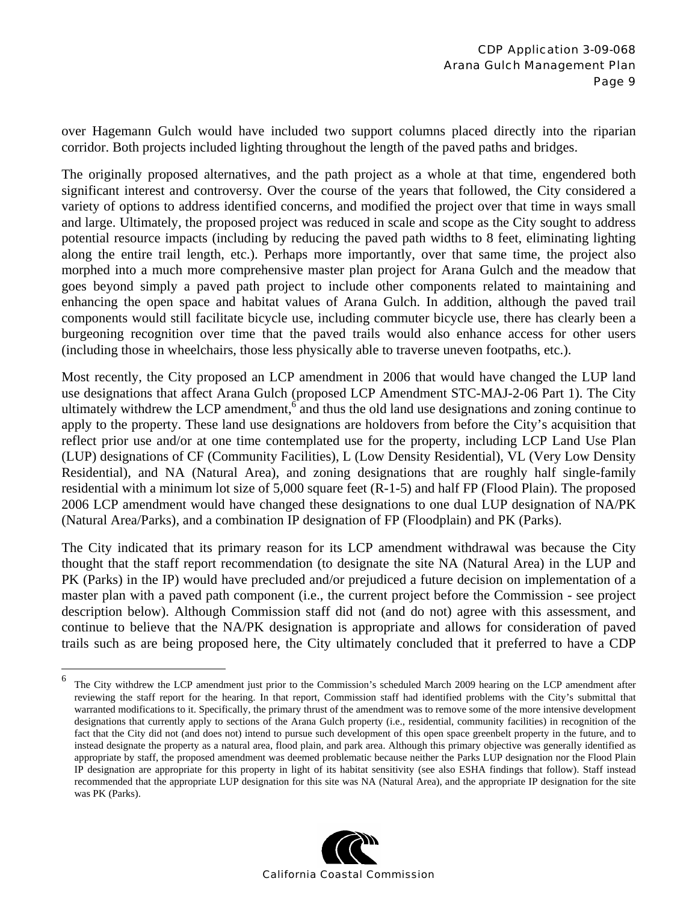over Hagemann Gulch would have included two support columns placed directly into the riparian corridor. Both projects included lighting throughout the length of the paved paths and bridges.

The originally proposed alternatives, and the path project as a whole at that time, engendered both significant interest and controversy. Over the course of the years that followed, the City considered a variety of options to address identified concerns, and modified the project over that time in ways small and large. Ultimately, the proposed project was reduced in scale and scope as the City sought to address potential resource impacts (including by reducing the paved path widths to 8 feet, eliminating lighting along the entire trail length, etc.). Perhaps more importantly, over that same time, the project also morphed into a much more comprehensive master plan project for Arana Gulch and the meadow that goes beyond simply a paved path project to include other components related to maintaining and enhancing the open space and habitat values of Arana Gulch. In addition, although the paved trail components would still facilitate bicycle use, including commuter bicycle use, there has clearly been a burgeoning recognition over time that the paved trails would also enhance access for other users (including those in wheelchairs, those less physically able to traverse uneven footpaths, etc.).

Most recently, the City proposed an LCP amendment in 2006 that would have changed the LUP land use designations that affect Arana Gulch (proposed LCP Amendment STC-MAJ-2-06 Part 1). The City ultimately withdrew the LCP amendment,[6] and thus the old land use designations and zoning continue to apply to the property. These land use designations are holdovers from before the City's acquisition that reflect prior use and/or at one time contemplated use for the property, including LCP Land Use Plan (LUP) designations of CF (Community Facilities), L (Low Density Residential), VL (Very Low Density Residential), and NA (Natural Area), and zoning designations that are roughly half single-family residential with a minimum lot size of 5,000 square feet (R-1-5) and half FP (Flood Plain). The proposed 2006 LCP amendment would have changed these designations to one dual LUP designation of NA/PK (Natural Area/Parks), and a combination IP designation of FP (Floodplain) and PK (Parks).

The City indicated that its primary reason for its LCP amendment withdrawal was because the City thought that the staff report recommendation (to designate the site NA (Natural Area) in the LUP and PK (Parks) in the IP) would have precluded and/or prejudiced a future decision on implementation of a master plan with a paved path component (i.e., the current project before the Commission - see project description below). Although Commission staff did not (and do not) agree with this assessment, and continue to believe that the NA/PK designation is appropriate and allows for consideration of paved trails such as are being proposed here, the City ultimately concluded that it preferred to have a CDP

---

[6] The City withdrew the LCP amendment just prior to the Commission's scheduled March 2009 hearing on the LCP amendment after reviewing the staff report for the hearing. In that report, Commission staff had identified problems with the City's submittal that warranted modifications to it. Specifically, the primary thrust of the amendment was to remove some of the more intensive development designations that currently apply to sections of the Arana Gulch property (i.e., residential, community facilities) in recognition of the fact that the City did not (and does not) intend to pursue such development of this open space greenbelt property in the future, and to instead designate the property as a natural area, flood plain, and park area. Although this primary objective was generally identified as appropriate by staff, the proposed amendment was deemed problematic because neither the Parks LUP designation nor the Flood Plain IP designation are appropriate for this property in light of its habitat sensitivity (see also ESHA findings that follow). Staff instead recommended that the appropriate LUP designation for this site was NA (Natural Area), and the appropriate IP designation for the site was PK (Parks).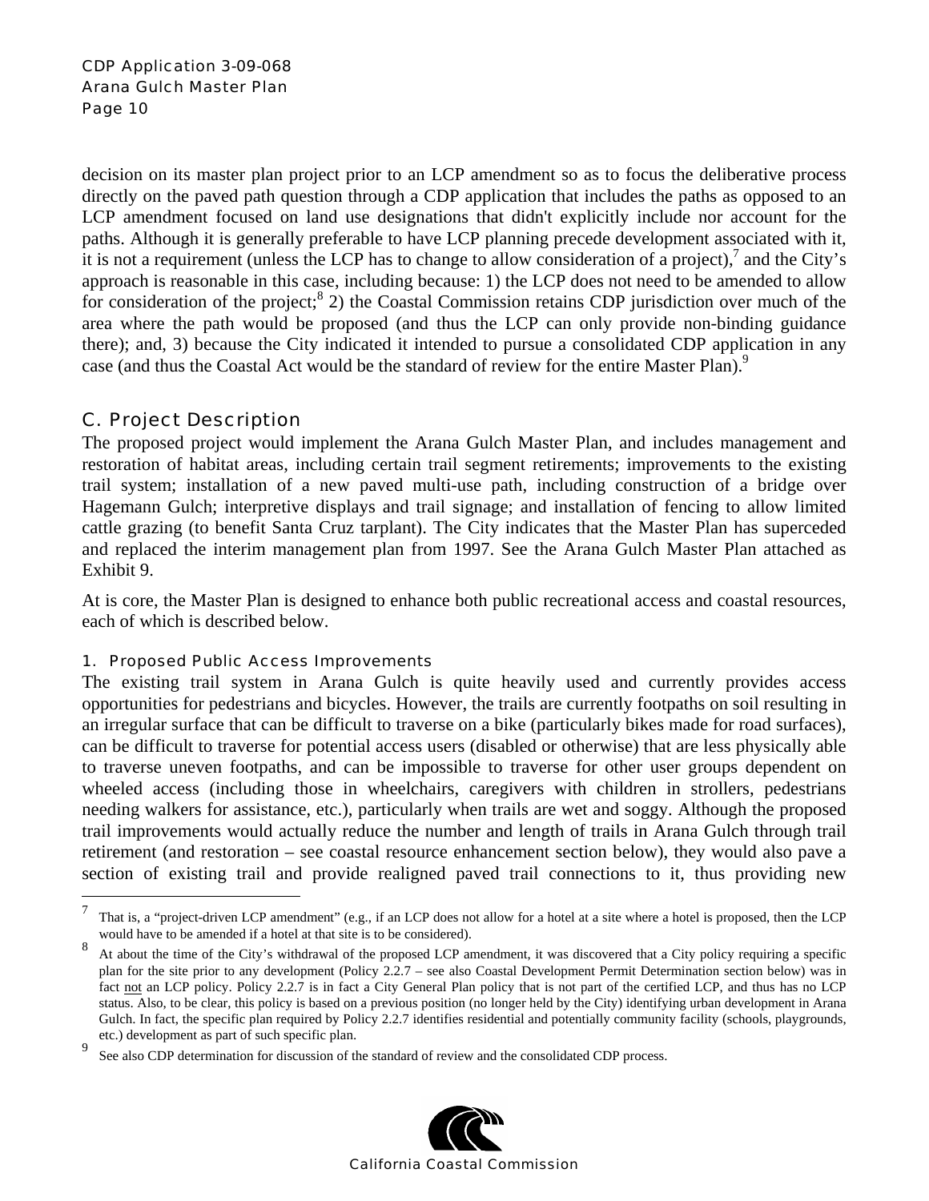decision on its master plan project prior to an LCP amendment so as to focus the deliberative process directly on the paved path question through a CDP application that includes the paths as opposed to an LCP amendment focused on land use designations that didn't explicitly include nor account for the paths. Although it is generally preferable to have LCP planning precede development associated with it, it is not a requirement (unless the LCP has to change to allow consideration of a project),[7] and the City's approach is reasonable in this case, including because: 1) the LCP does not need to be amended to allow for consideration of the project;[8] 2) the Coastal Commission retains CDP jurisdiction over much of the area where the path would be proposed (and thus the LCP can only provide non-binding guidance there); and, 3) because the City indicated it intended to pursue a consolidated CDP application in any case (and thus the Coastal Act would be the standard of review for the entire Master Plan).[9]

## C. Project Description

The proposed project would implement the Arana Gulch Master Plan, and includes management and restoration of habitat areas, including certain trail segment retirements; improvements to the existing trail system; installation of a new paved multi-use path, including construction of a bridge over Hagemann Gulch; interpretive displays and trail signage; and installation of fencing to allow limited cattle grazing (to benefit Santa Cruz tarplant). The City indicates that the Master Plan has superceded and replaced the interim management plan from 1997. See the Arana Gulch Master Plan attached as Exhibit 9.

At is core, the Master Plan is designed to enhance both public recreational access and coastal resources, each of which is described below.

### 1. Proposed Public Access Improvements

The existing trail system in Arana Gulch is quite heavily used and currently provides access opportunities for pedestrians and bicycles. However, the trails are currently footpaths on soil resulting in an irregular surface that can be difficult to traverse on a bike (particularly bikes made for road surfaces), can be difficult to traverse for potential access users (disabled or otherwise) that are less physically able to traverse uneven footpaths, and can be impossible to traverse for other user groups dependent on wheeled access (including those in wheelchairs, caregivers with children in strollers, pedestrians needing walkers for assistance, etc.), particularly when trails are wet and soggy. Although the proposed trail improvements would actually reduce the number and length of trails in Arana Gulch through trail retirement (and restoration – see coastal resource enhancement section below), they would also pave a section of existing trail and provide realigned paved trail connections to it, thus providing new

---

[7] That is, a "project-driven LCP amendment" (e.g., if an LCP does not allow for a hotel at a site where a hotel is proposed, then the LCP would have to be amended if a hotel at that site is to be considered).

[8] At about the time of the City's withdrawal of the proposed LCP amendment, it was discovered that a City policy requiring a specific plan for the site prior to any development (Policy 2.2.7 – see also Coastal Development Permit Determination section below) was in fact not an LCP policy. Policy 2.2.7 is in fact a City General Plan policy that is not part of the certified LCP, and thus has no LCP status. Also, to be clear, this policy is based on a previous position (no longer held by the City) identifying urban development in Arana Gulch. In fact, the specific plan required by Policy 2.2.7 identifies residential and potentially community facility (schools, playgrounds, etc.) development as part of such specific plan.

[9] See also CDP determination for discussion of the standard of review and the consolidated CDP process.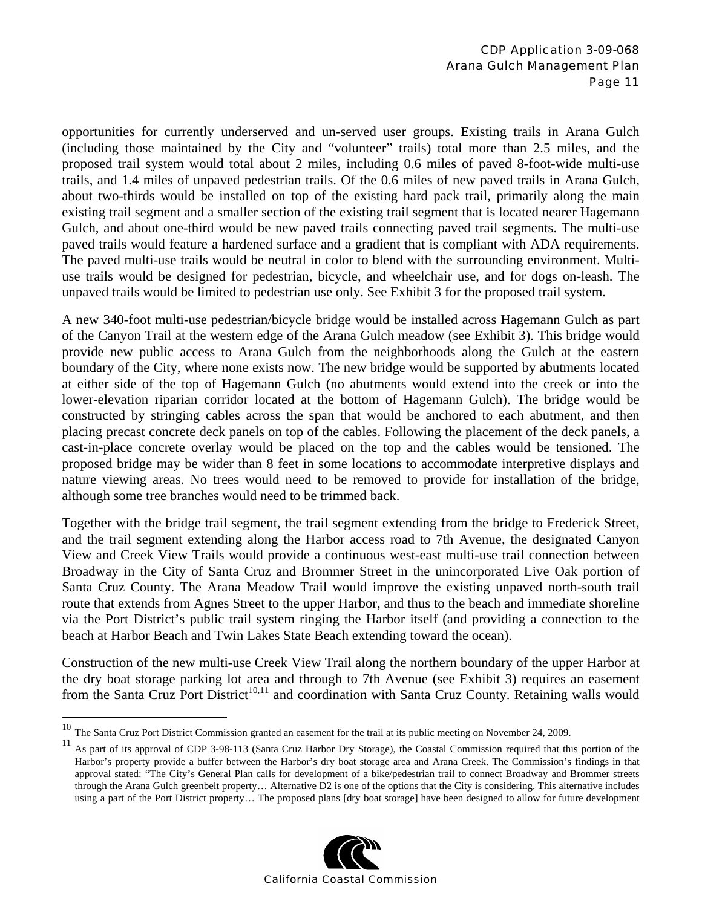opportunities for currently underserved and un-served user groups. Existing trails in Arana Gulch (including those maintained by the City and "volunteer" trails) total more than 2.5 miles, and the proposed trail system would total about 2 miles, including 0.6 miles of paved 8-foot-wide multi-use trails, and 1.4 miles of unpaved pedestrian trails. Of the 0.6 miles of new paved trails in Arana Gulch, about two-thirds would be installed on top of the existing hard pack trail, primarily along the main existing trail segment and a smaller section of the existing trail segment that is located nearer Hagemann Gulch, and about one-third would be new paved trails connecting paved trail segments. The multi-use paved trails would feature a hardened surface and a gradient that is compliant with ADA requirements. The paved multi-use trails would be neutral in color to blend with the surrounding environment. Multi-use trails would be designed for pedestrian, bicycle, and wheelchair use, and for dogs on-leash. The unpaved trails would be limited to pedestrian use only. See Exhibit 3 for the proposed trail system.

A new 340-foot multi-use pedestrian/bicycle bridge would be installed across Hagemann Gulch as part of the Canyon Trail at the western edge of the Arana Gulch meadow (see Exhibit 3). This bridge would provide new public access to Arana Gulch from the neighborhoods along the Gulch at the eastern boundary of the City, where none exists now. The new bridge would be supported by abutments located at either side of the top of Hagemann Gulch (no abutments would extend into the creek or into the lower-elevation riparian corridor located at the bottom of Hagemann Gulch). The bridge would be constructed by stringing cables across the span that would be anchored to each abutment, and then placing precast concrete deck panels on top of the cables. Following the placement of the deck panels, a cast-in-place concrete overlay would be placed on the top and the cables would be tensioned. The proposed bridge may be wider than 8 feet in some locations to accommodate interpretive displays and nature viewing areas. No trees would need to be removed to provide for installation of the bridge, although some tree branches would need to be trimmed back.

Together with the bridge trail segment, the trail segment extending from the bridge to Frederick Street, and the trail segment extending along the Harbor access road to 7th Avenue, the designated Canyon View and Creek View Trails would provide a continuous west-east multi-use trail connection between Broadway in the City of Santa Cruz and Brommer Street in the unincorporated Live Oak portion of Santa Cruz County. The Arana Meadow Trail would improve the existing unpaved north-south trail route that extends from Agnes Street to the upper Harbor, and thus to the beach and immediate shoreline via the Port District's public trail system ringing the Harbor itself (and providing a connection to the beach at Harbor Beach and Twin Lakes State Beach extending toward the ocean).

Construction of the new multi-use Creek View Trail along the northern boundary of the upper Harbor at the dry boat storage parking lot area and through to 7th Avenue (see Exhibit 3) requires an easement from the Santa Cruz Port District[10,11] and coordination with Santa Cruz County. Retaining walls would

---

[10] The Santa Cruz Port District Commission granted an easement for the trail at its public meeting on November 24, 2009.

[11] As part of its approval of CDP 3-98-113 (Santa Cruz Harbor Dry Storage), the Coastal Commission required that this portion of the Harbor's property provide a buffer between the Harbor's dry boat storage area and Arana Creek. The Commission's findings in that approval stated: "The City's General Plan calls for development of a bike/pedestrian trail to connect Broadway and Brommer streets through the Arana Gulch greenbelt property… Alternative D2 is one of the options that the City is considering. This alternative includes using a part of the Port District property… The proposed plans [dry boat storage] have been designed to allow for future development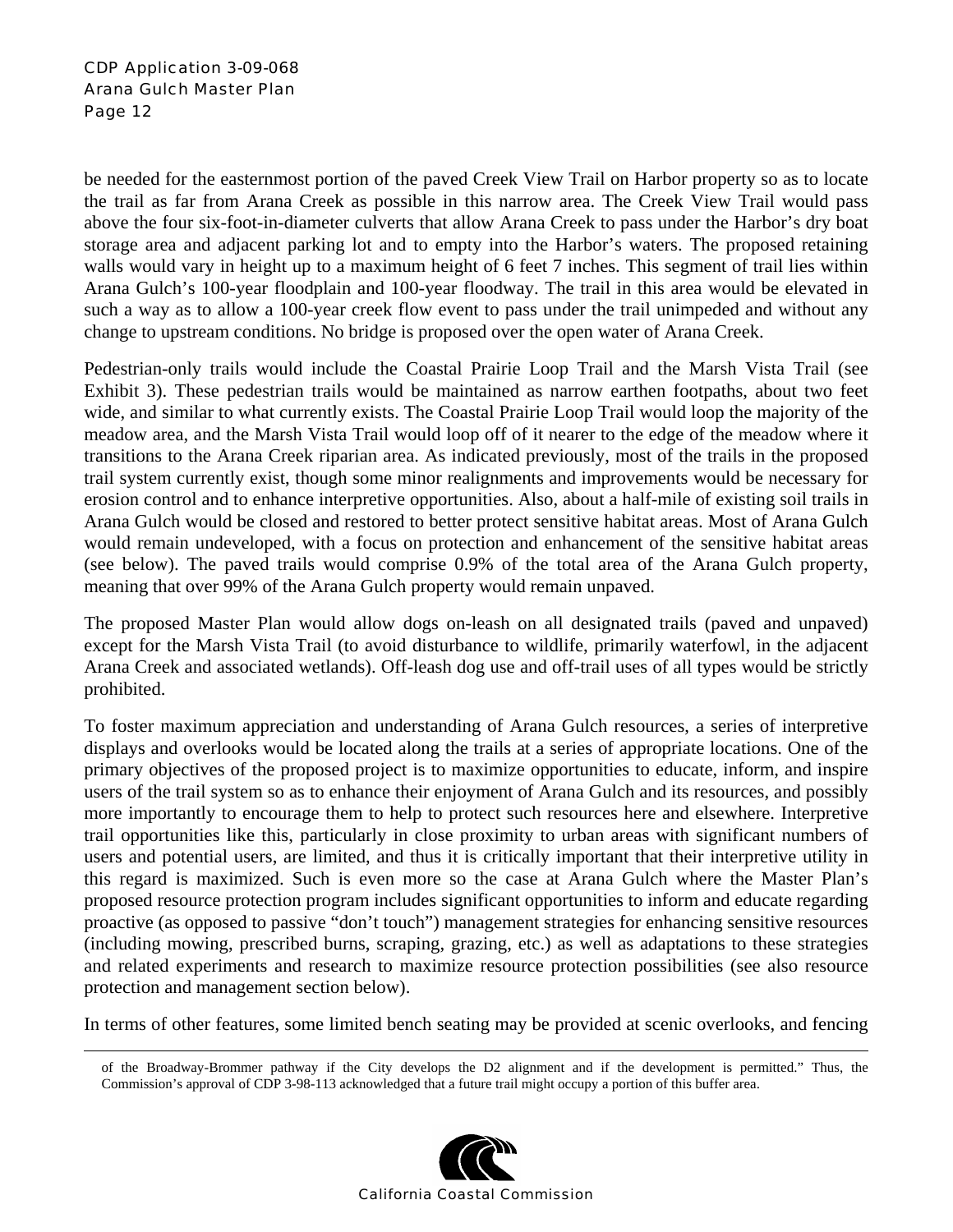be needed for the easternmost portion of the paved Creek View Trail on Harbor property so as to locate the trail as far from Arana Creek as possible in this narrow area. The Creek View Trail would pass above the four six-foot-in-diameter culverts that allow Arana Creek to pass under the Harbor's dry boat storage area and adjacent parking lot and to empty into the Harbor's waters. The proposed retaining walls would vary in height up to a maximum height of 6 feet 7 inches. This segment of trail lies within Arana Gulch's 100-year floodplain and 100-year floodway. The trail in this area would be elevated in such a way as to allow a 100-year creek flow event to pass under the trail unimpeded and without any change to upstream conditions. No bridge is proposed over the open water of Arana Creek.

Pedestrian-only trails would include the Coastal Prairie Loop Trail and the Marsh Vista Trail (see Exhibit 3). These pedestrian trails would be maintained as narrow earthen footpaths, about two feet wide, and similar to what currently exists. The Coastal Prairie Loop Trail would loop the majority of the meadow area, and the Marsh Vista Trail would loop off of it nearer to the edge of the meadow where it transitions to the Arana Creek riparian area. As indicated previously, most of the trails in the proposed trail system currently exist, though some minor realignments and improvements would be necessary for erosion control and to enhance interpretive opportunities. Also, about a half-mile of existing soil trails in Arana Gulch would be closed and restored to better protect sensitive habitat areas. Most of Arana Gulch would remain undeveloped, with a focus on protection and enhancement of the sensitive habitat areas (see below). The paved trails would comprise 0.9% of the total area of the Arana Gulch property, meaning that over 99% of the Arana Gulch property would remain unpaved.

The proposed Master Plan would allow dogs on-leash on all designated trails (paved and unpaved) except for the Marsh Vista Trail (to avoid disturbance to wildlife, primarily waterfowl, in the adjacent Arana Creek and associated wetlands). Off-leash dog use and off-trail uses of all types would be strictly prohibited.

To foster maximum appreciation and understanding of Arana Gulch resources, a series of interpretive displays and overlooks would be located along the trails at a series of appropriate locations. One of the primary objectives of the proposed project is to maximize opportunities to educate, inform, and inspire users of the trail system so as to enhance their enjoyment of Arana Gulch and its resources, and possibly more importantly to encourage them to help to protect such resources here and elsewhere. Interpretive trail opportunities like this, particularly in close proximity to urban areas with significant numbers of users and potential users, are limited, and thus it is critically important that their interpretive utility in this regard is maximized. Such is even more so the case at Arana Gulch where the Master Plan's proposed resource protection program includes significant opportunities to inform and educate regarding proactive (as opposed to passive "don't touch") management strategies for enhancing sensitive resources (including mowing, prescribed burns, scraping, grazing, etc.) as well as adaptations to these strategies and related experiments and research to maximize resource protection possibilities (see also resource protection and management section below).

In terms of other features, some limited bench seating may be provided at scenic overlooks, and fencing

---

of the Broadway-Brommer pathway if the City develops the D2 alignment and if the development is permitted." Thus, the Commission's approval of CDP 3-98-113 acknowledged that a future trail might occupy a portion of this buffer area.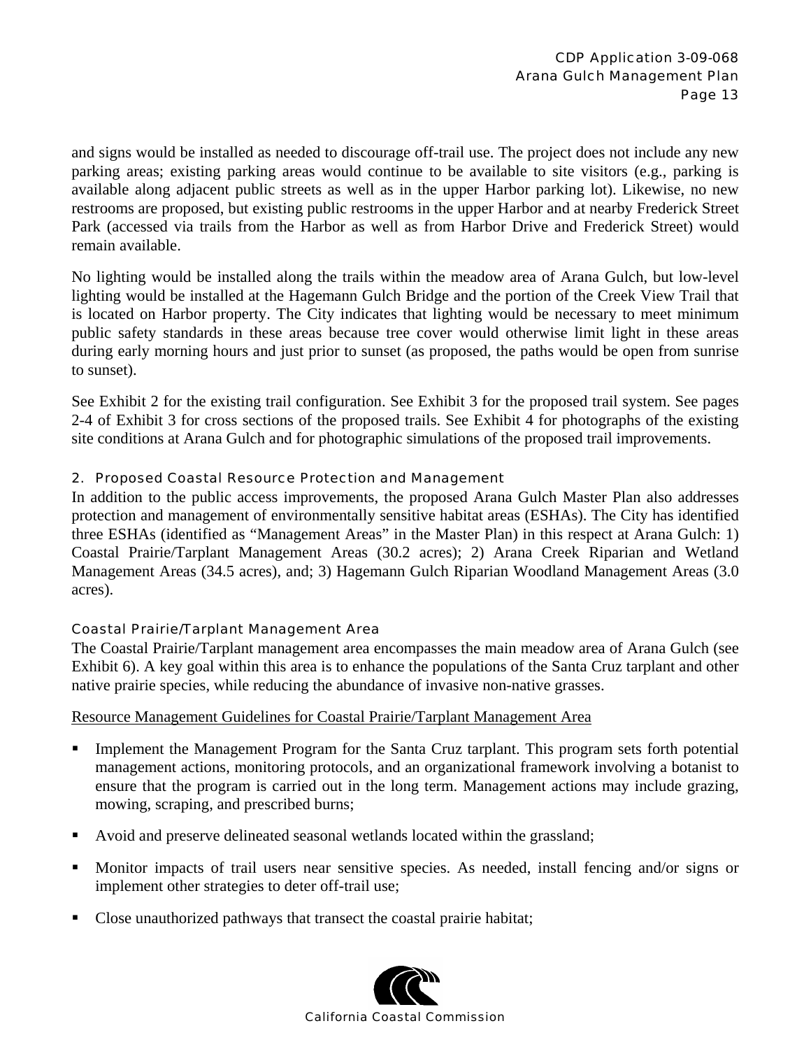and signs would be installed as needed to discourage off-trail use. The project does not include any new parking areas; existing parking areas would continue to be available to site visitors (e.g., parking is available along adjacent public streets as well as in the upper Harbor parking lot). Likewise, no new restrooms are proposed, but existing public restrooms in the upper Harbor and at nearby Frederick Street Park (accessed via trails from the Harbor as well as from Harbor Drive and Frederick Street) would remain available.

No lighting would be installed along the trails within the meadow area of Arana Gulch, but low-level lighting would be installed at the Hagemann Gulch Bridge and the portion of the Creek View Trail that is located on Harbor property. The City indicates that lighting would be necessary to meet minimum public safety standards in these areas because tree cover would otherwise limit light in these areas during early morning hours and just prior to sunset (as proposed, the paths would be open from sunrise to sunset).

See Exhibit 2 for the existing trail configuration. See Exhibit 3 for the proposed trail system. See pages 2-4 of Exhibit 3 for cross sections of the proposed trails. See Exhibit 4 for photographs of the existing site conditions at Arana Gulch and for photographic simulations of the proposed trail improvements.

### 2. Proposed Coastal Resource Protection and Management

In addition to the public access improvements, the proposed Arana Gulch Master Plan also addresses protection and management of environmentally sensitive habitat areas (ESHAs). The City has identified three ESHAs (identified as "Management Areas" in the Master Plan) in this respect at Arana Gulch: 1) Coastal Prairie/Tarplant Management Areas (30.2 acres); 2) Arana Creek Riparian and Wetland Management Areas (34.5 acres), and; 3) Hagemann Gulch Riparian Woodland Management Areas (3.0 acres).

#### Coastal Prairie/Tarplant Management Area

The Coastal Prairie/Tarplant management area encompasses the main meadow area of Arana Gulch (see Exhibit 6). A key goal within this area is to enhance the populations of the Santa Cruz tarplant and other native prairie species, while reducing the abundance of invasive non-native grasses.

Resource Management Guidelines for Coastal Prairie/Tarplant Management Area

- Implement the Management Program for the Santa Cruz tarplant. This program sets forth potential management actions, monitoring protocols, and an organizational framework involving a botanist to ensure that the program is carried out in the long term. Management actions may include grazing, mowing, scraping, and prescribed burns;
- Avoid and preserve delineated seasonal wetlands located within the grassland;
- Monitor impacts of trail users near sensitive species. As needed, install fencing and/or signs or implement other strategies to deter off-trail use;
- Close unauthorized pathways that transect the coastal prairie habitat;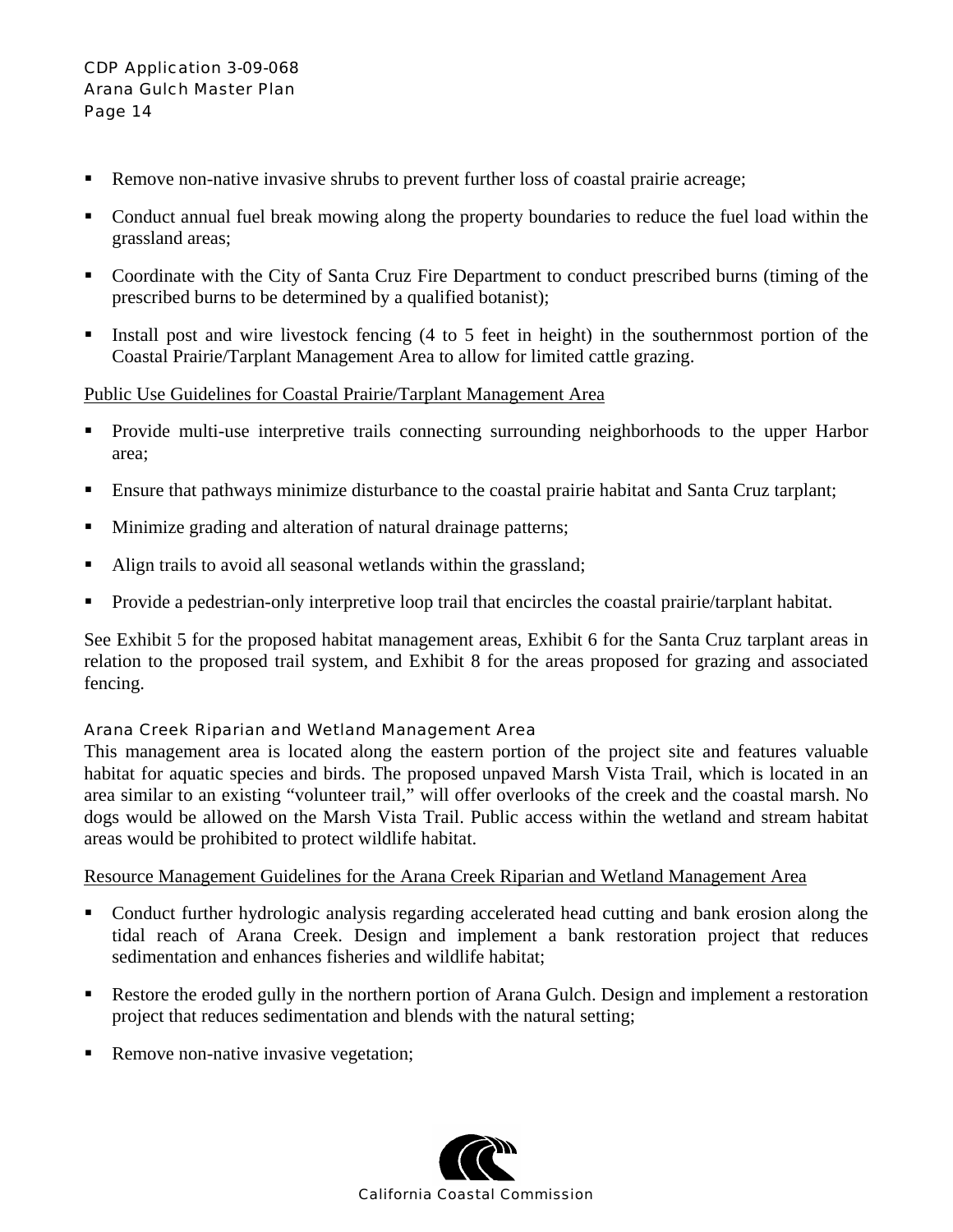- Remove non-native invasive shrubs to prevent further loss of coastal prairie acreage;
- Conduct annual fuel break mowing along the property boundaries to reduce the fuel load within the grassland areas;
- Coordinate with the City of Santa Cruz Fire Department to conduct prescribed burns (timing of the prescribed burns to be determined by a qualified botanist);
- Install post and wire livestock fencing (4 to 5 feet in height) in the southernmost portion of the Coastal Prairie/Tarplant Management Area to allow for limited cattle grazing.

<u>Public Use Guidelines for Coastal Prairie/Tarplant Management Area</u>

- Provide multi-use interpretive trails connecting surrounding neighborhoods to the upper Harbor area;
- Ensure that pathways minimize disturbance to the coastal prairie habitat and Santa Cruz tarplant;
- Minimize grading and alteration of natural drainage patterns;
- Align trails to avoid all seasonal wetlands within the grassland;
- Provide a pedestrian-only interpretive loop trail that encircles the coastal prairie/tarplant habitat.

See Exhibit 5 for the proposed habitat management areas, Exhibit 6 for the Santa Cruz tarplant areas in relation to the proposed trail system, and Exhibit 8 for the areas proposed for grazing and associated fencing.

#### Arana Creek Riparian and Wetland Management Area

This management area is located along the eastern portion of the project site and features valuable habitat for aquatic species and birds. The proposed unpaved Marsh Vista Trail, which is located in an area similar to an existing "volunteer trail," will offer overlooks of the creek and the coastal marsh. No dogs would be allowed on the Marsh Vista Trail. Public access within the wetland and stream habitat areas would be prohibited to protect wildlife habitat.

<u>Resource Management Guidelines for the Arana Creek Riparian and Wetland Management Area</u>

- Conduct further hydrologic analysis regarding accelerated head cutting and bank erosion along the tidal reach of Arana Creek. Design and implement a bank restoration project that reduces sedimentation and enhances fisheries and wildlife habitat;
- Restore the eroded gully in the northern portion of Arana Gulch. Design and implement a restoration project that reduces sedimentation and blends with the natural setting;
- Remove non-native invasive vegetation;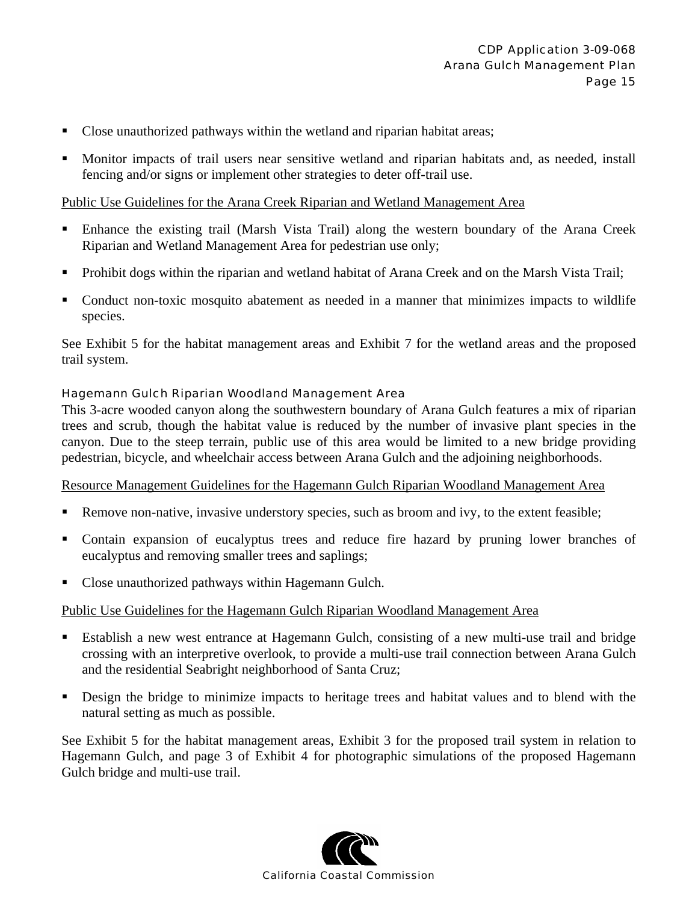- Close unauthorized pathways within the wetland and riparian habitat areas;
- Monitor impacts of trail users near sensitive wetland and riparian habitats and, as needed, install fencing and/or signs or implement other strategies to deter off-trail use.

Public Use Guidelines for the Arana Creek Riparian and Wetland Management Area

- Enhance the existing trail (Marsh Vista Trail) along the western boundary of the Arana Creek Riparian and Wetland Management Area for pedestrian use only;
- Prohibit dogs within the riparian and wetland habitat of Arana Creek and on the Marsh Vista Trail;
- Conduct non-toxic mosquito abatement as needed in a manner that minimizes impacts to wildlife species.

See Exhibit 5 for the habitat management areas and Exhibit 7 for the wetland areas and the proposed trail system.

#### Hagemann Gulch Riparian Woodland Management Area

This 3-acre wooded canyon along the southwestern boundary of Arana Gulch features a mix of riparian trees and scrub, though the habitat value is reduced by the number of invasive plant species in the canyon. Due to the steep terrain, public use of this area would be limited to a new bridge providing pedestrian, bicycle, and wheelchair access between Arana Gulch and the adjoining neighborhoods.

Resource Management Guidelines for the Hagemann Gulch Riparian Woodland Management Area

- Remove non-native, invasive understory species, such as broom and ivy, to the extent feasible;
- Contain expansion of eucalyptus trees and reduce fire hazard by pruning lower branches of eucalyptus and removing smaller trees and saplings;
- Close unauthorized pathways within Hagemann Gulch.

Public Use Guidelines for the Hagemann Gulch Riparian Woodland Management Area

- Establish a new west entrance at Hagemann Gulch, consisting of a new multi-use trail and bridge crossing with an interpretive overlook, to provide a multi-use trail connection between Arana Gulch and the residential Seabright neighborhood of Santa Cruz;
- Design the bridge to minimize impacts to heritage trees and habitat values and to blend with the natural setting as much as possible.

See Exhibit 5 for the habitat management areas, Exhibit 3 for the proposed trail system in relation to Hagemann Gulch, and page 3 of Exhibit 4 for photographic simulations of the proposed Hagemann Gulch bridge and multi-use trail.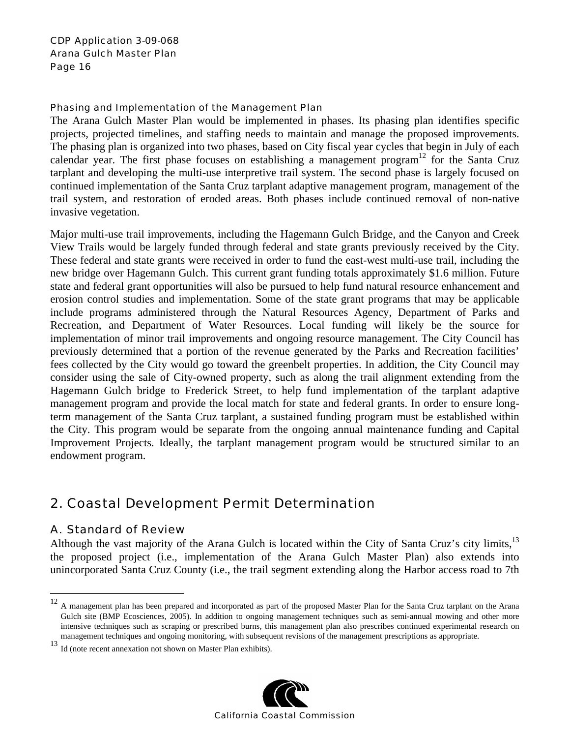#### Phasing and Implementation of the Management Plan

The Arana Gulch Master Plan would be implemented in phases. Its phasing plan identifies specific projects, projected timelines, and staffing needs to maintain and manage the proposed improvements. The phasing plan is organized into two phases, based on City fiscal year cycles that begin in July of each calendar year. The first phase focuses on establishing a management program[12] for the Santa Cruz tarplant and developing the multi-use interpretive trail system. The second phase is largely focused on continued implementation of the Santa Cruz tarplant adaptive management program, management of the trail system, and restoration of eroded areas. Both phases include continued removal of non-native invasive vegetation.

Major multi-use trail improvements, including the Hagemann Gulch Bridge, and the Canyon and Creek View Trails would be largely funded through federal and state grants previously received by the City. These federal and state grants were received in order to fund the east-west multi-use trail, including the new bridge over Hagemann Gulch. This current grant funding totals approximately $1.6 million. Future state and federal grant opportunities will also be pursued to help fund natural resource enhancement and erosion control studies and implementation. Some of the state grant programs that may be applicable include programs administered through the Natural Resources Agency, Department of Parks and Recreation, and Department of Water Resources. Local funding will likely be the source for implementation of minor trail improvements and ongoing resource management. The City Council has previously determined that a portion of the revenue generated by the Parks and Recreation facilities' fees collected by the City would go toward the greenbelt properties. In addition, the City Council may consider using the sale of City-owned property, such as along the trail alignment extending from the Hagemann Gulch bridge to Frederick Street, to help fund implementation of the tarplant adaptive management program and provide the local match for state and federal grants. In order to ensure long-term management of the Santa Cruz tarplant, a sustained funding program must be established within the City. This program would be separate from the ongoing annual maintenance funding and Capital Improvement Projects. Ideally, the tarplant management program would be structured similar to an endowment program.

## 2. Coastal Development Permit Determination

### A. Standard of Review

Although the vast majority of the Arana Gulch is located within the City of Santa Cruz's city limits,[13] the proposed project (i.e., implementation of the Arana Gulch Master Plan) also extends into unincorporated Santa Cruz County (i.e., the trail segment extending along the Harbor access road to 7th

---

[12] A management plan has been prepared and incorporated as part of the proposed Master Plan for the Santa Cruz tarplant on the Arana Gulch site (BMP Ecosciences, 2005). In addition to ongoing management techniques such as semi-annual mowing and other more intensive techniques such as scraping or prescribed burns, this management plan also prescribes continued experimental research on management techniques and ongoing monitoring, with subsequent revisions of the management prescriptions as appropriate.

[13] Id (note recent annexation not shown on Master Plan exhibits).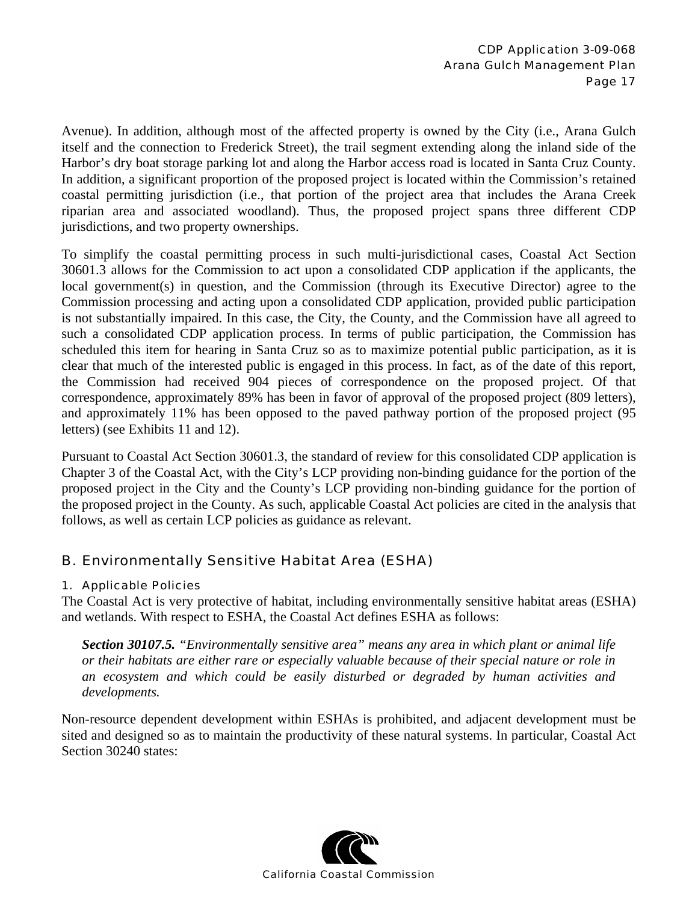Avenue). In addition, although most of the affected property is owned by the City (i.e., Arana Gulch itself and the connection to Frederick Street), the trail segment extending along the inland side of the Harbor's dry boat storage parking lot and along the Harbor access road is located in Santa Cruz County. In addition, a significant proportion of the proposed project is located within the Commission's retained coastal permitting jurisdiction (i.e., that portion of the project area that includes the Arana Creek riparian area and associated woodland). Thus, the proposed project spans three different CDP jurisdictions, and two property ownerships.

To simplify the coastal permitting process in such multi-jurisdictional cases, Coastal Act Section 30601.3 allows for the Commission to act upon a consolidated CDP application if the applicants, the local government(s) in question, and the Commission (through its Executive Director) agree to the Commission processing and acting upon a consolidated CDP application, provided public participation is not substantially impaired. In this case, the City, the County, and the Commission have all agreed to such a consolidated CDP application process. In terms of public participation, the Commission has scheduled this item for hearing in Santa Cruz so as to maximize potential public participation, as it is clear that much of the interested public is engaged in this process. In fact, as of the date of this report, the Commission had received 904 pieces of correspondence on the proposed project. Of that correspondence, approximately 89% has been in favor of approval of the proposed project (809 letters), and approximately 11% has been opposed to the paved pathway portion of the proposed project (95 letters) (see Exhibits 11 and 12).

Pursuant to Coastal Act Section 30601.3, the standard of review for this consolidated CDP application is Chapter 3 of the Coastal Act, with the City's LCP providing non-binding guidance for the portion of the proposed project in the City and the County's LCP providing non-binding guidance for the portion of the proposed project in the County. As such, applicable Coastal Act policies are cited in the analysis that follows, as well as certain LCP policies as guidance as relevant.

## B. Environmentally Sensitive Habitat Area (ESHA)

### 1. Applicable Policies

The Coastal Act is very protective of habitat, including environmentally sensitive habitat areas (ESHA) and wetlands. With respect to ESHA, the Coastal Act defines ESHA as follows:

> ***Section 30107.5.*** *"Environmentally sensitive area" means any area in which plant or animal life or their habitats are either rare or especially valuable because of their special nature or role in an ecosystem and which could be easily disturbed or degraded by human activities and developments.*

Non-resource dependent development within ESHAs is prohibited, and adjacent development must be sited and designed so as to maintain the productivity of these natural systems. In particular, Coastal Act Section 30240 states: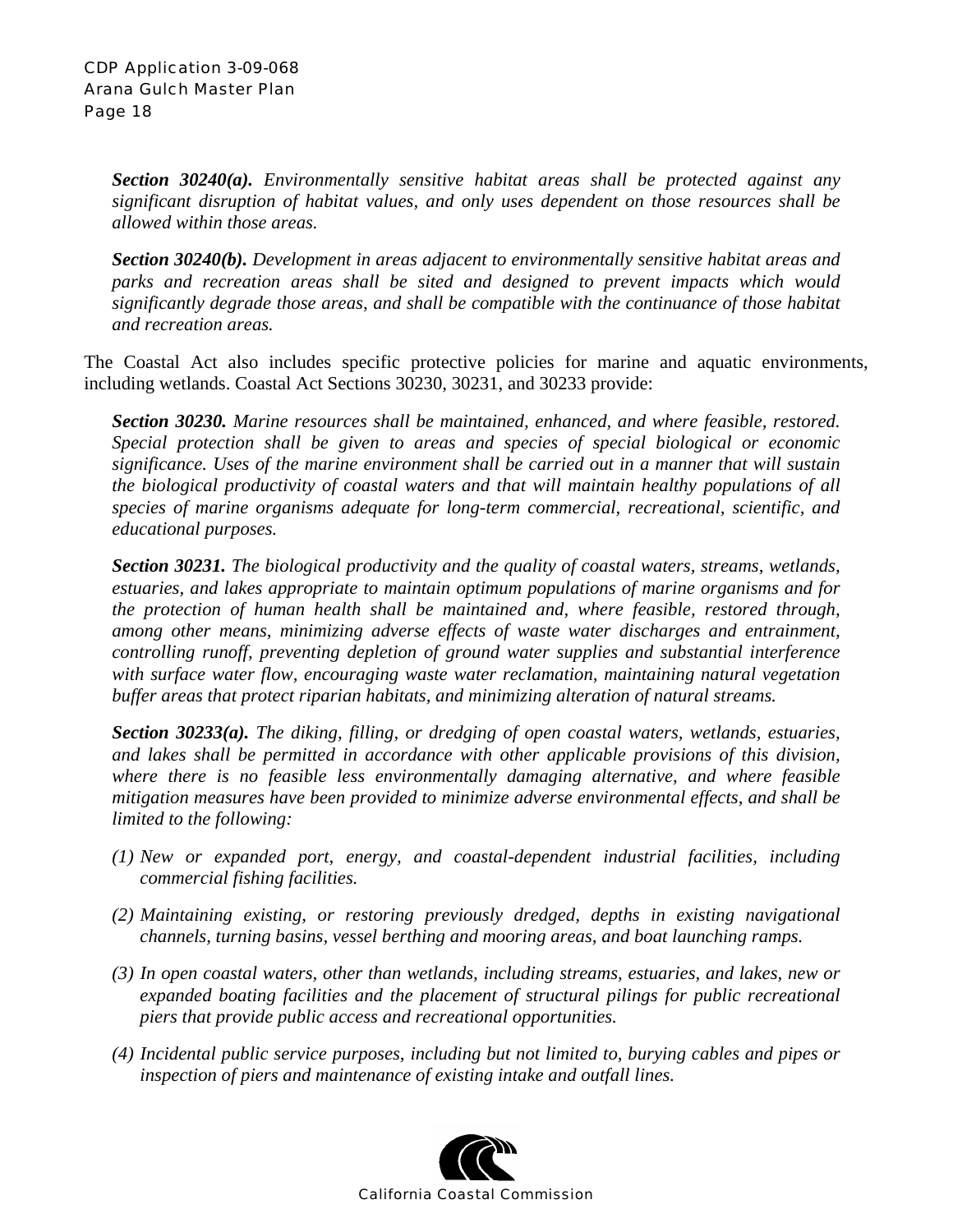***Section 30240(a).*** *Environmentally sensitive habitat areas shall be protected against any significant disruption of habitat values, and only uses dependent on those resources shall be allowed within those areas.*

***Section 30240(b).*** *Development in areas adjacent to environmentally sensitive habitat areas and parks and recreation areas shall be sited and designed to prevent impacts which would significantly degrade those areas, and shall be compatible with the continuance of those habitat and recreation areas.*

The Coastal Act also includes specific protective policies for marine and aquatic environments, including wetlands. Coastal Act Sections 30230, 30231, and 30233 provide:

***Section 30230.*** *Marine resources shall be maintained, enhanced, and where feasible, restored. Special protection shall be given to areas and species of special biological or economic significance. Uses of the marine environment shall be carried out in a manner that will sustain the biological productivity of coastal waters and that will maintain healthy populations of all species of marine organisms adequate for long-term commercial, recreational, scientific, and educational purposes.*

***Section 30231.*** *The biological productivity and the quality of coastal waters, streams, wetlands, estuaries, and lakes appropriate to maintain optimum populations of marine organisms and for the protection of human health shall be maintained and, where feasible, restored through, among other means, minimizing adverse effects of waste water discharges and entrainment, controlling runoff, preventing depletion of ground water supplies and substantial interference with surface water flow, encouraging waste water reclamation, maintaining natural vegetation buffer areas that protect riparian habitats, and minimizing alteration of natural streams.*

***Section 30233(a).*** *The diking, filling, or dredging of open coastal waters, wetlands, estuaries, and lakes shall be permitted in accordance with other applicable provisions of this division, where there is no feasible less environmentally damaging alternative, and where feasible mitigation measures have been provided to minimize adverse environmental effects, and shall be limited to the following:*

*(1) New or expanded port, energy, and coastal-dependent industrial facilities, including commercial fishing facilities.*

*(2) Maintaining existing, or restoring previously dredged, depths in existing navigational channels, turning basins, vessel berthing and mooring areas, and boat launching ramps.*

*(3) In open coastal waters, other than wetlands, including streams, estuaries, and lakes, new or expanded boating facilities and the placement of structural pilings for public recreational piers that provide public access and recreational opportunities.*

*(4) Incidental public service purposes, including but not limited to, burying cables and pipes or inspection of piers and maintenance of existing intake and outfall lines.*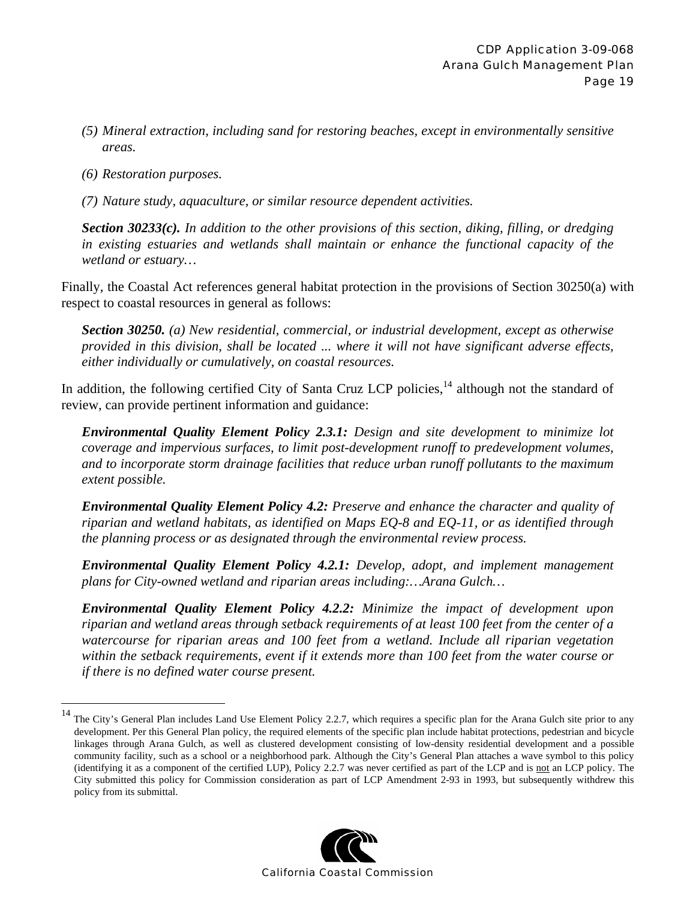*(5) Mineral extraction, including sand for restoring beaches, except in environmentally sensitive areas.*

*(6) Restoration purposes.*

*(7) Nature study, aquaculture, or similar resource dependent activities.*

***Section 30233(c).** In addition to the other provisions of this section, diking, filling, or dredging in existing estuaries and wetlands shall maintain or enhance the functional capacity of the wetland or estuary…*

Finally, the Coastal Act references general habitat protection in the provisions of Section 30250(a) with respect to coastal resources in general as follows:

***Section 30250.** (a) New residential, commercial, or industrial development, except as otherwise provided in this division, shall be located ... where it will not have significant adverse effects, either individually or cumulatively, on coastal resources.*

In addition, the following certified City of Santa Cruz LCP policies,[14] although not the standard of review, can provide pertinent information and guidance:

***Environmental Quality Element Policy 2.3.1:** Design and site development to minimize lot coverage and impervious surfaces, to limit post-development runoff to predevelopment volumes, and to incorporate storm drainage facilities that reduce urban runoff pollutants to the maximum extent possible.*

***Environmental Quality Element Policy 4.2:** Preserve and enhance the character and quality of riparian and wetland habitats, as identified on Maps EQ-8 and EQ-11, or as identified through the planning process or as designated through the environmental review process.*

***Environmental Quality Element Policy 4.2.1:** Develop, adopt, and implement management plans for City-owned wetland and riparian areas including:…Arana Gulch…*

***Environmental Quality Element Policy 4.2.2:** Minimize the impact of development upon riparian and wetland areas through setback requirements of at least 100 feet from the center of a watercourse for riparian areas and 100 feet from a wetland. Include all riparian vegetation within the setback requirements, event if it extends more than 100 feet from the water course or if there is no defined water course present.*

---

[14] The City's General Plan includes Land Use Element Policy 2.2.7, which requires a specific plan for the Arana Gulch site prior to any development. Per this General Plan policy, the required elements of the specific plan include habitat protections, pedestrian and bicycle linkages through Arana Gulch, as well as clustered development consisting of low-density residential development and a possible community facility, such as a school or a neighborhood park. Although the City's General Plan attaches a wave symbol to this policy (identifying it as a component of the certified LUP), Policy 2.2.7 was never certified as part of the LCP and is not an LCP policy. The City submitted this policy for Commission consideration as part of LCP Amendment 2-93 in 1993, but subsequently withdrew this policy from its submittal.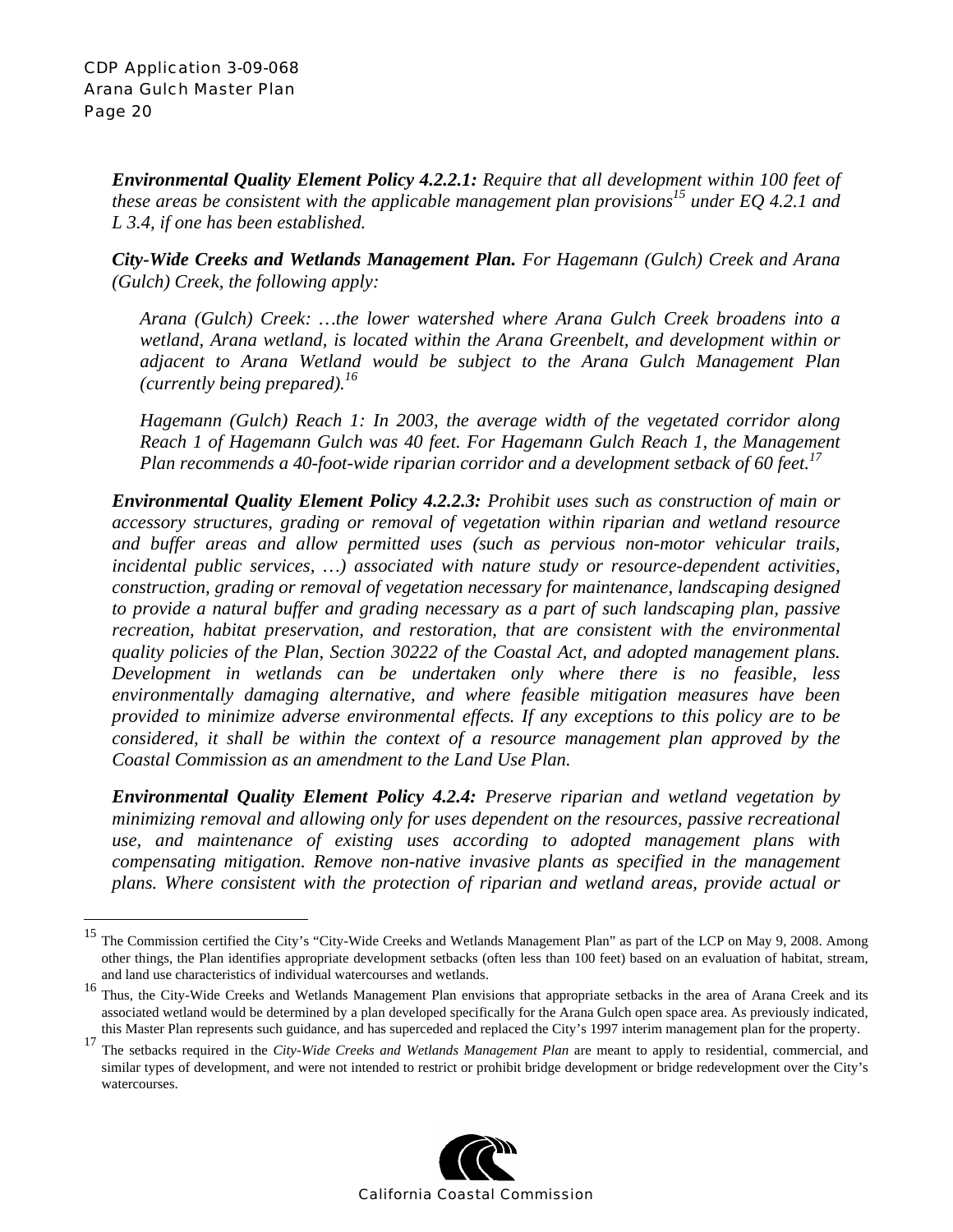***Environmental Quality Element Policy 4.2.2.1:*** *Require that all development within 100 feet of these areas be consistent with the applicable management plan provisions*[15] *under EQ 4.2.1 and L 3.4, if one has been established.*

***City-Wide Creeks and Wetlands Management Plan.*** *For Hagemann (Gulch) Creek and Arana (Gulch) Creek, the following apply:*

> *Arana (Gulch) Creek: …the lower watershed where Arana Gulch Creek broadens into a wetland, Arana wetland, is located within the Arana Greenbelt, and development within or adjacent to Arana Wetland would be subject to the Arana Gulch Management Plan (currently being prepared).*[16]
>
> *Hagemann (Gulch) Reach 1: In 2003, the average width of the vegetated corridor along Reach 1 of Hagemann Gulch was 40 feet. For Hagemann Gulch Reach 1, the Management Plan recommends a 40-foot-wide riparian corridor and a development setback of 60 feet.*[17]

***Environmental Quality Element Policy 4.2.2.3:*** *Prohibit uses such as construction of main or accessory structures, grading or removal of vegetation within riparian and wetland resource and buffer areas and allow permitted uses (such as pervious non-motor vehicular trails, incidental public services, …) associated with nature study or resource-dependent activities, construction, grading or removal of vegetation necessary for maintenance, landscaping designed to provide a natural buffer and grading necessary as a part of such landscaping plan, passive recreation, habitat preservation, and restoration, that are consistent with the environmental quality policies of the Plan, Section 30222 of the Coastal Act, and adopted management plans. Development in wetlands can be undertaken only where there is no feasible, less environmentally damaging alternative, and where feasible mitigation measures have been provided to minimize adverse environmental effects. If any exceptions to this policy are to be considered, it shall be within the context of a resource management plan approved by the Coastal Commission as an amendment to the Land Use Plan.*

***Environmental Quality Element Policy 4.2.4:*** *Preserve riparian and wetland vegetation by minimizing removal and allowing only for uses dependent on the resources, passive recreational use, and maintenance of existing uses according to adopted management plans with compensating mitigation. Remove non-native invasive plants as specified in the management plans. Where consistent with the protection of riparian and wetland areas, provide actual or*

---

[15] The Commission certified the City's "City-Wide Creeks and Wetlands Management Plan" as part of the LCP on May 9, 2008. Among other things, the Plan identifies appropriate development setbacks (often less than 100 feet) based on an evaluation of habitat, stream, and land use characteristics of individual watercourses and wetlands.

[16] Thus, the City-Wide Creeks and Wetlands Management Plan envisions that appropriate setbacks in the area of Arana Creek and its associated wetland would be determined by a plan developed specifically for the Arana Gulch open space area. As previously indicated, this Master Plan represents such guidance, and has superceded and replaced the City's 1997 interim management plan for the property.

[17] The setbacks required in the *City-Wide Creeks and Wetlands Management Plan* are meant to apply to residential, commercial, and similar types of development, and were not intended to restrict or prohibit bridge development or bridge redevelopment over the City's watercourses.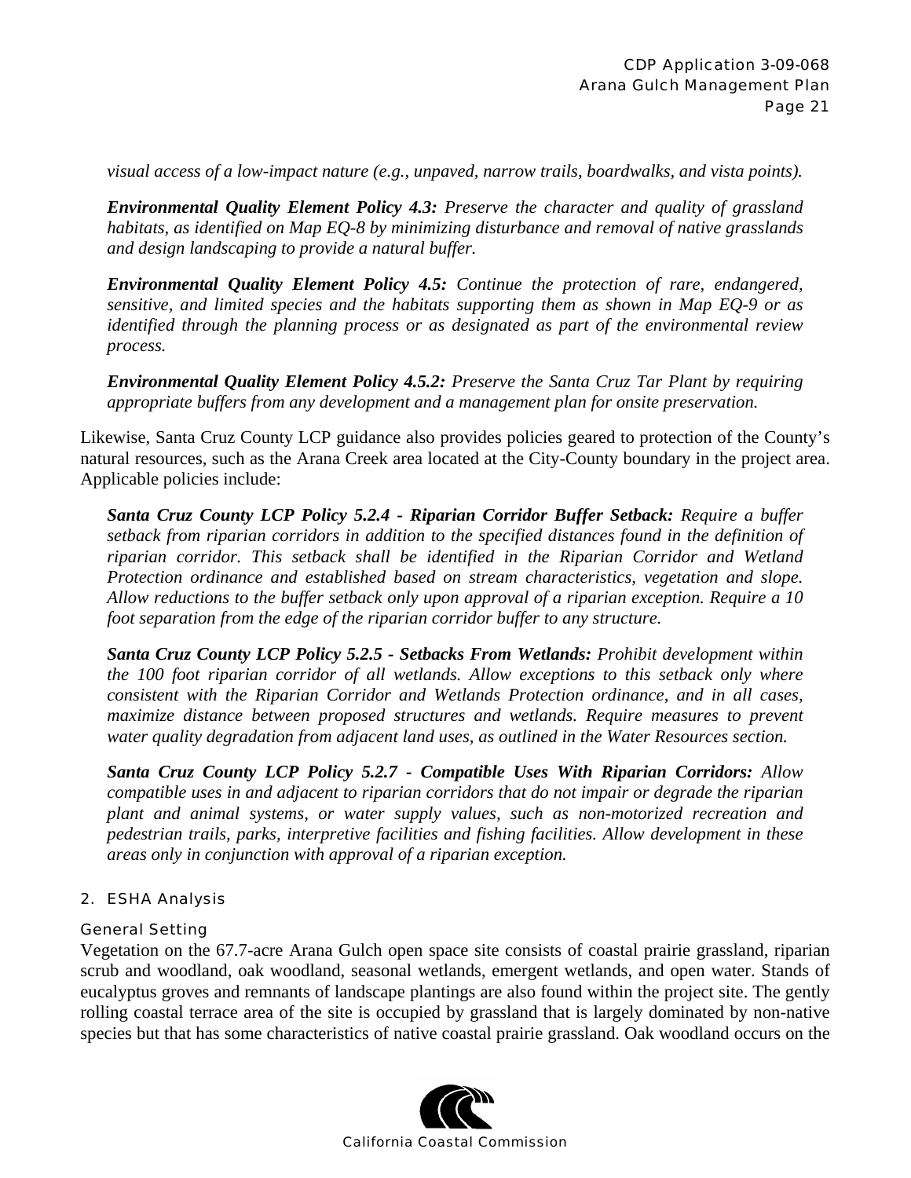*visual access of a low-impact nature (e.g., unpaved, narrow trails, boardwalks, and vista points).*

***Environmental Quality Element Policy 4.3:*** *Preserve the character and quality of grassland habitats, as identified on Map EQ-8 by minimizing disturbance and removal of native grasslands and design landscaping to provide a natural buffer.*

***Environmental Quality Element Policy 4.5:*** *Continue the protection of rare, endangered, sensitive, and limited species and the habitats supporting them as shown in Map EQ-9 or as identified through the planning process or as designated as part of the environmental review process.*

***Environmental Quality Element Policy 4.5.2:*** *Preserve the Santa Cruz Tar Plant by requiring appropriate buffers from any development and a management plan for onsite preservation.*

Likewise, Santa Cruz County LCP guidance also provides policies geared to protection of the County's natural resources, such as the Arana Creek area located at the City-County boundary in the project area. Applicable policies include:

***Santa Cruz County LCP Policy 5.2.4 - Riparian Corridor Buffer Setback:*** *Require a buffer setback from riparian corridors in addition to the specified distances found in the definition of riparian corridor. This setback shall be identified in the Riparian Corridor and Wetland Protection ordinance and established based on stream characteristics, vegetation and slope. Allow reductions to the buffer setback only upon approval of a riparian exception. Require a 10 foot separation from the edge of the riparian corridor buffer to any structure.*

***Santa Cruz County LCP Policy 5.2.5 - Setbacks From Wetlands:*** *Prohibit development within the 100 foot riparian corridor of all wetlands. Allow exceptions to this setback only where consistent with the Riparian Corridor and Wetlands Protection ordinance, and in all cases, maximize distance between proposed structures and wetlands. Require measures to prevent water quality degradation from adjacent land uses, as outlined in the Water Resources section.*

***Santa Cruz County LCP Policy 5.2.7 - Compatible Uses With Riparian Corridors:*** *Allow compatible uses in and adjacent to riparian corridors that do not impair or degrade the riparian plant and animal systems, or water supply values, such as non-motorized recreation and pedestrian trails, parks, interpretive facilities and fishing facilities. Allow development in these areas only in conjunction with approval of a riparian exception.*

### 2. ESHA Analysis

#### General Setting

Vegetation on the 67.7-acre Arana Gulch open space site consists of coastal prairie grassland, riparian scrub and woodland, oak woodland, seasonal wetlands, emergent wetlands, and open water. Stands of eucalyptus groves and remnants of landscape plantings are also found within the project site. The gently rolling coastal terrace area of the site is occupied by grassland that is largely dominated by non-native species but that has some characteristics of native coastal prairie grassland. Oak woodland occurs on the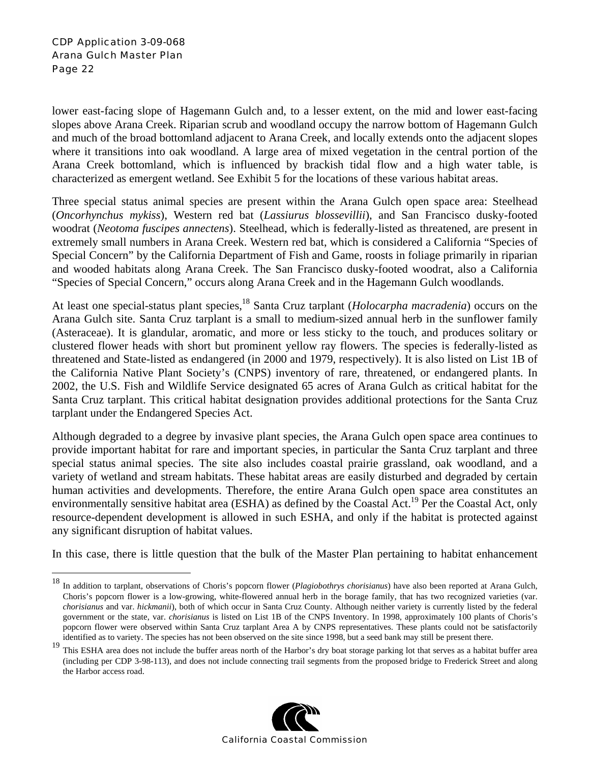lower east-facing slope of Hagemann Gulch and, to a lesser extent, on the mid and lower east-facing slopes above Arana Creek. Riparian scrub and woodland occupy the narrow bottom of Hagemann Gulch and much of the broad bottomland adjacent to Arana Creek, and locally extends onto the adjacent slopes where it transitions into oak woodland. A large area of mixed vegetation in the central portion of the Arana Creek bottomland, which is influenced by brackish tidal flow and a high water table, is characterized as emergent wetland. See Exhibit 5 for the locations of these various habitat areas.

Three special status animal species are present within the Arana Gulch open space area: Steelhead (*Oncorhynchus mykiss*), Western red bat (*Lassiurus blossevillii*), and San Francisco dusky-footed woodrat (*Neotoma fuscipes annectens*). Steelhead, which is federally-listed as threatened, are present in extremely small numbers in Arana Creek. Western red bat, which is considered a California "Species of Special Concern" by the California Department of Fish and Game, roosts in foliage primarily in riparian and wooded habitats along Arana Creek. The San Francisco dusky-footed woodrat, also a California "Species of Special Concern," occurs along Arana Creek and in the Hagemann Gulch woodlands.

At least one special-status plant species,[18] Santa Cruz tarplant (*Holocarpha macradenia*) occurs on the Arana Gulch site. Santa Cruz tarplant is a small to medium-sized annual herb in the sunflower family (Asteraceae). It is glandular, aromatic, and more or less sticky to the touch, and produces solitary or clustered flower heads with short but prominent yellow ray flowers. The species is federally-listed as threatened and State-listed as endangered (in 2000 and 1979, respectively). It is also listed on List 1B of the California Native Plant Society's (CNPS) inventory of rare, threatened, or endangered plants. In 2002, the U.S. Fish and Wildlife Service designated 65 acres of Arana Gulch as critical habitat for the Santa Cruz tarplant. This critical habitat designation provides additional protections for the Santa Cruz tarplant under the Endangered Species Act.

Although degraded to a degree by invasive plant species, the Arana Gulch open space area continues to provide important habitat for rare and important species, in particular the Santa Cruz tarplant and three special status animal species. The site also includes coastal prairie grassland, oak woodland, and a variety of wetland and stream habitats. These habitat areas are easily disturbed and degraded by certain human activities and developments. Therefore, the entire Arana Gulch open space area constitutes an environmentally sensitive habitat area (ESHA) as defined by the Coastal Act.[19] Per the Coastal Act, only resource-dependent development is allowed in such ESHA, and only if the habitat is protected against any significant disruption of habitat values.

In this case, there is little question that the bulk of the Master Plan pertaining to habitat enhancement

---

[18] In addition to tarplant, observations of Choris's popcorn flower (*Plagiobothrys chorisianus*) have also been reported at Arana Gulch, Choris's popcorn flower is a low-growing, white-flowered annual herb in the borage family, that has two recognized varieties (var. *chorisianus* and var. *hickmanii*), both of which occur in Santa Cruz County. Although neither variety is currently listed by the federal government or the state, var. *chorisianus* is listed on List 1B of the CNPS Inventory. In 1998, approximately 100 plants of Choris's popcorn flower were observed within Santa Cruz tarplant Area A by CNPS representatives. These plants could not be satisfactorily identified as to variety. The species has not been observed on the site since 1998, but a seed bank may still be present there.

[19] This ESHA area does not include the buffer areas north of the Harbor's dry boat storage parking lot that serves as a habitat buffer area (including per CDP 3-98-113), and does not include connecting trail segments from the proposed bridge to Frederick Street and along the Harbor access road.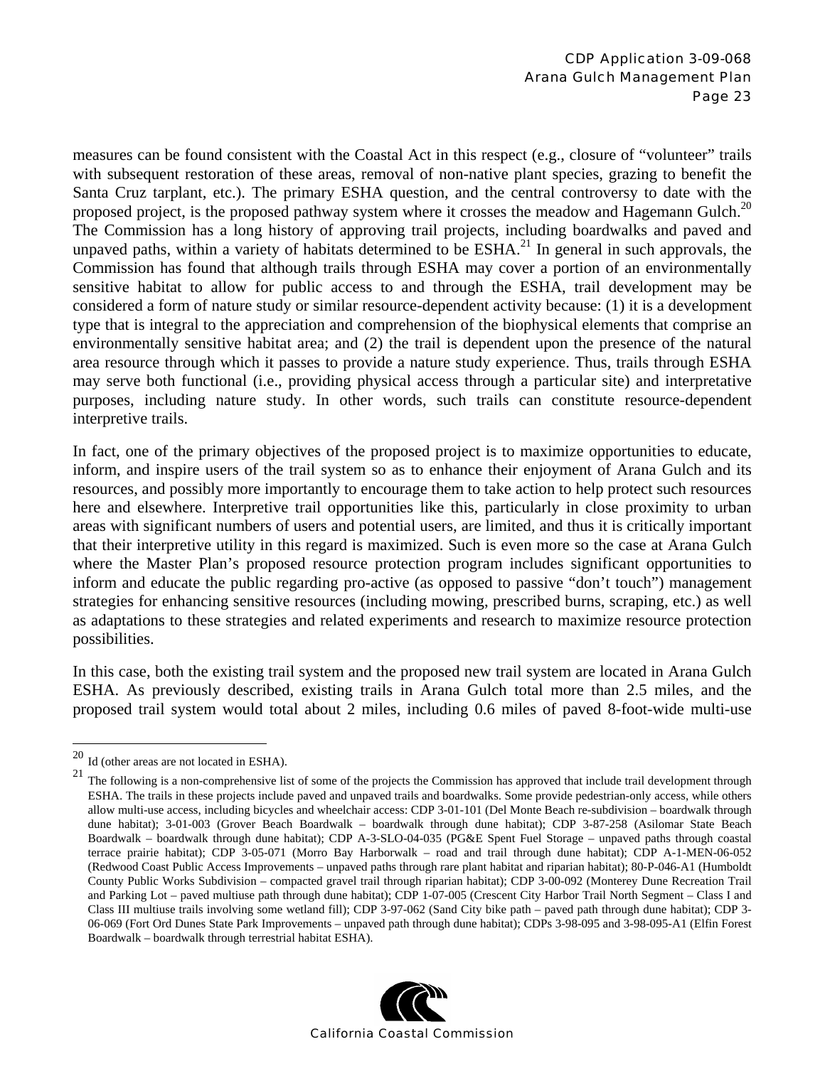measures can be found consistent with the Coastal Act in this respect (e.g., closure of "volunteer" trails with subsequent restoration of these areas, removal of non-native plant species, grazing to benefit the Santa Cruz tarplant, etc.). The primary ESHA question, and the central controversy to date with the proposed project, is the proposed pathway system where it crosses the meadow and Hagemann Gulch.[20] The Commission has a long history of approving trail projects, including boardwalks and paved and unpaved paths, within a variety of habitats determined to be ESHA.[21] In general in such approvals, the Commission has found that although trails through ESHA may cover a portion of an environmentally sensitive habitat to allow for public access to and through the ESHA, trail development may be considered a form of nature study or similar resource-dependent activity because: (1) it is a development type that is integral to the appreciation and comprehension of the biophysical elements that comprise an environmentally sensitive habitat area; and (2) the trail is dependent upon the presence of the natural area resource through which it passes to provide a nature study experience. Thus, trails through ESHA may serve both functional (i.e., providing physical access through a particular site) and interpretative purposes, including nature study. In other words, such trails can constitute resource-dependent interpretive trails.

In fact, one of the primary objectives of the proposed project is to maximize opportunities to educate, inform, and inspire users of the trail system so as to enhance their enjoyment of Arana Gulch and its resources, and possibly more importantly to encourage them to take action to help protect such resources here and elsewhere. Interpretive trail opportunities like this, particularly in close proximity to urban areas with significant numbers of users and potential users, are limited, and thus it is critically important that their interpretive utility in this regard is maximized. Such is even more so the case at Arana Gulch where the Master Plan's proposed resource protection program includes significant opportunities to inform and educate the public regarding pro-active (as opposed to passive "don't touch") management strategies for enhancing sensitive resources (including mowing, prescribed burns, scraping, etc.) as well as adaptations to these strategies and related experiments and research to maximize resource protection possibilities.

In this case, both the existing trail system and the proposed new trail system are located in Arana Gulch ESHA. As previously described, existing trails in Arana Gulch total more than 2.5 miles, and the proposed trail system would total about 2 miles, including 0.6 miles of paved 8-foot-wide multi-use

---

[20] Id (other areas are not located in ESHA).

[21] The following is a non-comprehensive list of some of the projects the Commission has approved that include trail development through ESHA. The trails in these projects include paved and unpaved trails and boardwalks. Some provide pedestrian-only access, while others allow multi-use access, including bicycles and wheelchair access: CDP 3-01-101 (Del Monte Beach re-subdivision – boardwalk through dune habitat); 3-01-003 (Grover Beach Boardwalk – boardwalk through dune habitat); CDP 3-87-258 (Asilomar State Beach Boardwalk – boardwalk through dune habitat); CDP A-3-SLO-04-035 (PG&E Spent Fuel Storage – unpaved paths through coastal terrace prairie habitat); CDP 3-05-071 (Morro Bay Harborwalk – road and trail through dune habitat); CDP A-1-MEN-06-052 (Redwood Coast Public Access Improvements – unpaved paths through rare plant habitat and riparian habitat); 80-P-046-A1 (Humboldt County Public Works Subdivision – compacted gravel trail through riparian habitat); CDP 3-00-092 (Monterey Dune Recreation Trail and Parking Lot – paved multiuse path through dune habitat); CDP 1-07-005 (Crescent City Harbor Trail North Segment – Class I and Class III multiuse trails involving some wetland fill); CDP 3-97-062 (Sand City bike path – paved path through dune habitat); CDP 3-06-069 (Fort Ord Dunes State Park Improvements – unpaved path through dune habitat); CDPs 3-98-095 and 3-98-095-A1 (Elfin Forest Boardwalk – boardwalk through terrestrial habitat ESHA).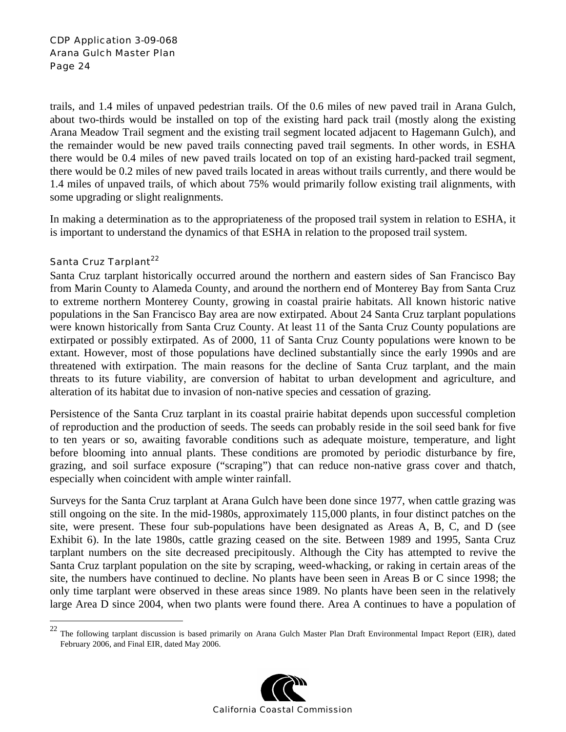trails, and 1.4 miles of unpaved pedestrian trails. Of the 0.6 miles of new paved trail in Arana Gulch, about two-thirds would be installed on top of the existing hard pack trail (mostly along the existing Arana Meadow Trail segment and the existing trail segment located adjacent to Hagemann Gulch), and the remainder would be new paved trails connecting paved trail segments. In other words, in ESHA there would be 0.4 miles of new paved trails located on top of an existing hard-packed trail segment, there would be 0.2 miles of new paved trails located in areas without trails currently, and there would be 1.4 miles of unpaved trails, of which about 75% would primarily follow existing trail alignments, with some upgrading or slight realignments.

In making a determination as to the appropriateness of the proposed trail system in relation to ESHA, it is important to understand the dynamics of that ESHA in relation to the proposed trail system.

### Santa Cruz Tarplant[22]

Santa Cruz tarplant historically occurred around the northern and eastern sides of San Francisco Bay from Marin County to Alameda County, and around the northern end of Monterey Bay from Santa Cruz to extreme northern Monterey County, growing in coastal prairie habitats. All known historic native populations in the San Francisco Bay area are now extirpated. About 24 Santa Cruz tarplant populations were known historically from Santa Cruz County. At least 11 of the Santa Cruz County populations are extirpated or possibly extirpated. As of 2000, 11 of Santa Cruz County populations were known to be extant. However, most of those populations have declined substantially since the early 1990s and are threatened with extirpation. The main reasons for the decline of Santa Cruz tarplant, and the main threats to its future viability, are conversion of habitat to urban development and agriculture, and alteration of its habitat due to invasion of non-native species and cessation of grazing.

Persistence of the Santa Cruz tarplant in its coastal prairie habitat depends upon successful completion of reproduction and the production of seeds. The seeds can probably reside in the soil seed bank for five to ten years or so, awaiting favorable conditions such as adequate moisture, temperature, and light before blooming into annual plants. These conditions are promoted by periodic disturbance by fire, grazing, and soil surface exposure ("scraping") that can reduce non-native grass cover and thatch, especially when coincident with ample winter rainfall.

Surveys for the Santa Cruz tarplant at Arana Gulch have been done since 1977, when cattle grazing was still ongoing on the site. In the mid-1980s, approximately 115,000 plants, in four distinct patches on the site, were present. These four sub-populations have been designated as Areas A, B, C, and D (see Exhibit 6). In the late 1980s, cattle grazing ceased on the site. Between 1989 and 1995, Santa Cruz tarplant numbers on the site decreased precipitously. Although the City has attempted to revive the Santa Cruz tarplant population on the site by scraping, weed-whacking, or raking in certain areas of the site, the numbers have continued to decline. No plants have been seen in Areas B or C since 1998; the only time tarplant were observed in these areas since 1989. No plants have been seen in the relatively large Area D since 2004, when two plants were found there. Area A continues to have a population of

[22] The following tarplant discussion is based primarily on Arana Gulch Master Plan Draft Environmental Impact Report (EIR), dated February 2006, and Final EIR, dated May 2006.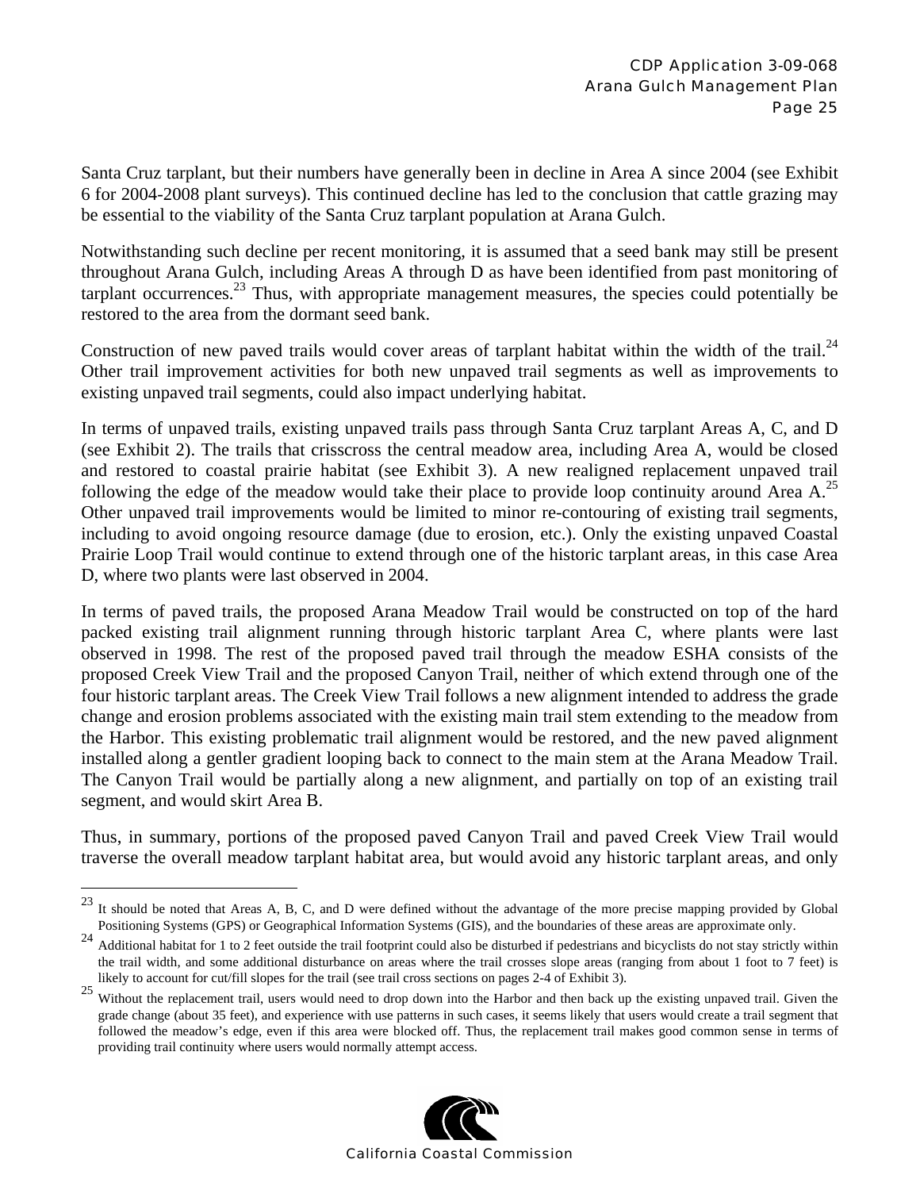Santa Cruz tarplant, but their numbers have generally been in decline in Area A since 2004 (see Exhibit 6 for 2004-2008 plant surveys). This continued decline has led to the conclusion that cattle grazing may be essential to the viability of the Santa Cruz tarplant population at Arana Gulch.

Notwithstanding such decline per recent monitoring, it is assumed that a seed bank may still be present throughout Arana Gulch, including Areas A through D as have been identified from past monitoring of tarplant occurrences.[23] Thus, with appropriate management measures, the species could potentially be restored to the area from the dormant seed bank.

Construction of new paved trails would cover areas of tarplant habitat within the width of the trail.[24] Other trail improvement activities for both new unpaved trail segments as well as improvements to existing unpaved trail segments, could also impact underlying habitat.

In terms of unpaved trails, existing unpaved trails pass through Santa Cruz tarplant Areas A, C, and D (see Exhibit 2). The trails that crisscross the central meadow area, including Area A, would be closed and restored to coastal prairie habitat (see Exhibit 3). A new realigned replacement unpaved trail following the edge of the meadow would take their place to provide loop continuity around Area A.[25] Other unpaved trail improvements would be limited to minor re-contouring of existing trail segments, including to avoid ongoing resource damage (due to erosion, etc.). Only the existing unpaved Coastal Prairie Loop Trail would continue to extend through one of the historic tarplant areas, in this case Area D, where two plants were last observed in 2004.

In terms of paved trails, the proposed Arana Meadow Trail would be constructed on top of the hard packed existing trail alignment running through historic tarplant Area C, where plants were last observed in 1998. The rest of the proposed paved trail through the meadow ESHA consists of the proposed Creek View Trail and the proposed Canyon Trail, neither of which extend through one of the four historic tarplant areas. The Creek View Trail follows a new alignment intended to address the grade change and erosion problems associated with the existing main trail stem extending to the meadow from the Harbor. This existing problematic trail alignment would be restored, and the new paved alignment installed along a gentler gradient looping back to connect to the main stem at the Arana Meadow Trail. The Canyon Trail would be partially along a new alignment, and partially on top of an existing trail segment, and would skirt Area B.

Thus, in summary, portions of the proposed paved Canyon Trail and paved Creek View Trail would traverse the overall meadow tarplant habitat area, but would avoid any historic tarplant areas, and only

---

[23] It should be noted that Areas A, B, C, and D were defined without the advantage of the more precise mapping provided by Global Positioning Systems (GPS) or Geographical Information Systems (GIS), and the boundaries of these areas are approximate only.

[24] Additional habitat for 1 to 2 feet outside the trail footprint could also be disturbed if pedestrians and bicyclists do not stay strictly within the trail width, and some additional disturbance on areas where the trail crosses slope areas (ranging from about 1 foot to 7 feet) is likely to account for cut/fill slopes for the trail (see trail cross sections on pages 2-4 of Exhibit 3).

[25] Without the replacement trail, users would need to drop down into the Harbor and then back up the existing unpaved trail. Given the grade change (about 35 feet), and experience with use patterns in such cases, it seems likely that users would create a trail segment that followed the meadow's edge, even if this area were blocked off. Thus, the replacement trail makes good common sense in terms of providing trail continuity where users would normally attempt access.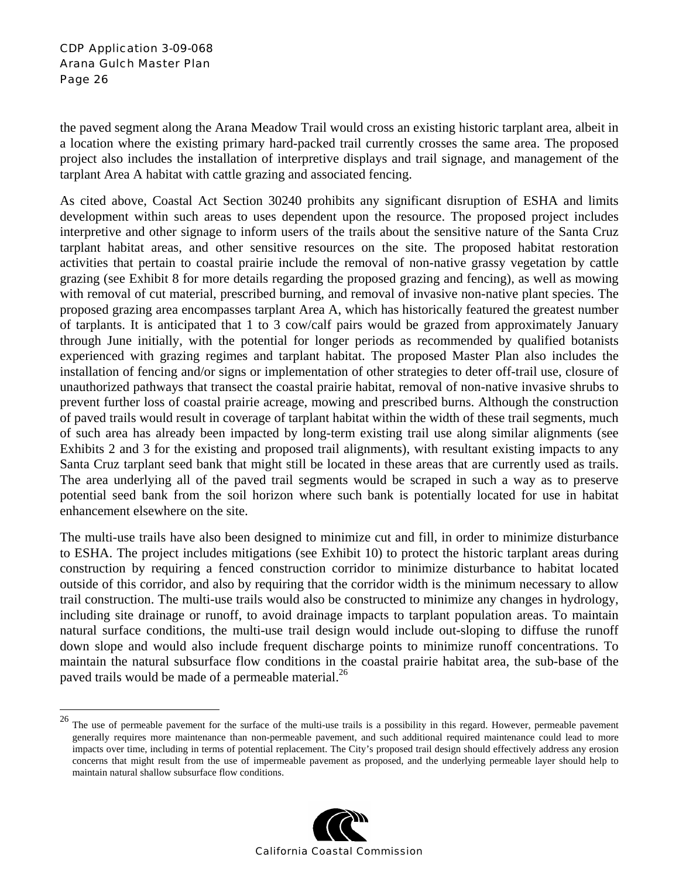the paved segment along the Arana Meadow Trail would cross an existing historic tarplant area, albeit in a location where the existing primary hard-packed trail currently crosses the same area. The proposed project also includes the installation of interpretive displays and trail signage, and management of the tarplant Area A habitat with cattle grazing and associated fencing.

As cited above, Coastal Act Section 30240 prohibits any significant disruption of ESHA and limits development within such areas to uses dependent upon the resource. The proposed project includes interpretive and other signage to inform users of the trails about the sensitive nature of the Santa Cruz tarplant habitat areas, and other sensitive resources on the site. The proposed habitat restoration activities that pertain to coastal prairie include the removal of non-native grassy vegetation by cattle grazing (see Exhibit 8 for more details regarding the proposed grazing and fencing), as well as mowing with removal of cut material, prescribed burning, and removal of invasive non-native plant species. The proposed grazing area encompasses tarplant Area A, which has historically featured the greatest number of tarplants. It is anticipated that 1 to 3 cow/calf pairs would be grazed from approximately January through June initially, with the potential for longer periods as recommended by qualified botanists experienced with grazing regimes and tarplant habitat. The proposed Master Plan also includes the installation of fencing and/or signs or implementation of other strategies to deter off-trail use, closure of unauthorized pathways that transect the coastal prairie habitat, removal of non-native invasive shrubs to prevent further loss of coastal prairie acreage, mowing and prescribed burns. Although the construction of paved trails would result in coverage of tarplant habitat within the width of these trail segments, much of such area has already been impacted by long-term existing trail use along similar alignments (see Exhibits 2 and 3 for the existing and proposed trail alignments), with resultant existing impacts to any Santa Cruz tarplant seed bank that might still be located in these areas that are currently used as trails. The area underlying all of the paved trail segments would be scraped in such a way as to preserve potential seed bank from the soil horizon where such bank is potentially located for use in habitat enhancement elsewhere on the site.

The multi-use trails have also been designed to minimize cut and fill, in order to minimize disturbance to ESHA. The project includes mitigations (see Exhibit 10) to protect the historic tarplant areas during construction by requiring a fenced construction corridor to minimize disturbance to habitat located outside of this corridor, and also by requiring that the corridor width is the minimum necessary to allow trail construction. The multi-use trails would also be constructed to minimize any changes in hydrology, including site drainage or runoff, to avoid drainage impacts to tarplant population areas. To maintain natural surface conditions, the multi-use trail design would include out-sloping to diffuse the runoff down slope and would also include frequent discharge points to minimize runoff concentrations. To maintain the natural subsurface flow conditions in the coastal prairie habitat area, the sub-base of the paved trails would be made of a permeable material.[26]

---

[26] The use of permeable pavement for the surface of the multi-use trails is a possibility in this regard. However, permeable pavement generally requires more maintenance than non-permeable pavement, and such additional required maintenance could lead to more impacts over time, including in terms of potential replacement. The City's proposed trail design should effectively address any erosion concerns that might result from the use of impermeable pavement as proposed, and the underlying permeable layer should help to maintain natural shallow subsurface flow conditions.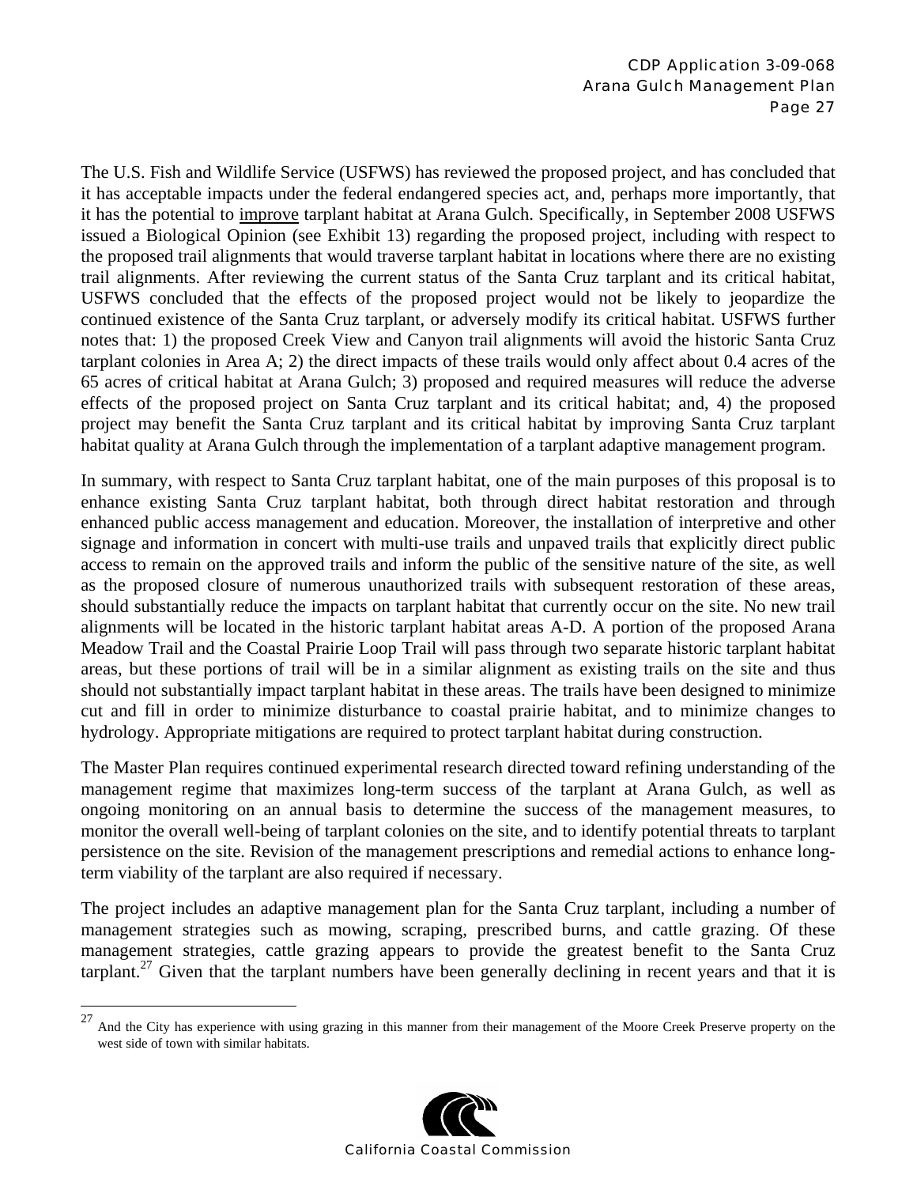The U.S. Fish and Wildlife Service (USFWS) has reviewed the proposed project, and has concluded that it has acceptable impacts under the federal endangered species act, and, perhaps more importantly, that it has the potential to improve tarplant habitat at Arana Gulch. Specifically, in September 2008 USFWS issued a Biological Opinion (see Exhibit 13) regarding the proposed project, including with respect to the proposed trail alignments that would traverse tarplant habitat in locations where there are no existing trail alignments. After reviewing the current status of the Santa Cruz tarplant and its critical habitat, USFWS concluded that the effects of the proposed project would not be likely to jeopardize the continued existence of the Santa Cruz tarplant, or adversely modify its critical habitat. USFWS further notes that: 1) the proposed Creek View and Canyon trail alignments will avoid the historic Santa Cruz tarplant colonies in Area A; 2) the direct impacts of these trails would only affect about 0.4 acres of the 65 acres of critical habitat at Arana Gulch; 3) proposed and required measures will reduce the adverse effects of the proposed project on Santa Cruz tarplant and its critical habitat; and, 4) the proposed project may benefit the Santa Cruz tarplant and its critical habitat by improving Santa Cruz tarplant habitat quality at Arana Gulch through the implementation of a tarplant adaptive management program.

In summary, with respect to Santa Cruz tarplant habitat, one of the main purposes of this proposal is to enhance existing Santa Cruz tarplant habitat, both through direct habitat restoration and through enhanced public access management and education. Moreover, the installation of interpretive and other signage and information in concert with multi-use trails and unpaved trails that explicitly direct public access to remain on the approved trails and inform the public of the sensitive nature of the site, as well as the proposed closure of numerous unauthorized trails with subsequent restoration of these areas, should substantially reduce the impacts on tarplant habitat that currently occur on the site. No new trail alignments will be located in the historic tarplant habitat areas A-D. A portion of the proposed Arana Meadow Trail and the Coastal Prairie Loop Trail will pass through two separate historic tarplant habitat areas, but these portions of trail will be in a similar alignment as existing trails on the site and thus should not substantially impact tarplant habitat in these areas. The trails have been designed to minimize cut and fill in order to minimize disturbance to coastal prairie habitat, and to minimize changes to hydrology. Appropriate mitigations are required to protect tarplant habitat during construction.

The Master Plan requires continued experimental research directed toward refining understanding of the management regime that maximizes long-term success of the tarplant at Arana Gulch, as well as ongoing monitoring on an annual basis to determine the success of the management measures, to monitor the overall well-being of tarplant colonies on the site, and to identify potential threats to tarplant persistence on the site. Revision of the management prescriptions and remedial actions to enhance long-term viability of the tarplant are also required if necessary.

The project includes an adaptive management plan for the Santa Cruz tarplant, including a number of management strategies such as mowing, scraping, prescribed burns, and cattle grazing. Of these management strategies, cattle grazing appears to provide the greatest benefit to the Santa Cruz tarplant.[27] Given that the tarplant numbers have been generally declining in recent years and that it is

---

[27] And the City has experience with using grazing in this manner from their management of the Moore Creek Preserve property on the west side of town with similar habitats.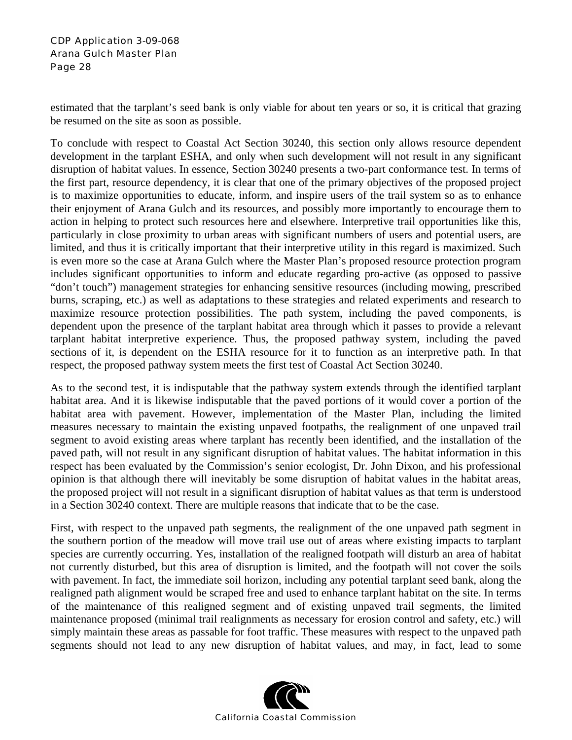estimated that the tarplant's seed bank is only viable for about ten years or so, it is critical that grazing be resumed on the site as soon as possible.

To conclude with respect to Coastal Act Section 30240, this section only allows resource dependent development in the tarplant ESHA, and only when such development will not result in any significant disruption of habitat values. In essence, Section 30240 presents a two-part conformance test. In terms of the first part, resource dependency, it is clear that one of the primary objectives of the proposed project is to maximize opportunities to educate, inform, and inspire users of the trail system so as to enhance their enjoyment of Arana Gulch and its resources, and possibly more importantly to encourage them to action in helping to protect such resources here and elsewhere. Interpretive trail opportunities like this, particularly in close proximity to urban areas with significant numbers of users and potential users, are limited, and thus it is critically important that their interpretive utility in this regard is maximized. Such is even more so the case at Arana Gulch where the Master Plan's proposed resource protection program includes significant opportunities to inform and educate regarding pro-active (as opposed to passive "don't touch") management strategies for enhancing sensitive resources (including mowing, prescribed burns, scraping, etc.) as well as adaptations to these strategies and related experiments and research to maximize resource protection possibilities. The path system, including the paved components, is dependent upon the presence of the tarplant habitat area through which it passes to provide a relevant tarplant habitat interpretive experience. Thus, the proposed pathway system, including the paved sections of it, is dependent on the ESHA resource for it to function as an interpretive path. In that respect, the proposed pathway system meets the first test of Coastal Act Section 30240.

As to the second test, it is indisputable that the pathway system extends through the identified tarplant habitat area. And it is likewise indisputable that the paved portions of it would cover a portion of the habitat area with pavement. However, implementation of the Master Plan, including the limited measures necessary to maintain the existing unpaved footpaths, the realignment of one unpaved trail segment to avoid existing areas where tarplant has recently been identified, and the installation of the paved path, will not result in any significant disruption of habitat values. The habitat information in this respect has been evaluated by the Commission's senior ecologist, Dr. John Dixon, and his professional opinion is that although there will inevitably be some disruption of habitat values in the habitat areas, the proposed project will not result in a significant disruption of habitat values as that term is understood in a Section 30240 context. There are multiple reasons that indicate that to be the case.

First, with respect to the unpaved path segments, the realignment of the one unpaved path segment in the southern portion of the meadow will move trail use out of areas where existing impacts to tarplant species are currently occurring. Yes, installation of the realigned footpath will disturb an area of habitat not currently disturbed, but this area of disruption is limited, and the footpath will not cover the soils with pavement. In fact, the immediate soil horizon, including any potential tarplant seed bank, along the realigned path alignment would be scraped free and used to enhance tarplant habitat on the site. In terms of the maintenance of this realigned segment and of existing unpaved trail segments, the limited maintenance proposed (minimal trail realignments as necessary for erosion control and safety, etc.) will simply maintain these areas as passable for foot traffic. These measures with respect to the unpaved path segments should not lead to any new disruption of habitat values, and may, in fact, lead to some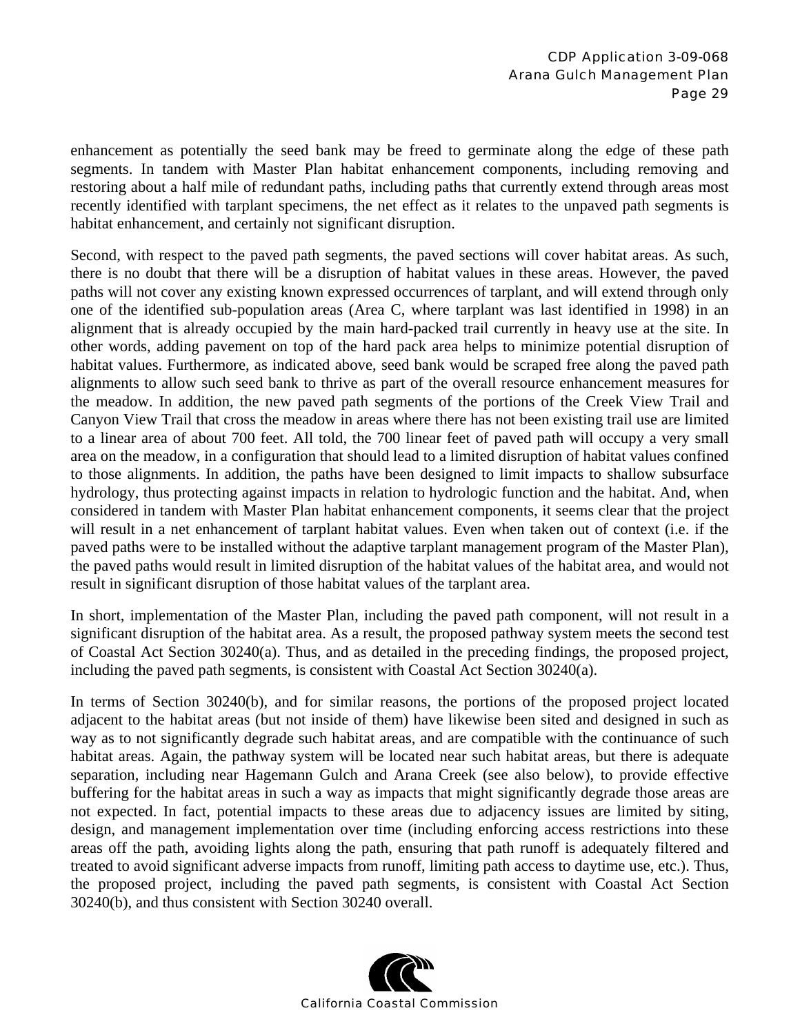enhancement as potentially the seed bank may be freed to germinate along the edge of these path segments. In tandem with Master Plan habitat enhancement components, including removing and restoring about a half mile of redundant paths, including paths that currently extend through areas most recently identified with tarplant specimens, the net effect as it relates to the unpaved path segments is habitat enhancement, and certainly not significant disruption.

Second, with respect to the paved path segments, the paved sections will cover habitat areas. As such, there is no doubt that there will be a disruption of habitat values in these areas. However, the paved paths will not cover any existing known expressed occurrences of tarplant, and will extend through only one of the identified sub-population areas (Area C, where tarplant was last identified in 1998) in an alignment that is already occupied by the main hard-packed trail currently in heavy use at the site. In other words, adding pavement on top of the hard pack area helps to minimize potential disruption of habitat values. Furthermore, as indicated above, seed bank would be scraped free along the paved path alignments to allow such seed bank to thrive as part of the overall resource enhancement measures for the meadow. In addition, the new paved path segments of the portions of the Creek View Trail and Canyon View Trail that cross the meadow in areas where there has not been existing trail use are limited to a linear area of about 700 feet. All told, the 700 linear feet of paved path will occupy a very small area on the meadow, in a configuration that should lead to a limited disruption of habitat values confined to those alignments. In addition, the paths have been designed to limit impacts to shallow subsurface hydrology, thus protecting against impacts in relation to hydrologic function and the habitat. And, when considered in tandem with Master Plan habitat enhancement components, it seems clear that the project will result in a net enhancement of tarplant habitat values. Even when taken out of context (i.e. if the paved paths were to be installed without the adaptive tarplant management program of the Master Plan), the paved paths would result in limited disruption of the habitat values of the habitat area, and would not result in significant disruption of those habitat values of the tarplant area.

In short, implementation of the Master Plan, including the paved path component, will not result in a significant disruption of the habitat area. As a result, the proposed pathway system meets the second test of Coastal Act Section 30240(a). Thus, and as detailed in the preceding findings, the proposed project, including the paved path segments, is consistent with Coastal Act Section 30240(a).

In terms of Section 30240(b), and for similar reasons, the portions of the proposed project located adjacent to the habitat areas (but not inside of them) have likewise been sited and designed in such as way as to not significantly degrade such habitat areas, and are compatible with the continuance of such habitat areas. Again, the pathway system will be located near such habitat areas, but there is adequate separation, including near Hagemann Gulch and Arana Creek (see also below), to provide effective buffering for the habitat areas in such a way as impacts that might significantly degrade those areas are not expected. In fact, potential impacts to these areas due to adjacency issues are limited by siting, design, and management implementation over time (including enforcing access restrictions into these areas off the path, avoiding lights along the path, ensuring that path runoff is adequately filtered and treated to avoid significant adverse impacts from runoff, limiting path access to daytime use, etc.). Thus, the proposed project, including the paved path segments, is consistent with Coastal Act Section 30240(b), and thus consistent with Section 30240 overall.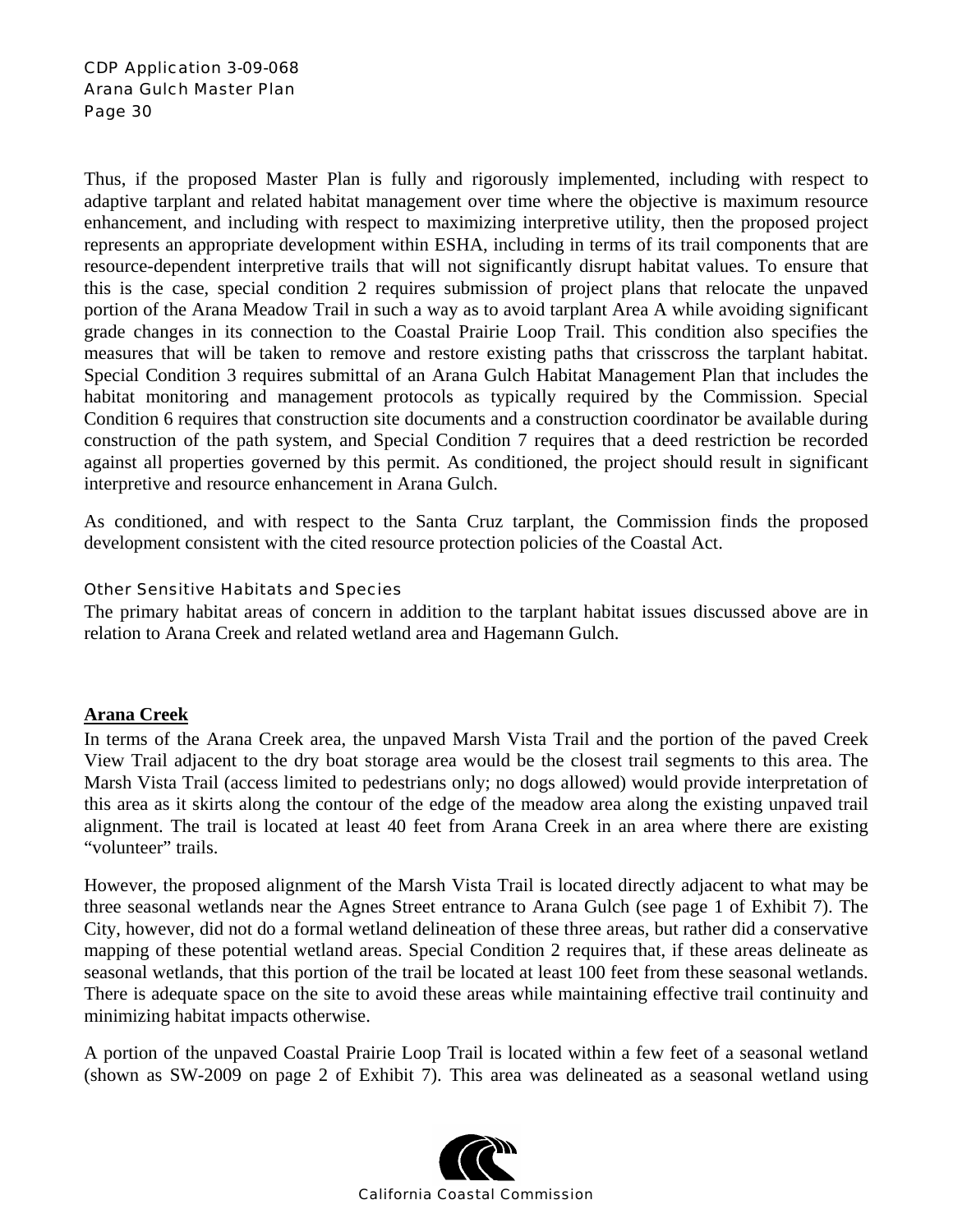Thus, if the proposed Master Plan is fully and rigorously implemented, including with respect to adaptive tarplant and related habitat management over time where the objective is maximum resource enhancement, and including with respect to maximizing interpretive utility, then the proposed project represents an appropriate development within ESHA, including in terms of its trail components that are resource-dependent interpretive trails that will not significantly disrupt habitat values. To ensure that this is the case, special condition 2 requires submission of project plans that relocate the unpaved portion of the Arana Meadow Trail in such a way as to avoid tarplant Area A while avoiding significant grade changes in its connection to the Coastal Prairie Loop Trail. This condition also specifies the measures that will be taken to remove and restore existing paths that crisscross the tarplant habitat. Special Condition 3 requires submittal of an Arana Gulch Habitat Management Plan that includes the habitat monitoring and management protocols as typically required by the Commission. Special Condition 6 requires that construction site documents and a construction coordinator be available during construction of the path system, and Special Condition 7 requires that a deed restriction be recorded against all properties governed by this permit. As conditioned, the project should result in significant interpretive and resource enhancement in Arana Gulch.

As conditioned, and with respect to the Santa Cruz tarplant, the Commission finds the proposed development consistent with the cited resource protection policies of the Coastal Act.

#### Other Sensitive Habitats and Species

The primary habitat areas of concern in addition to the tarplant habitat issues discussed above are in relation to Arana Creek and related wetland area and Hagemann Gulch.

**Arana Creek**

In terms of the Arana Creek area, the unpaved Marsh Vista Trail and the portion of the paved Creek View Trail adjacent to the dry boat storage area would be the closest trail segments to this area. The Marsh Vista Trail (access limited to pedestrians only; no dogs allowed) would provide interpretation of this area as it skirts along the contour of the edge of the meadow area along the existing unpaved trail alignment. The trail is located at least 40 feet from Arana Creek in an area where there are existing "volunteer" trails.

However, the proposed alignment of the Marsh Vista Trail is located directly adjacent to what may be three seasonal wetlands near the Agnes Street entrance to Arana Gulch (see page 1 of Exhibit 7). The City, however, did not do a formal wetland delineation of these three areas, but rather did a conservative mapping of these potential wetland areas. Special Condition 2 requires that, if these areas delineate as seasonal wetlands, that this portion of the trail be located at least 100 feet from these seasonal wetlands. There is adequate space on the site to avoid these areas while maintaining effective trail continuity and minimizing habitat impacts otherwise.

A portion of the unpaved Coastal Prairie Loop Trail is located within a few feet of a seasonal wetland (shown as SW-2009 on page 2 of Exhibit 7). This area was delineated as a seasonal wetland using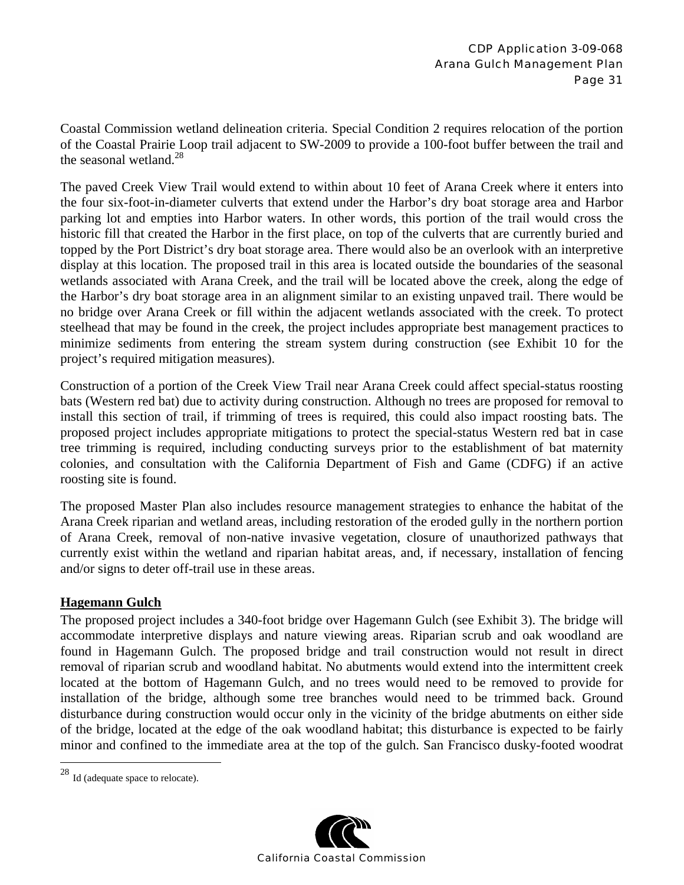Coastal Commission wetland delineation criteria. Special Condition 2 requires relocation of the portion of the Coastal Prairie Loop trail adjacent to SW-2009 to provide a 100-foot buffer between the trail and the seasonal wetland.[28]

The paved Creek View Trail would extend to within about 10 feet of Arana Creek where it enters into the four six-foot-in-diameter culverts that extend under the Harbor's dry boat storage area and Harbor parking lot and empties into Harbor waters. In other words, this portion of the trail would cross the historic fill that created the Harbor in the first place, on top of the culverts that are currently buried and topped by the Port District's dry boat storage area. There would also be an overlook with an interpretive display at this location. The proposed trail in this area is located outside the boundaries of the seasonal wetlands associated with Arana Creek, and the trail will be located above the creek, along the edge of the Harbor's dry boat storage area in an alignment similar to an existing unpaved trail. There would be no bridge over Arana Creek or fill within the adjacent wetlands associated with the creek. To protect steelhead that may be found in the creek, the project includes appropriate best management practices to minimize sediments from entering the stream system during construction (see Exhibit 10 for the project's required mitigation measures).

Construction of a portion of the Creek View Trail near Arana Creek could affect special-status roosting bats (Western red bat) due to activity during construction. Although no trees are proposed for removal to install this section of trail, if trimming of trees is required, this could also impact roosting bats. The proposed project includes appropriate mitigations to protect the special-status Western red bat in case tree trimming is required, including conducting surveys prior to the establishment of bat maternity colonies, and consultation with the California Department of Fish and Game (CDFG) if an active roosting site is found.

The proposed Master Plan also includes resource management strategies to enhance the habitat of the Arana Creek riparian and wetland areas, including restoration of the eroded gully in the northern portion of Arana Creek, removal of non-native invasive vegetation, closure of unauthorized pathways that currently exist within the wetland and riparian habitat areas, and, if necessary, installation of fencing and/or signs to deter off-trail use in these areas.

**Hagemann Gulch**

The proposed project includes a 340-foot bridge over Hagemann Gulch (see Exhibit 3). The bridge will accommodate interpretive displays and nature viewing areas. Riparian scrub and oak woodland are found in Hagemann Gulch. The proposed bridge and trail construction would not result in direct removal of riparian scrub and woodland habitat. No abutments would extend into the intermittent creek located at the bottom of Hagemann Gulch, and no trees would need to be removed to provide for installation of the bridge, although some tree branches would need to be trimmed back. Ground disturbance during construction would occur only in the vicinity of the bridge abutments on either side of the bridge, located at the edge of the oak woodland habitat; this disturbance is expected to be fairly minor and confined to the immediate area at the top of the gulch. San Francisco dusky-footed woodrat

---

[28] Id (adequate space to relocate).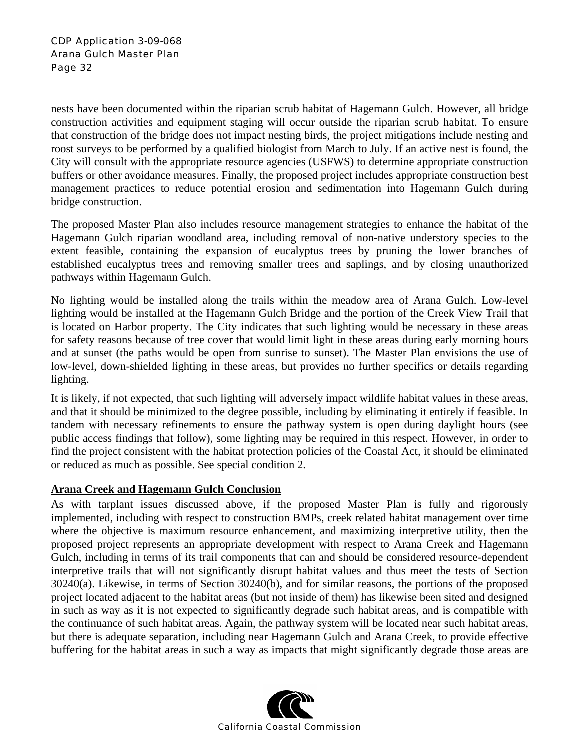nests have been documented within the riparian scrub habitat of Hagemann Gulch. However, all bridge construction activities and equipment staging will occur outside the riparian scrub habitat. To ensure that construction of the bridge does not impact nesting birds, the project mitigations include nesting and roost surveys to be performed by a qualified biologist from March to July. If an active nest is found, the City will consult with the appropriate resource agencies (USFWS) to determine appropriate construction buffers or other avoidance measures. Finally, the proposed project includes appropriate construction best management practices to reduce potential erosion and sedimentation into Hagemann Gulch during bridge construction.

The proposed Master Plan also includes resource management strategies to enhance the habitat of the Hagemann Gulch riparian woodland area, including removal of non-native understory species to the extent feasible, containing the expansion of eucalyptus trees by pruning the lower branches of established eucalyptus trees and removing smaller trees and saplings, and by closing unauthorized pathways within Hagemann Gulch.

No lighting would be installed along the trails within the meadow area of Arana Gulch. Low-level lighting would be installed at the Hagemann Gulch Bridge and the portion of the Creek View Trail that is located on Harbor property. The City indicates that such lighting would be necessary in these areas for safety reasons because of tree cover that would limit light in these areas during early morning hours and at sunset (the paths would be open from sunrise to sunset). The Master Plan envisions the use of low-level, down-shielded lighting in these areas, but provides no further specifics or details regarding lighting.

It is likely, if not expected, that such lighting will adversely impact wildlife habitat values in these areas, and that it should be minimized to the degree possible, including by eliminating it entirely if feasible. In tandem with necessary refinements to ensure the pathway system is open during daylight hours (see public access findings that follow), some lighting may be required in this respect. However, in order to find the project consistent with the habitat protection policies of the Coastal Act, it should be eliminated or reduced as much as possible. See special condition 2.

**Arana Creek and Hagemann Gulch Conclusion**

As with tarplant issues discussed above, if the proposed Master Plan is fully and rigorously implemented, including with respect to construction BMPs, creek related habitat management over time where the objective is maximum resource enhancement, and maximizing interpretive utility, then the proposed project represents an appropriate development with respect to Arana Creek and Hagemann Gulch, including in terms of its trail components that can and should be considered resource-dependent interpretive trails that will not significantly disrupt habitat values and thus meet the tests of Section 30240(a). Likewise, in terms of Section 30240(b), and for similar reasons, the portions of the proposed project located adjacent to the habitat areas (but not inside of them) has likewise been sited and designed in such as way as it is not expected to significantly degrade such habitat areas, and is compatible with the continuance of such habitat areas. Again, the pathway system will be located near such habitat areas, but there is adequate separation, including near Hagemann Gulch and Arana Creek, to provide effective buffering for the habitat areas in such a way as impacts that might significantly degrade those areas are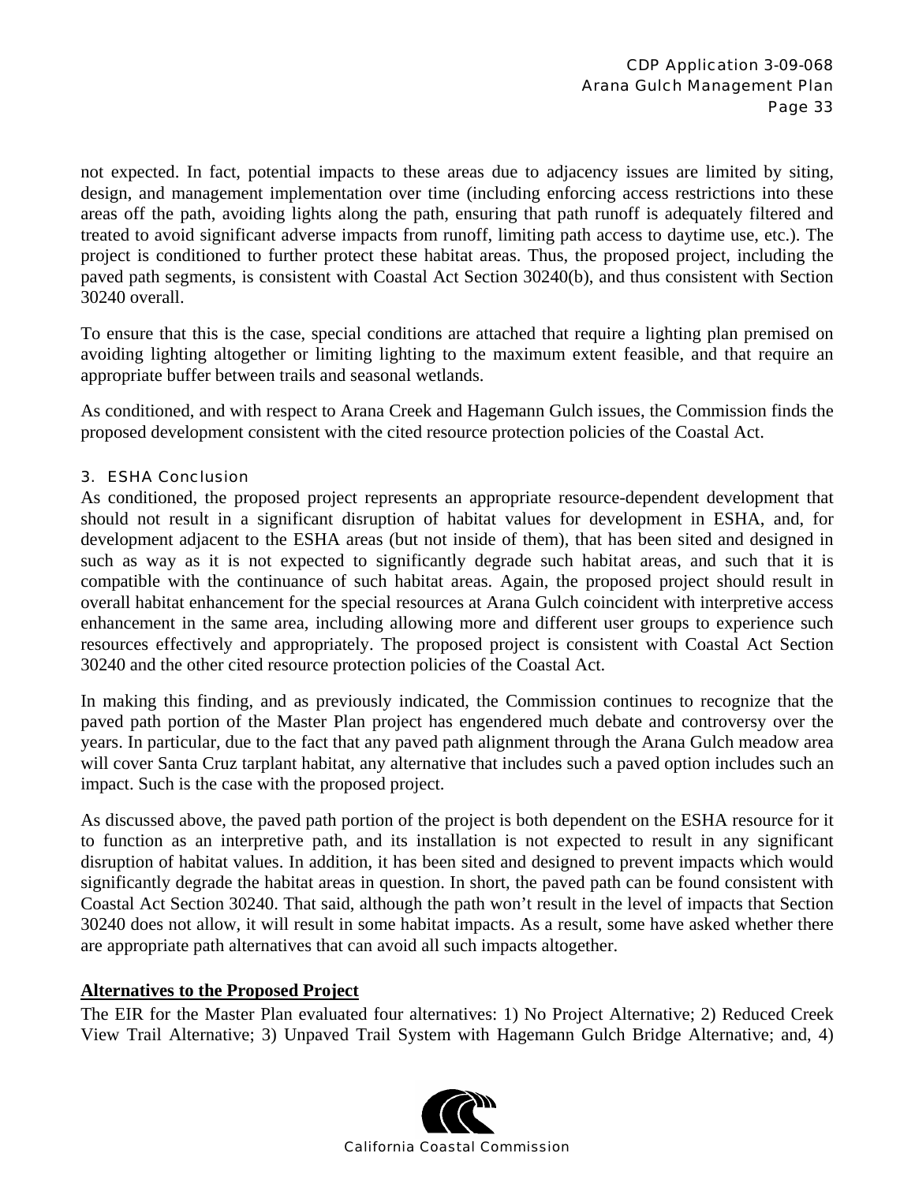not expected. In fact, potential impacts to these areas due to adjacency issues are limited by siting, design, and management implementation over time (including enforcing access restrictions into these areas off the path, avoiding lights along the path, ensuring that path runoff is adequately filtered and treated to avoid significant adverse impacts from runoff, limiting path access to daytime use, etc.). The project is conditioned to further protect these habitat areas. Thus, the proposed project, including the paved path segments, is consistent with Coastal Act Section 30240(b), and thus consistent with Section 30240 overall.

To ensure that this is the case, special conditions are attached that require a lighting plan premised on avoiding lighting altogether or limiting lighting to the maximum extent feasible, and that require an appropriate buffer between trails and seasonal wetlands.

As conditioned, and with respect to Arana Creek and Hagemann Gulch issues, the Commission finds the proposed development consistent with the cited resource protection policies of the Coastal Act.

### 3. ESHA Conclusion

As conditioned, the proposed project represents an appropriate resource-dependent development that should not result in a significant disruption of habitat values for development in ESHA, and, for development adjacent to the ESHA areas (but not inside of them), that has been sited and designed in such as way as it is not expected to significantly degrade such habitat areas, and such that it is compatible with the continuance of such habitat areas. Again, the proposed project should result in overall habitat enhancement for the special resources at Arana Gulch coincident with interpretive access enhancement in the same area, including allowing more and different user groups to experience such resources effectively and appropriately. The proposed project is consistent with Coastal Act Section 30240 and the other cited resource protection policies of the Coastal Act.

In making this finding, and as previously indicated, the Commission continues to recognize that the paved path portion of the Master Plan project has engendered much debate and controversy over the years. In particular, due to the fact that any paved path alignment through the Arana Gulch meadow area will cover Santa Cruz tarplant habitat, any alternative that includes such a paved option includes such an impact. Such is the case with the proposed project.

As discussed above, the paved path portion of the project is both dependent on the ESHA resource for it to function as an interpretive path, and its installation is not expected to result in any significant disruption of habitat values. In addition, it has been sited and designed to prevent impacts which would significantly degrade the habitat areas in question. In short, the paved path can be found consistent with Coastal Act Section 30240. That said, although the path won't result in the level of impacts that Section 30240 does not allow, it will result in some habitat impacts. As a result, some have asked whether there are appropriate path alternatives that can avoid all such impacts altogether.

## Alternatives to the Proposed Project

The EIR for the Master Plan evaluated four alternatives: 1) No Project Alternative; 2) Reduced Creek View Trail Alternative; 3) Unpaved Trail System with Hagemann Gulch Bridge Alternative; and, 4)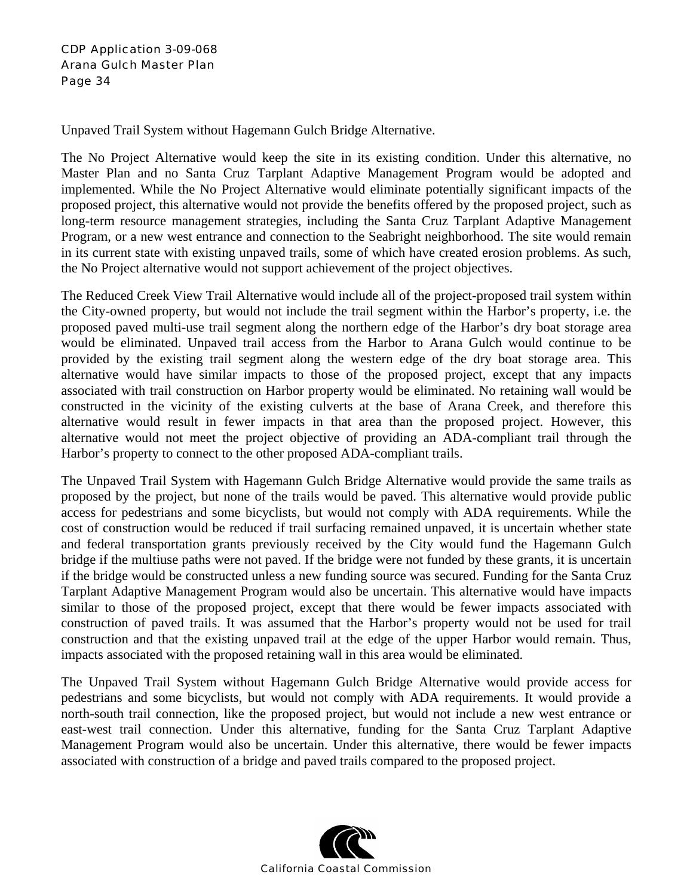Unpaved Trail System without Hagemann Gulch Bridge Alternative.

The No Project Alternative would keep the site in its existing condition. Under this alternative, no Master Plan and no Santa Cruz Tarplant Adaptive Management Program would be adopted and implemented. While the No Project Alternative would eliminate potentially significant impacts of the proposed project, this alternative would not provide the benefits offered by the proposed project, such as long-term resource management strategies, including the Santa Cruz Tarplant Adaptive Management Program, or a new west entrance and connection to the Seabright neighborhood. The site would remain in its current state with existing unpaved trails, some of which have created erosion problems. As such, the No Project alternative would not support achievement of the project objectives.

The Reduced Creek View Trail Alternative would include all of the project-proposed trail system within the City-owned property, but would not include the trail segment within the Harbor's property, i.e. the proposed paved multi-use trail segment along the northern edge of the Harbor's dry boat storage area would be eliminated. Unpaved trail access from the Harbor to Arana Gulch would continue to be provided by the existing trail segment along the western edge of the dry boat storage area. This alternative would have similar impacts to those of the proposed project, except that any impacts associated with trail construction on Harbor property would be eliminated. No retaining wall would be constructed in the vicinity of the existing culverts at the base of Arana Creek, and therefore this alternative would result in fewer impacts in that area than the proposed project. However, this alternative would not meet the project objective of providing an ADA-compliant trail through the Harbor's property to connect to the other proposed ADA-compliant trails.

The Unpaved Trail System with Hagemann Gulch Bridge Alternative would provide the same trails as proposed by the project, but none of the trails would be paved. This alternative would provide public access for pedestrians and some bicyclists, but would not comply with ADA requirements. While the cost of construction would be reduced if trail surfacing remained unpaved, it is uncertain whether state and federal transportation grants previously received by the City would fund the Hagemann Gulch bridge if the multiuse paths were not paved. If the bridge were not funded by these grants, it is uncertain if the bridge would be constructed unless a new funding source was secured. Funding for the Santa Cruz Tarplant Adaptive Management Program would also be uncertain. This alternative would have impacts similar to those of the proposed project, except that there would be fewer impacts associated with construction of paved trails. It was assumed that the Harbor's property would not be used for trail construction and that the existing unpaved trail at the edge of the upper Harbor would remain. Thus, impacts associated with the proposed retaining wall in this area would be eliminated.

The Unpaved Trail System without Hagemann Gulch Bridge Alternative would provide access for pedestrians and some bicyclists, but would not comply with ADA requirements. It would provide a north-south trail connection, like the proposed project, but would not include a new west entrance or east-west trail connection. Under this alternative, funding for the Santa Cruz Tarplant Adaptive Management Program would also be uncertain. Under this alternative, there would be fewer impacts associated with construction of a bridge and paved trails compared to the proposed project.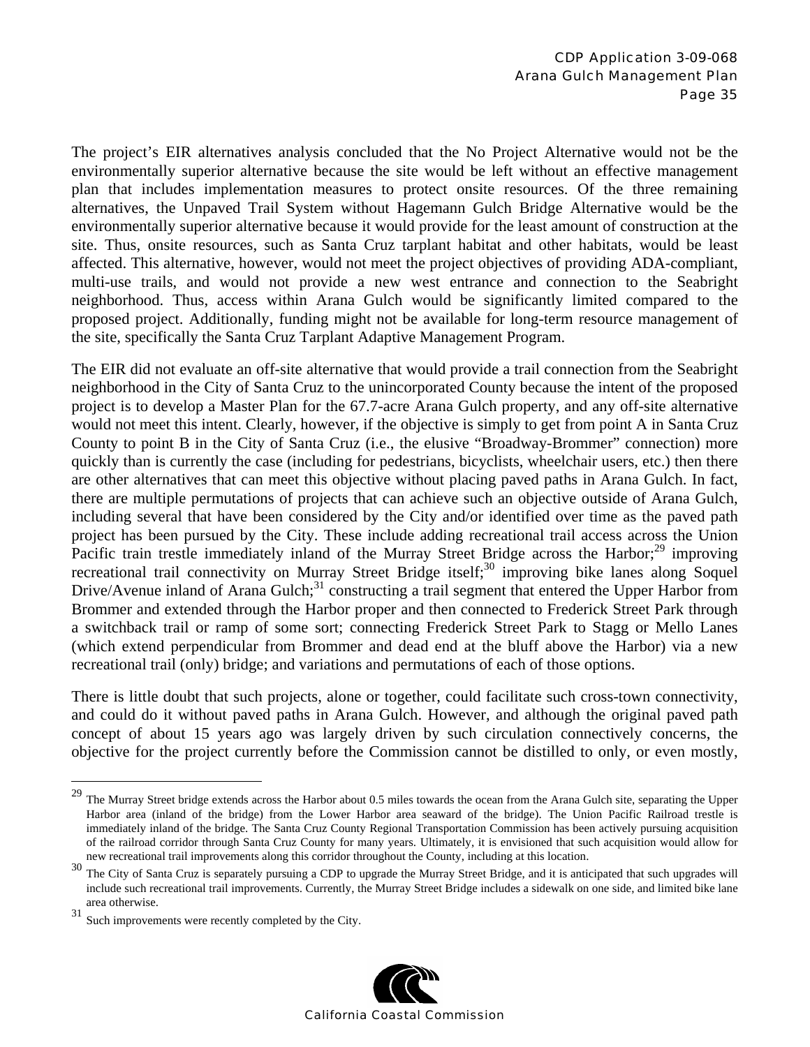The project's EIR alternatives analysis concluded that the No Project Alternative would not be the environmentally superior alternative because the site would be left without an effective management plan that includes implementation measures to protect onsite resources. Of the three remaining alternatives, the Unpaved Trail System without Hagemann Gulch Bridge Alternative would be the environmentally superior alternative because it would provide for the least amount of construction at the site. Thus, onsite resources, such as Santa Cruz tarplant habitat and other habitats, would be least affected. This alternative, however, would not meet the project objectives of providing ADA-compliant, multi-use trails, and would not provide a new west entrance and connection to the Seabright neighborhood. Thus, access within Arana Gulch would be significantly limited compared to the proposed project. Additionally, funding might not be available for long-term resource management of the site, specifically the Santa Cruz Tarplant Adaptive Management Program.

The EIR did not evaluate an off-site alternative that would provide a trail connection from the Seabright neighborhood in the City of Santa Cruz to the unincorporated County because the intent of the proposed project is to develop a Master Plan for the 67.7-acre Arana Gulch property, and any off-site alternative would not meet this intent. Clearly, however, if the objective is simply to get from point A in Santa Cruz County to point B in the City of Santa Cruz (i.e., the elusive "Broadway-Brommer" connection) more quickly than is currently the case (including for pedestrians, bicyclists, wheelchair users, etc.) then there are other alternatives that can meet this objective without placing paved paths in Arana Gulch. In fact, there are multiple permutations of projects that can achieve such an objective outside of Arana Gulch, including several that have been considered by the City and/or identified over time as the paved path project has been pursued by the City. These include adding recreational trail access across the Union Pacific train trestle immediately inland of the Murray Street Bridge across the Harbor;[29] improving recreational trail connectivity on Murray Street Bridge itself;[30] improving bike lanes along Soquel Drive/Avenue inland of Arana Gulch;[31] constructing a trail segment that entered the Upper Harbor from Brommer and extended through the Harbor proper and then connected to Frederick Street Park through a switchback trail or ramp of some sort; connecting Frederick Street Park to Stagg or Mello Lanes (which extend perpendicular from Brommer and dead end at the bluff above the Harbor) via a new recreational trail (only) bridge; and variations and permutations of each of those options.

There is little doubt that such projects, alone or together, could facilitate such cross-town connectivity, and could do it without paved paths in Arana Gulch. However, and although the original paved path concept of about 15 years ago was largely driven by such circulation connectively concerns, the objective for the project currently before the Commission cannot be distilled to only, or even mostly,

---

[29] The Murray Street bridge extends across the Harbor about 0.5 miles towards the ocean from the Arana Gulch site, separating the Upper Harbor area (inland of the bridge) from the Lower Harbor area seaward of the bridge). The Union Pacific Railroad trestle is immediately inland of the bridge. The Santa Cruz County Regional Transportation Commission has been actively pursuing acquisition of the railroad corridor through Santa Cruz County for many years. Ultimately, it is envisioned that such acquisition would allow for new recreational trail improvements along this corridor throughout the County, including at this location.

[30] The City of Santa Cruz is separately pursuing a CDP to upgrade the Murray Street Bridge, and it is anticipated that such upgrades will include such recreational trail improvements. Currently, the Murray Street Bridge includes a sidewalk on one side, and limited bike lane area otherwise.

[31] Such improvements were recently completed by the City.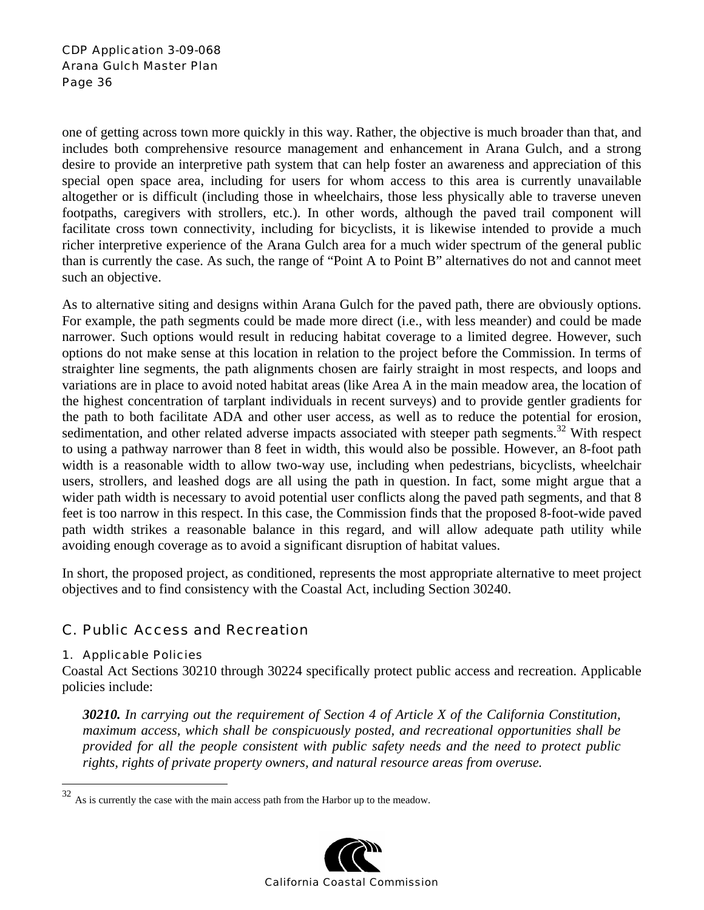one of getting across town more quickly in this way. Rather, the objective is much broader than that, and includes both comprehensive resource management and enhancement in Arana Gulch, and a strong desire to provide an interpretive path system that can help foster an awareness and appreciation of this special open space area, including for users for whom access to this area is currently unavailable altogether or is difficult (including those in wheelchairs, those less physically able to traverse uneven footpaths, caregivers with strollers, etc.). In other words, although the paved trail component will facilitate cross town connectivity, including for bicyclists, it is likewise intended to provide a much richer interpretive experience of the Arana Gulch area for a much wider spectrum of the general public than is currently the case. As such, the range of "Point A to Point B" alternatives do not and cannot meet such an objective.

As to alternative siting and designs within Arana Gulch for the paved path, there are obviously options. For example, the path segments could be made more direct (i.e., with less meander) and could be made narrower. Such options would result in reducing habitat coverage to a limited degree. However, such options do not make sense at this location in relation to the project before the Commission. In terms of straighter line segments, the path alignments chosen are fairly straight in most respects, and loops and variations are in place to avoid noted habitat areas (like Area A in the main meadow area, the location of the highest concentration of tarplant individuals in recent surveys) and to provide gentler gradients for the path to both facilitate ADA and other user access, as well as to reduce the potential for erosion, sedimentation, and other related adverse impacts associated with steeper path segments.[32] With respect to using a pathway narrower than 8 feet in width, this would also be possible. However, an 8-foot path width is a reasonable width to allow two-way use, including when pedestrians, bicyclists, wheelchair users, strollers, and leashed dogs are all using the path in question. In fact, some might argue that a wider path width is necessary to avoid potential user conflicts along the paved path segments, and that 8 feet is too narrow in this respect. In this case, the Commission finds that the proposed 8-foot-wide paved path width strikes a reasonable balance in this regard, and will allow adequate path utility while avoiding enough coverage as to avoid a significant disruption of habitat values.

In short, the proposed project, as conditioned, represents the most appropriate alternative to meet project objectives and to find consistency with the Coastal Act, including Section 30240.

## C. Public Access and Recreation

### 1. Applicable Policies

Coastal Act Sections 30210 through 30224 specifically protect public access and recreation. Applicable policies include:

> ***30210.*** *In carrying out the requirement of Section 4 of Article X of the California Constitution, maximum access, which shall be conspicuously posted, and recreational opportunities shall be provided for all the people consistent with public safety needs and the need to protect public rights, rights of private property owners, and natural resource areas from overuse.*

[32] As is currently the case with the main access path from the Harbor up to the meadow.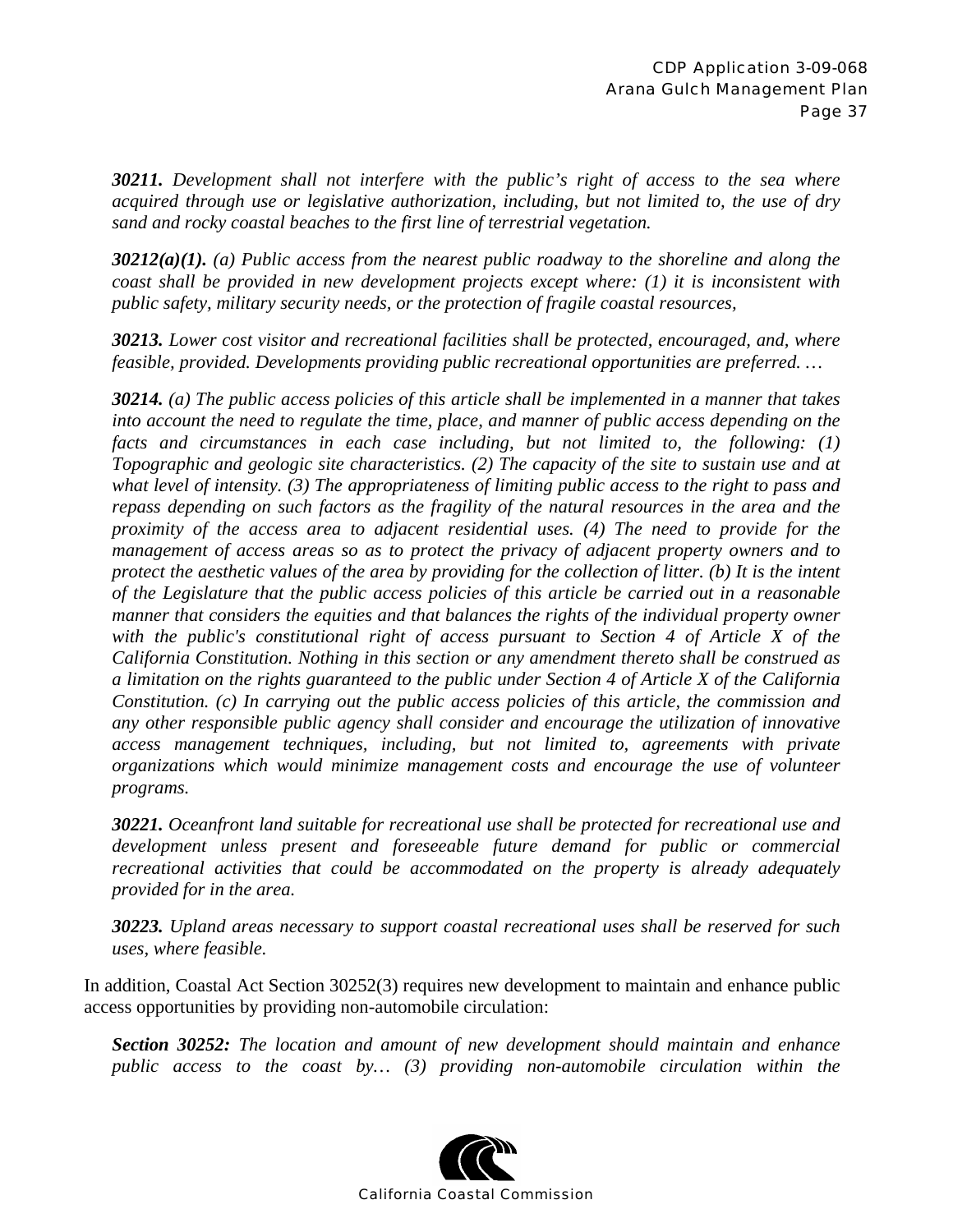***30211.*** *Development shall not interfere with the public's right of access to the sea where acquired through use or legislative authorization, including, but not limited to, the use of dry sand and rocky coastal beaches to the first line of terrestrial vegetation.*

***30212(a)(1).*** *(a) Public access from the nearest public roadway to the shoreline and along the coast shall be provided in new development projects except where: (1) it is inconsistent with public safety, military security needs, or the protection of fragile coastal resources,*

***30213.*** *Lower cost visitor and recreational facilities shall be protected, encouraged, and, where feasible, provided. Developments providing public recreational opportunities are preferred. …*

***30214.*** *(a) The public access policies of this article shall be implemented in a manner that takes into account the need to regulate the time, place, and manner of public access depending on the facts and circumstances in each case including, but not limited to, the following: (1) Topographic and geologic site characteristics. (2) The capacity of the site to sustain use and at what level of intensity. (3) The appropriateness of limiting public access to the right to pass and repass depending on such factors as the fragility of the natural resources in the area and the proximity of the access area to adjacent residential uses. (4) The need to provide for the management of access areas so as to protect the privacy of adjacent property owners and to protect the aesthetic values of the area by providing for the collection of litter. (b) It is the intent of the Legislature that the public access policies of this article be carried out in a reasonable manner that considers the equities and that balances the rights of the individual property owner with the public's constitutional right of access pursuant to Section 4 of Article X of the California Constitution. Nothing in this section or any amendment thereto shall be construed as a limitation on the rights guaranteed to the public under Section 4 of Article X of the California Constitution. (c) In carrying out the public access policies of this article, the commission and any other responsible public agency shall consider and encourage the utilization of innovative access management techniques, including, but not limited to, agreements with private organizations which would minimize management costs and encourage the use of volunteer programs.*

***30221.*** *Oceanfront land suitable for recreational use shall be protected for recreational use and development unless present and foreseeable future demand for public or commercial recreational activities that could be accommodated on the property is already adequately provided for in the area.*

***30223.*** *Upland areas necessary to support coastal recreational uses shall be reserved for such uses, where feasible.*

In addition, Coastal Act Section 30252(3) requires new development to maintain and enhance public access opportunities by providing non-automobile circulation:

***Section 30252:*** *The location and amount of new development should maintain and enhance public access to the coast by… (3) providing non-automobile circulation within the*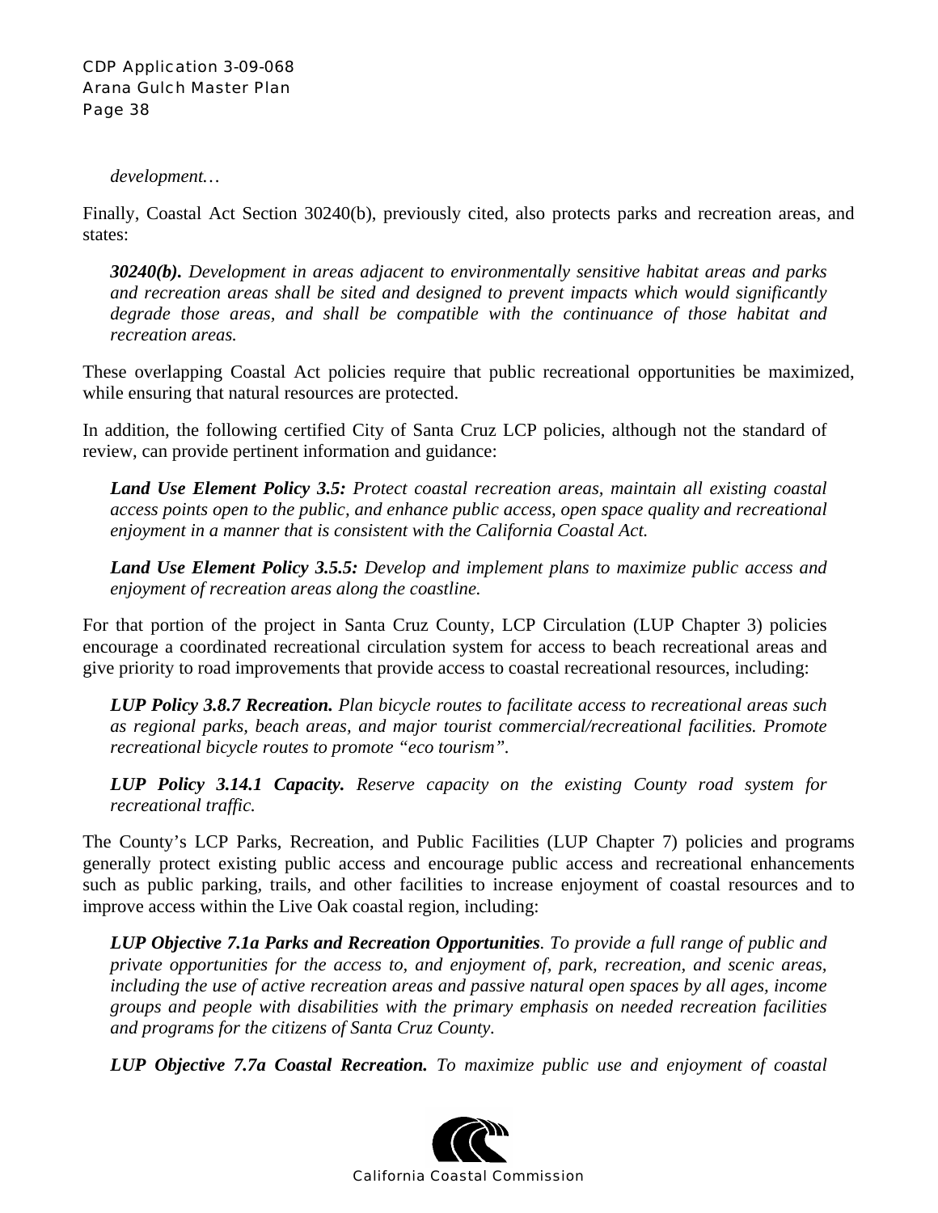*development…*

Finally, Coastal Act Section 30240(b), previously cited, also protects parks and recreation areas, and states:

> ***30240(b).*** *Development in areas adjacent to environmentally sensitive habitat areas and parks and recreation areas shall be sited and designed to prevent impacts which would significantly degrade those areas, and shall be compatible with the continuance of those habitat and recreation areas.*

These overlapping Coastal Act policies require that public recreational opportunities be maximized, while ensuring that natural resources are protected.

In addition, the following certified City of Santa Cruz LCP policies, although not the standard of review, can provide pertinent information and guidance:

> ***Land Use Element Policy 3.5:*** *Protect coastal recreation areas, maintain all existing coastal access points open to the public, and enhance public access, open space quality and recreational enjoyment in a manner that is consistent with the California Coastal Act.*
>
> ***Land Use Element Policy 3.5.5:*** *Develop and implement plans to maximize public access and enjoyment of recreation areas along the coastline.*

For that portion of the project in Santa Cruz County, LCP Circulation (LUP Chapter 3) policies encourage a coordinated recreational circulation system for access to beach recreational areas and give priority to road improvements that provide access to coastal recreational resources, including:

> ***LUP Policy 3.8.7 Recreation.*** *Plan bicycle routes to facilitate access to recreational areas such as regional parks, beach areas, and major tourist commercial/recreational facilities. Promote recreational bicycle routes to promote "eco tourism".*
>
> ***LUP Policy 3.14.1 Capacity.*** *Reserve capacity on the existing County road system for recreational traffic.*

The County's LCP Parks, Recreation, and Public Facilities (LUP Chapter 7) policies and programs generally protect existing public access and encourage public access and recreational enhancements such as public parking, trails, and other facilities to increase enjoyment of coastal resources and to improve access within the Live Oak coastal region, including:

> ***LUP Objective 7.1a Parks and Recreation Opportunities****. To provide a full range of public and private opportunities for the access to, and enjoyment of, park, recreation, and scenic areas, including the use of active recreation areas and passive natural open spaces by all ages, income groups and people with disabilities with the primary emphasis on needed recreation facilities and programs for the citizens of Santa Cruz County.*
>
> ***LUP Objective 7.7a Coastal Recreation.*** *To maximize public use and enjoyment of coastal*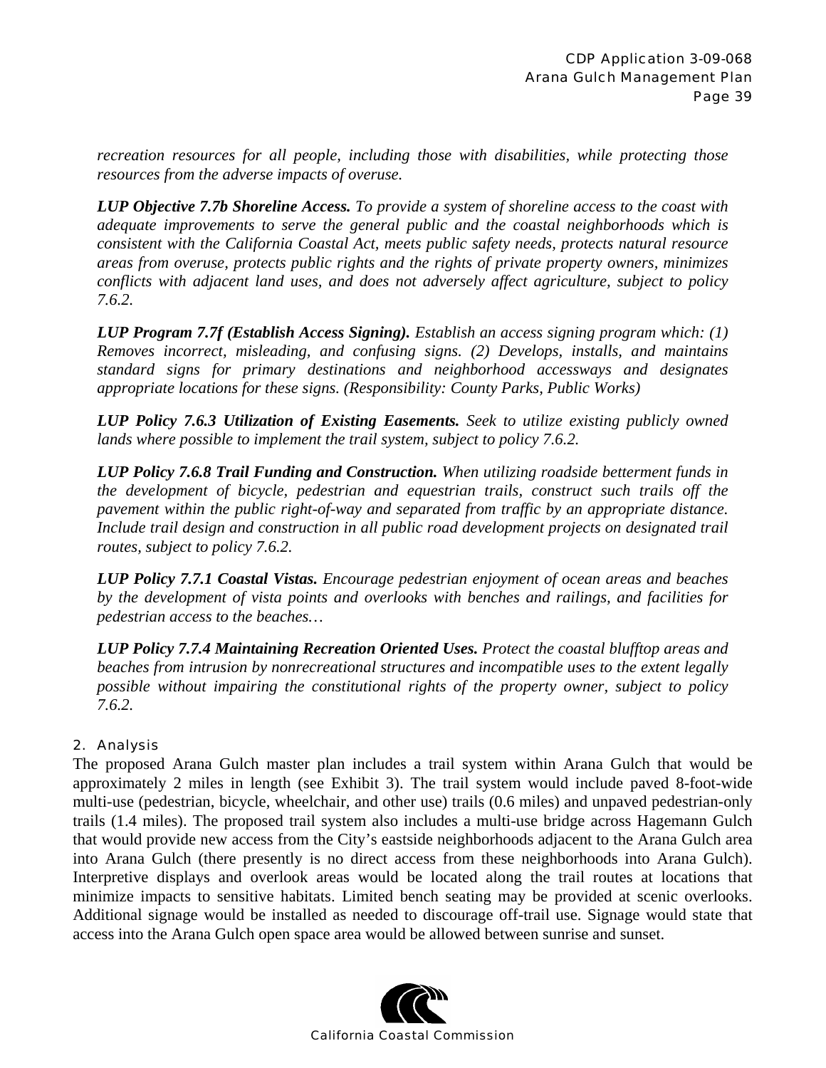*recreation resources for all people, including those with disabilities, while protecting those resources from the adverse impacts of overuse.*

***LUP Objective 7.7b Shoreline Access.*** *To provide a system of shoreline access to the coast with adequate improvements to serve the general public and the coastal neighborhoods which is consistent with the California Coastal Act, meets public safety needs, protects natural resource areas from overuse, protects public rights and the rights of private property owners, minimizes conflicts with adjacent land uses, and does not adversely affect agriculture, subject to policy 7.6.2.*

***LUP Program 7.7f (Establish Access Signing).*** *Establish an access signing program which: (1) Removes incorrect, misleading, and confusing signs. (2) Develops, installs, and maintains standard signs for primary destinations and neighborhood accessways and designates appropriate locations for these signs. (Responsibility: County Parks, Public Works)*

***LUP Policy 7.6.3 Utilization of Existing Easements.*** *Seek to utilize existing publicly owned lands where possible to implement the trail system, subject to policy 7.6.2.*

***LUP Policy 7.6.8 Trail Funding and Construction.*** *When utilizing roadside betterment funds in the development of bicycle, pedestrian and equestrian trails, construct such trails off the pavement within the public right-of-way and separated from traffic by an appropriate distance. Include trail design and construction in all public road development projects on designated trail routes, subject to policy 7.6.2.*

***LUP Policy 7.7.1 Coastal Vistas.*** *Encourage pedestrian enjoyment of ocean areas and beaches by the development of vista points and overlooks with benches and railings, and facilities for pedestrian access to the beaches…*

***LUP Policy 7.7.4 Maintaining Recreation Oriented Uses.*** *Protect the coastal blufftop areas and beaches from intrusion by nonrecreational structures and incompatible uses to the extent legally possible without impairing the constitutional rights of the property owner, subject to policy 7.6.2.*

### 2. Analysis

The proposed Arana Gulch master plan includes a trail system within Arana Gulch that would be approximately 2 miles in length (see Exhibit 3). The trail system would include paved 8-foot-wide multi-use (pedestrian, bicycle, wheelchair, and other use) trails (0.6 miles) and unpaved pedestrian-only trails (1.4 miles). The proposed trail system also includes a multi-use bridge across Hagemann Gulch that would provide new access from the City's eastside neighborhoods adjacent to the Arana Gulch area into Arana Gulch (there presently is no direct access from these neighborhoods into Arana Gulch). Interpretive displays and overlook areas would be located along the trail routes at locations that minimize impacts to sensitive habitats. Limited bench seating may be provided at scenic overlooks. Additional signage would be installed as needed to discourage off-trail use. Signage would state that access into the Arana Gulch open space area would be allowed between sunrise and sunset.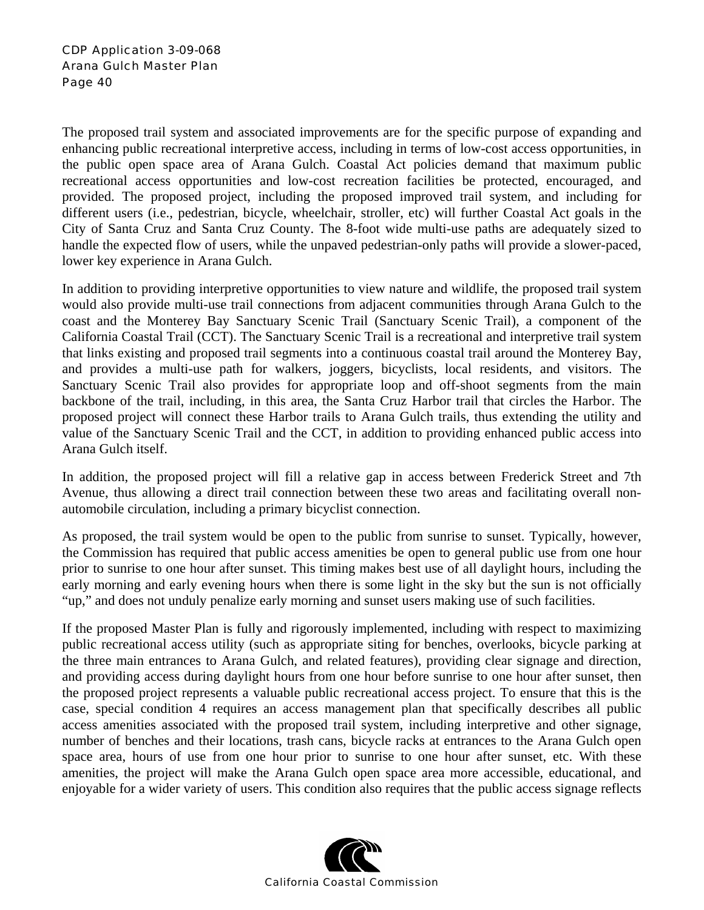The proposed trail system and associated improvements are for the specific purpose of expanding and enhancing public recreational interpretive access, including in terms of low-cost access opportunities, in the public open space area of Arana Gulch. Coastal Act policies demand that maximum public recreational access opportunities and low-cost recreation facilities be protected, encouraged, and provided. The proposed project, including the proposed improved trail system, and including for different users (i.e., pedestrian, bicycle, wheelchair, stroller, etc) will further Coastal Act goals in the City of Santa Cruz and Santa Cruz County. The 8-foot wide multi-use paths are adequately sized to handle the expected flow of users, while the unpaved pedestrian-only paths will provide a slower-paced, lower key experience in Arana Gulch.

In addition to providing interpretive opportunities to view nature and wildlife, the proposed trail system would also provide multi-use trail connections from adjacent communities through Arana Gulch to the coast and the Monterey Bay Sanctuary Scenic Trail (Sanctuary Scenic Trail), a component of the California Coastal Trail (CCT). The Sanctuary Scenic Trail is a recreational and interpretive trail system that links existing and proposed trail segments into a continuous coastal trail around the Monterey Bay, and provides a multi-use path for walkers, joggers, bicyclists, local residents, and visitors. The Sanctuary Scenic Trail also provides for appropriate loop and off-shoot segments from the main backbone of the trail, including, in this area, the Santa Cruz Harbor trail that circles the Harbor. The proposed project will connect these Harbor trails to Arana Gulch trails, thus extending the utility and value of the Sanctuary Scenic Trail and the CCT, in addition to providing enhanced public access into Arana Gulch itself.

In addition, the proposed project will fill a relative gap in access between Frederick Street and 7th Avenue, thus allowing a direct trail connection between these two areas and facilitating overall non-automobile circulation, including a primary bicyclist connection.

As proposed, the trail system would be open to the public from sunrise to sunset. Typically, however, the Commission has required that public access amenities be open to general public use from one hour prior to sunrise to one hour after sunset. This timing makes best use of all daylight hours, including the early morning and early evening hours when there is some light in the sky but the sun is not officially "up," and does not unduly penalize early morning and sunset users making use of such facilities.

If the proposed Master Plan is fully and rigorously implemented, including with respect to maximizing public recreational access utility (such as appropriate siting for benches, overlooks, bicycle parking at the three main entrances to Arana Gulch, and related features), providing clear signage and direction, and providing access during daylight hours from one hour before sunrise to one hour after sunset, then the proposed project represents a valuable public recreational access project. To ensure that this is the case, special condition 4 requires an access management plan that specifically describes all public access amenities associated with the proposed trail system, including interpretive and other signage, number of benches and their locations, trash cans, bicycle racks at entrances to the Arana Gulch open space area, hours of use from one hour prior to sunrise to one hour after sunset, etc. With these amenities, the project will make the Arana Gulch open space area more accessible, educational, and enjoyable for a wider variety of users. This condition also requires that the public access signage reflects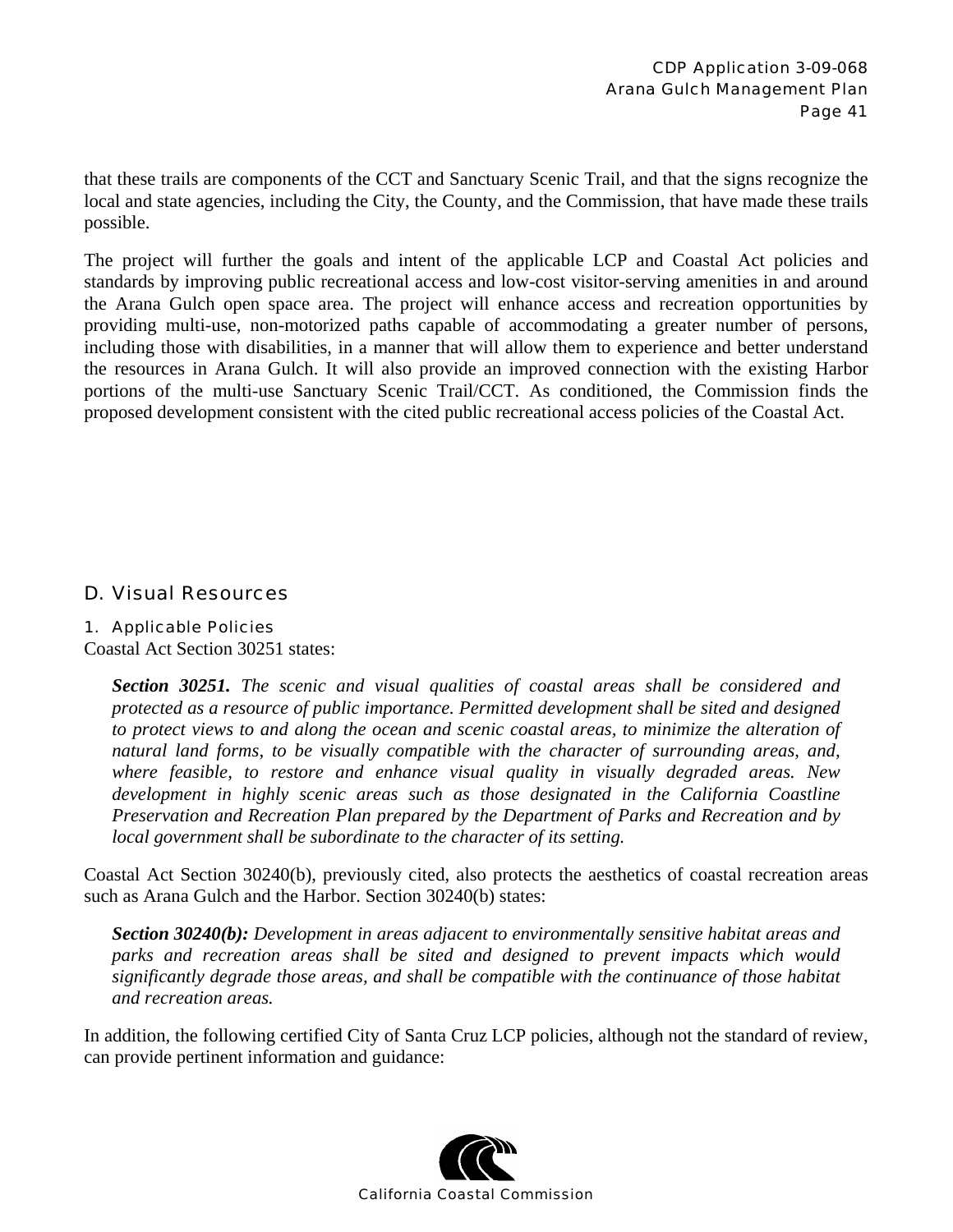that these trails are components of the CCT and Sanctuary Scenic Trail, and that the signs recognize the local and state agencies, including the City, the County, and the Commission, that have made these trails possible.

The project will further the goals and intent of the applicable LCP and Coastal Act policies and standards by improving public recreational access and low-cost visitor-serving amenities in and around the Arana Gulch open space area. The project will enhance access and recreation opportunities by providing multi-use, non-motorized paths capable of accommodating a greater number of persons, including those with disabilities, in a manner that will allow them to experience and better understand the resources in Arana Gulch. It will also provide an improved connection with the existing Harbor portions of the multi-use Sanctuary Scenic Trail/CCT. As conditioned, the Commission finds the proposed development consistent with the cited public recreational access policies of the Coastal Act.

## D. Visual Resources

### 1. Applicable Policies

Coastal Act Section 30251 states:

> ***Section 30251.*** *The scenic and visual qualities of coastal areas shall be considered and protected as a resource of public importance. Permitted development shall be sited and designed to protect views to and along the ocean and scenic coastal areas, to minimize the alteration of natural land forms, to be visually compatible with the character of surrounding areas, and, where feasible, to restore and enhance visual quality in visually degraded areas. New development in highly scenic areas such as those designated in the California Coastline Preservation and Recreation Plan prepared by the Department of Parks and Recreation and by local government shall be subordinate to the character of its setting.*

Coastal Act Section 30240(b), previously cited, also protects the aesthetics of coastal recreation areas such as Arana Gulch and the Harbor. Section 30240(b) states:

> ***Section 30240(b):*** *Development in areas adjacent to environmentally sensitive habitat areas and parks and recreation areas shall be sited and designed to prevent impacts which would significantly degrade those areas, and shall be compatible with the continuance of those habitat and recreation areas.*

In addition, the following certified City of Santa Cruz LCP policies, although not the standard of review, can provide pertinent information and guidance: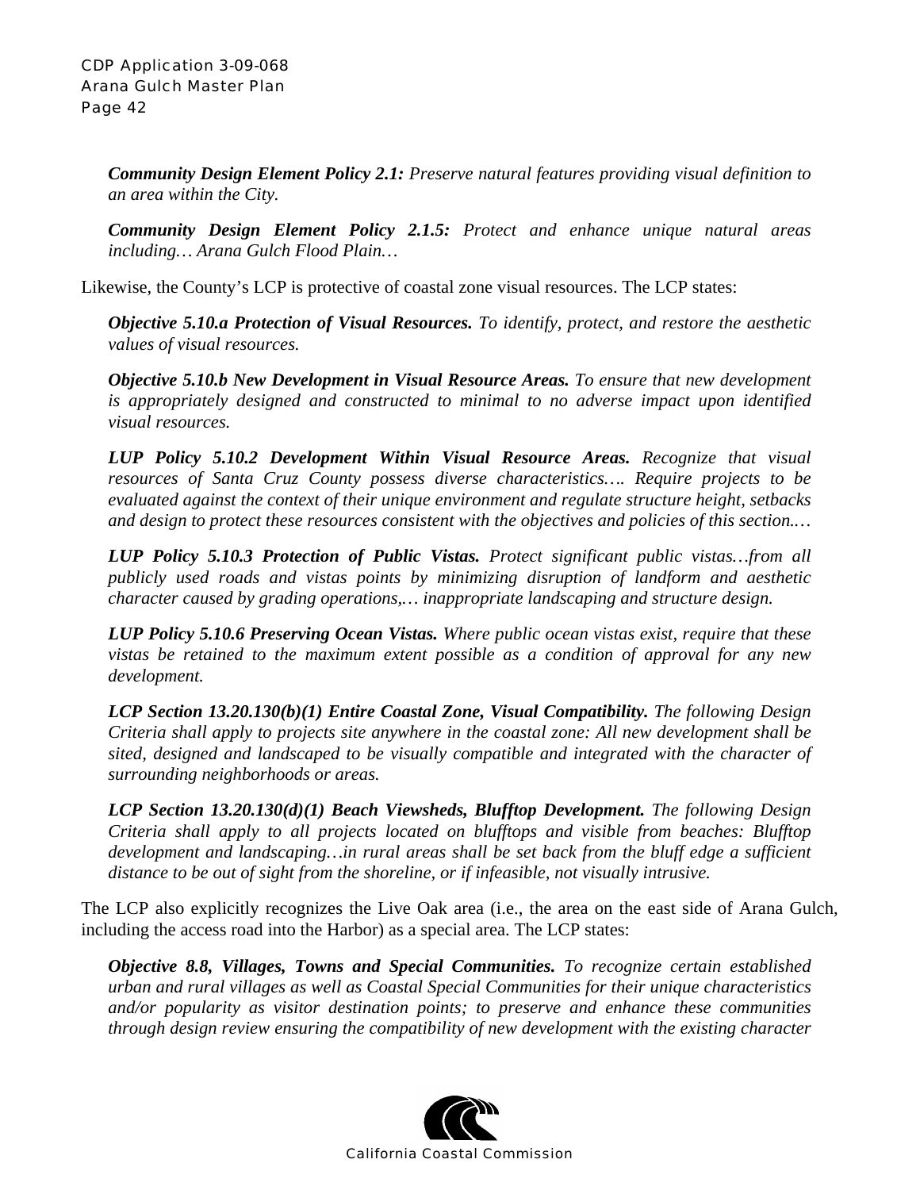***Community Design Element Policy 2.1:*** *Preserve natural features providing visual definition to an area within the City.*

***Community Design Element Policy 2.1.5:*** *Protect and enhance unique natural areas including… Arana Gulch Flood Plain…*

Likewise, the County's LCP is protective of coastal zone visual resources. The LCP states:

***Objective 5.10.a Protection of Visual Resources.*** *To identify, protect, and restore the aesthetic values of visual resources.*

***Objective 5.10.b New Development in Visual Resource Areas.*** *To ensure that new development is appropriately designed and constructed to minimal to no adverse impact upon identified visual resources.*

***LUP Policy 5.10.2 Development Within Visual Resource Areas.*** *Recognize that visual resources of Santa Cruz County possess diverse characteristics…. Require projects to be evaluated against the context of their unique environment and regulate structure height, setbacks and design to protect these resources consistent with the objectives and policies of this section.…*

***LUP Policy 5.10.3 Protection of Public Vistas.*** *Protect significant public vistas…from all publicly used roads and vistas points by minimizing disruption of landform and aesthetic character caused by grading operations,… inappropriate landscaping and structure design.*

***LUP Policy 5.10.6 Preserving Ocean Vistas.*** *Where public ocean vistas exist, require that these vistas be retained to the maximum extent possible as a condition of approval for any new development.*

***LCP Section 13.20.130(b)(1) Entire Coastal Zone, Visual Compatibility.*** *The following Design Criteria shall apply to projects site anywhere in the coastal zone: All new development shall be sited, designed and landscaped to be visually compatible and integrated with the character of surrounding neighborhoods or areas.*

***LCP Section 13.20.130(d)(1) Beach Viewsheds, Blufftop Development.*** *The following Design Criteria shall apply to all projects located on blufftops and visible from beaches: Blufftop development and landscaping…in rural areas shall be set back from the bluff edge a sufficient distance to be out of sight from the shoreline, or if infeasible, not visually intrusive.*

The LCP also explicitly recognizes the Live Oak area (i.e., the area on the east side of Arana Gulch, including the access road into the Harbor) as a special area. The LCP states:

***Objective 8.8, Villages, Towns and Special Communities.*** *To recognize certain established urban and rural villages as well as Coastal Special Communities for their unique characteristics and/or popularity as visitor destination points; to preserve and enhance these communities through design review ensuring the compatibility of new development with the existing character*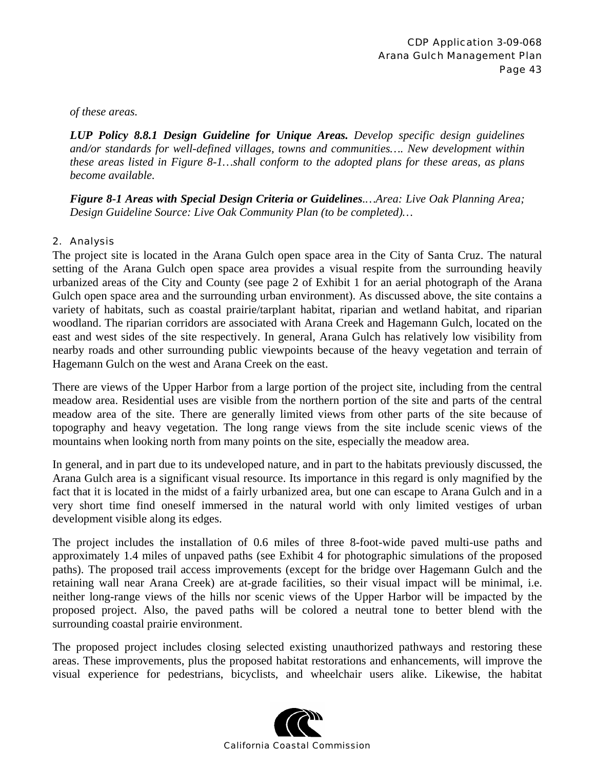*of these areas.*

***LUP Policy 8.8.1 Design Guideline for Unique Areas.*** *Develop specific design guidelines and/or standards for well-defined villages, towns and communities…. New development within these areas listed in Figure 8-1…shall conform to the adopted plans for these areas, as plans become available.*

***Figure 8-1 Areas with Special Design Criteria or Guidelines****.…Area: Live Oak Planning Area; Design Guideline Source: Live Oak Community Plan (to be completed)…*

### 2. Analysis

The project site is located in the Arana Gulch open space area in the City of Santa Cruz. The natural setting of the Arana Gulch open space area provides a visual respite from the surrounding heavily urbanized areas of the City and County (see page 2 of Exhibit 1 for an aerial photograph of the Arana Gulch open space area and the surrounding urban environment). As discussed above, the site contains a variety of habitats, such as coastal prairie/tarplant habitat, riparian and wetland habitat, and riparian woodland. The riparian corridors are associated with Arana Creek and Hagemann Gulch, located on the east and west sides of the site respectively. In general, Arana Gulch has relatively low visibility from nearby roads and other surrounding public viewpoints because of the heavy vegetation and terrain of Hagemann Gulch on the west and Arana Creek on the east.

There are views of the Upper Harbor from a large portion of the project site, including from the central meadow area. Residential uses are visible from the northern portion of the site and parts of the central meadow area of the site. There are generally limited views from other parts of the site because of topography and heavy vegetation. The long range views from the site include scenic views of the mountains when looking north from many points on the site, especially the meadow area.

In general, and in part due to its undeveloped nature, and in part to the habitats previously discussed, the Arana Gulch area is a significant visual resource. Its importance in this regard is only magnified by the fact that it is located in the midst of a fairly urbanized area, but one can escape to Arana Gulch and in a very short time find oneself immersed in the natural world with only limited vestiges of urban development visible along its edges.

The project includes the installation of 0.6 miles of three 8-foot-wide paved multi-use paths and approximately 1.4 miles of unpaved paths (see Exhibit 4 for photographic simulations of the proposed paths). The proposed trail access improvements (except for the bridge over Hagemann Gulch and the retaining wall near Arana Creek) are at-grade facilities, so their visual impact will be minimal, i.e. neither long-range views of the hills nor scenic views of the Upper Harbor will be impacted by the proposed project. Also, the paved paths will be colored a neutral tone to better blend with the surrounding coastal prairie environment.

The proposed project includes closing selected existing unauthorized pathways and restoring these areas. These improvements, plus the proposed habitat restorations and enhancements, will improve the visual experience for pedestrians, bicyclists, and wheelchair users alike. Likewise, the habitat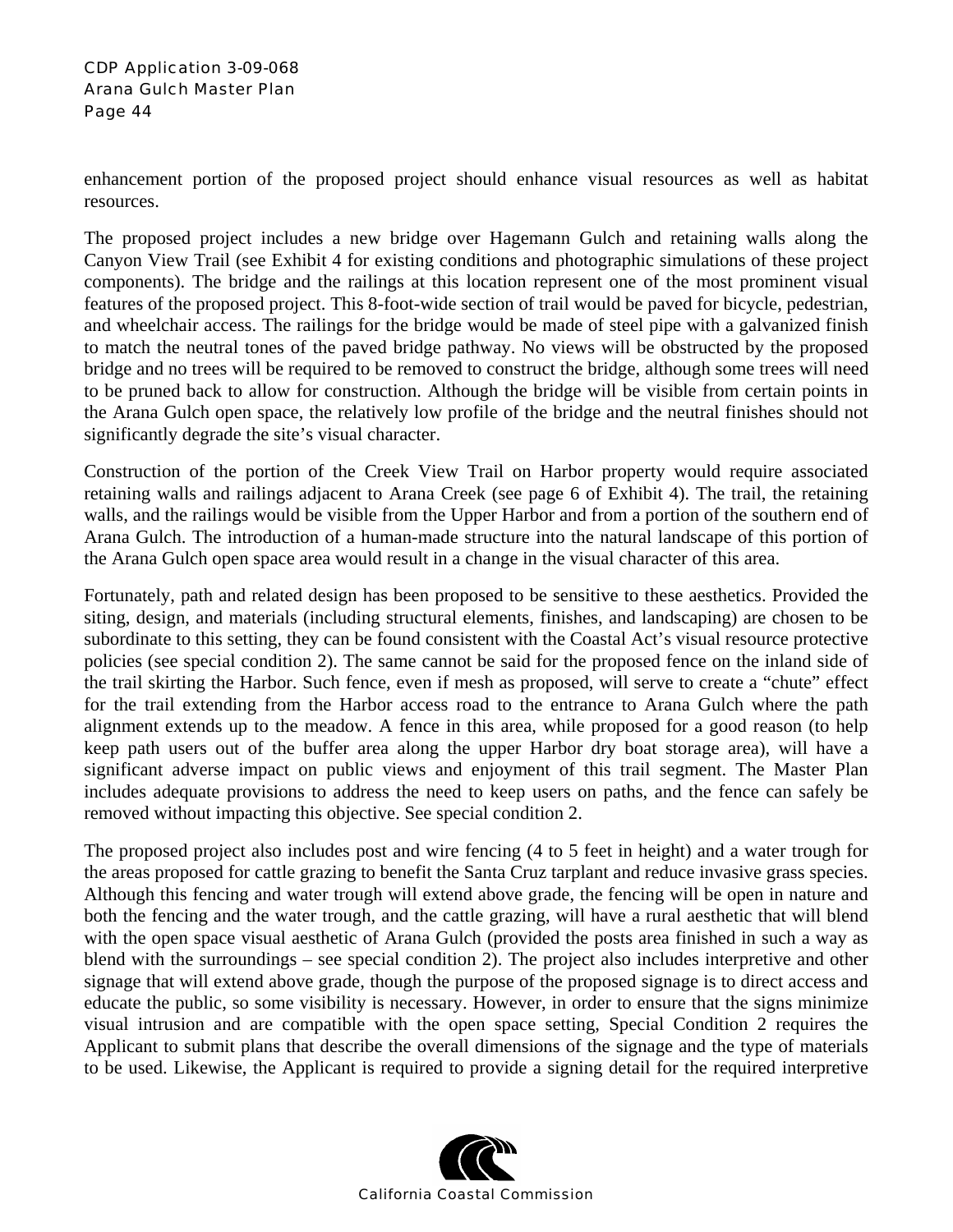enhancement portion of the proposed project should enhance visual resources as well as habitat resources.

The proposed project includes a new bridge over Hagemann Gulch and retaining walls along the Canyon View Trail (see Exhibit 4 for existing conditions and photographic simulations of these project components). The bridge and the railings at this location represent one of the most prominent visual features of the proposed project. This 8-foot-wide section of trail would be paved for bicycle, pedestrian, and wheelchair access. The railings for the bridge would be made of steel pipe with a galvanized finish to match the neutral tones of the paved bridge pathway. No views will be obstructed by the proposed bridge and no trees will be required to be removed to construct the bridge, although some trees will need to be pruned back to allow for construction. Although the bridge will be visible from certain points in the Arana Gulch open space, the relatively low profile of the bridge and the neutral finishes should not significantly degrade the site's visual character.

Construction of the portion of the Creek View Trail on Harbor property would require associated retaining walls and railings adjacent to Arana Creek (see page 6 of Exhibit 4). The trail, the retaining walls, and the railings would be visible from the Upper Harbor and from a portion of the southern end of Arana Gulch. The introduction of a human-made structure into the natural landscape of this portion of the Arana Gulch open space area would result in a change in the visual character of this area.

Fortunately, path and related design has been proposed to be sensitive to these aesthetics. Provided the siting, design, and materials (including structural elements, finishes, and landscaping) are chosen to be subordinate to this setting, they can be found consistent with the Coastal Act's visual resource protective policies (see special condition 2). The same cannot be said for the proposed fence on the inland side of the trail skirting the Harbor. Such fence, even if mesh as proposed, will serve to create a "chute" effect for the trail extending from the Harbor access road to the entrance to Arana Gulch where the path alignment extends up to the meadow. A fence in this area, while proposed for a good reason (to help keep path users out of the buffer area along the upper Harbor dry boat storage area), will have a significant adverse impact on public views and enjoyment of this trail segment. The Master Plan includes adequate provisions to address the need to keep users on paths, and the fence can safely be removed without impacting this objective. See special condition 2.

The proposed project also includes post and wire fencing (4 to 5 feet in height) and a water trough for the areas proposed for cattle grazing to benefit the Santa Cruz tarplant and reduce invasive grass species. Although this fencing and water trough will extend above grade, the fencing will be open in nature and both the fencing and the water trough, and the cattle grazing, will have a rural aesthetic that will blend with the open space visual aesthetic of Arana Gulch (provided the posts area finished in such a way as blend with the surroundings – see special condition 2). The project also includes interpretive and other signage that will extend above grade, though the purpose of the proposed signage is to direct access and educate the public, so some visibility is necessary. However, in order to ensure that the signs minimize visual intrusion and are compatible with the open space setting, Special Condition 2 requires the Applicant to submit plans that describe the overall dimensions of the signage and the type of materials to be used. Likewise, the Applicant is required to provide a signing detail for the required interpretive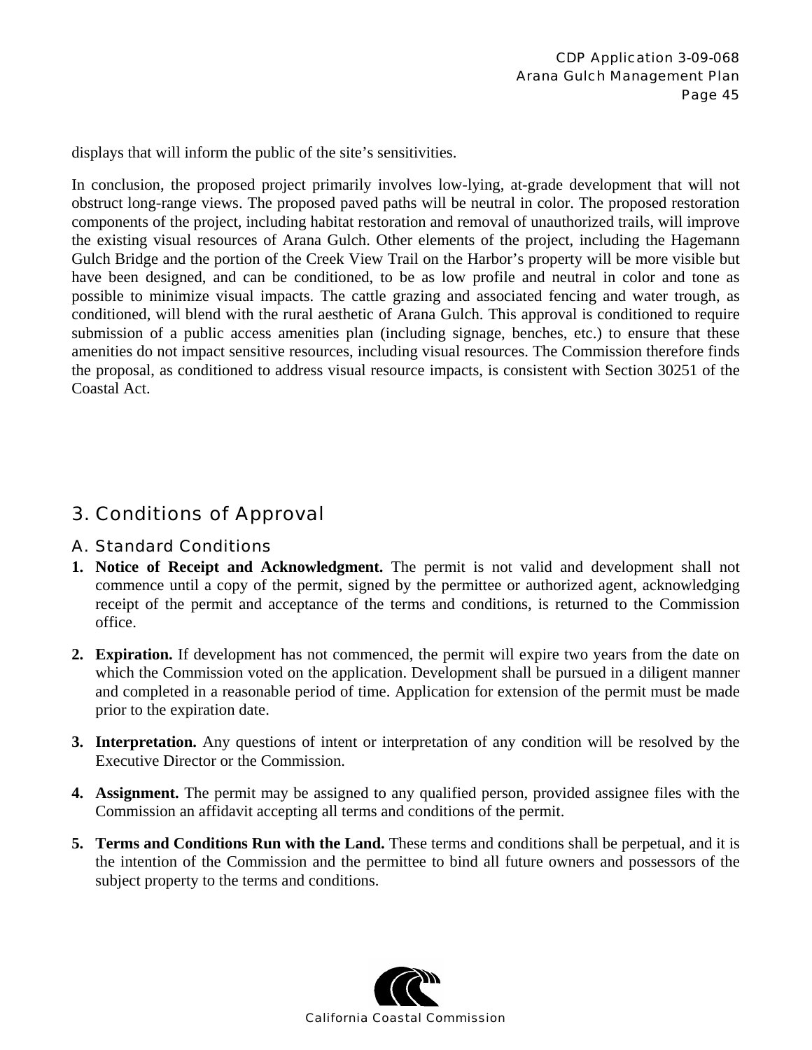displays that will inform the public of the site's sensitivities.

In conclusion, the proposed project primarily involves low-lying, at-grade development that will not obstruct long-range views. The proposed paved paths will be neutral in color. The proposed restoration components of the project, including habitat restoration and removal of unauthorized trails, will improve the existing visual resources of Arana Gulch. Other elements of the project, including the Hagemann Gulch Bridge and the portion of the Creek View Trail on the Harbor's property will be more visible but have been designed, and can be conditioned, to be as low profile and neutral in color and tone as possible to minimize visual impacts. The cattle grazing and associated fencing and water trough, as conditioned, will blend with the rural aesthetic of Arana Gulch. This approval is conditioned to require submission of a public access amenities plan (including signage, benches, etc.) to ensure that these amenities do not impact sensitive resources, including visual resources. The Commission therefore finds the proposal, as conditioned to address visual resource impacts, is consistent with Section 30251 of the Coastal Act.

## 3. Conditions of Approval

### A. Standard Conditions

1. **Notice of Receipt and Acknowledgment.** The permit is not valid and development shall not commence until a copy of the permit, signed by the permittee or authorized agent, acknowledging receipt of the permit and acceptance of the terms and conditions, is returned to the Commission office.

2. **Expiration.** If development has not commenced, the permit will expire two years from the date on which the Commission voted on the application. Development shall be pursued in a diligent manner and completed in a reasonable period of time. Application for extension of the permit must be made prior to the expiration date.

3. **Interpretation.** Any questions of intent or interpretation of any condition will be resolved by the Executive Director or the Commission.

4. **Assignment.** The permit may be assigned to any qualified person, provided assignee files with the Commission an affidavit accepting all terms and conditions of the permit.

5. **Terms and Conditions Run with the Land.** These terms and conditions shall be perpetual, and it is the intention of the Commission and the permittee to bind all future owners and possessors of the subject property to the terms and conditions.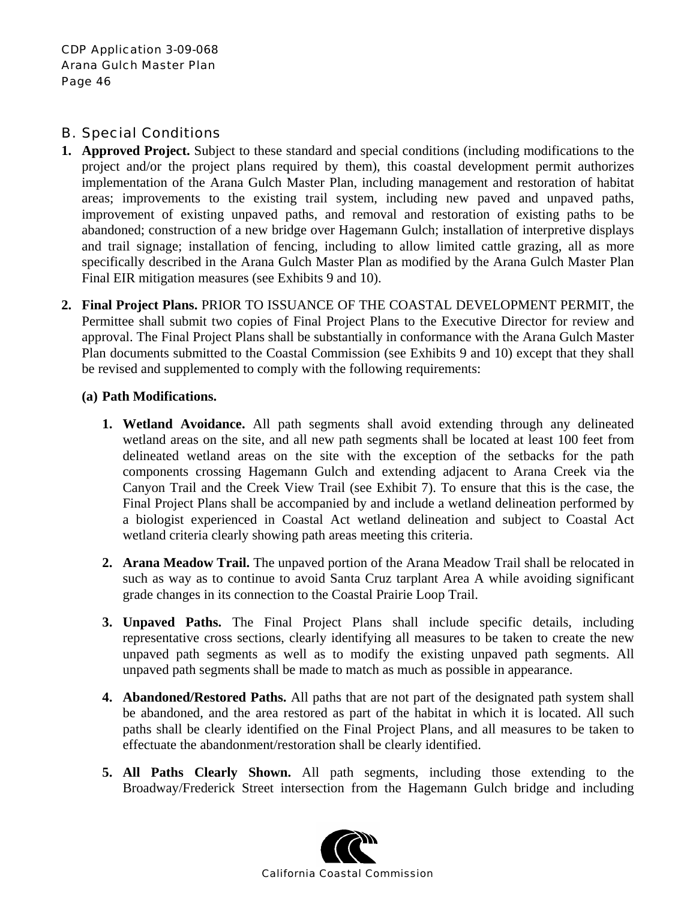## B. Special Conditions

1. **Approved Project.** Subject to these standard and special conditions (including modifications to the project and/or the project plans required by them), this coastal development permit authorizes implementation of the Arana Gulch Master Plan, including management and restoration of habitat areas; improvements to the existing trail system, including new paved and unpaved paths, improvement of existing unpaved paths, and removal and restoration of existing paths to be abandoned; construction of a new bridge over Hagemann Gulch; installation of interpretive displays and trail signage; installation of fencing, including to allow limited cattle grazing, all as more specifically described in the Arana Gulch Master Plan as modified by the Arana Gulch Master Plan Final EIR mitigation measures (see Exhibits 9 and 10).

2. **Final Project Plans.** PRIOR TO ISSUANCE OF THE COASTAL DEVELOPMENT PERMIT, the Permittee shall submit two copies of Final Project Plans to the Executive Director for review and approval. The Final Project Plans shall be substantially in conformance with the Arana Gulch Master Plan documents submitted to the Coastal Commission (see Exhibits 9 and 10) except that they shall be revised and supplemented to comply with the following requirements:

   **(a) Path Modifications.**

   1. **Wetland Avoidance.** All path segments shall avoid extending through any delineated wetland areas on the site, and all new path segments shall be located at least 100 feet from delineated wetland areas on the site with the exception of the setbacks for the path components crossing Hagemann Gulch and extending adjacent to Arana Creek via the Canyon Trail and the Creek View Trail (see Exhibit 7). To ensure that this is the case, the Final Project Plans shall be accompanied by and include a wetland delineation performed by a biologist experienced in Coastal Act wetland delineation and subject to Coastal Act wetland criteria clearly showing path areas meeting this criteria.

   2. **Arana Meadow Trail.** The unpaved portion of the Arana Meadow Trail shall be relocated in such as way as to continue to avoid Santa Cruz tarplant Area A while avoiding significant grade changes in its connection to the Coastal Prairie Loop Trail.

   3. **Unpaved Paths.** The Final Project Plans shall include specific details, including representative cross sections, clearly identifying all measures to be taken to create the new unpaved path segments as well as to modify the existing unpaved path segments. All unpaved path segments shall be made to match as much as possible in appearance.

   4. **Abandoned/Restored Paths.** All paths that are not part of the designated path system shall be abandoned, and the area restored as part of the habitat in which it is located. All such paths shall be clearly identified on the Final Project Plans, and all measures to be taken to effectuate the abandonment/restoration shall be clearly identified.

   5. **All Paths Clearly Shown.** All path segments, including those extending to the Broadway/Frederick Street intersection from the Hagemann Gulch bridge and including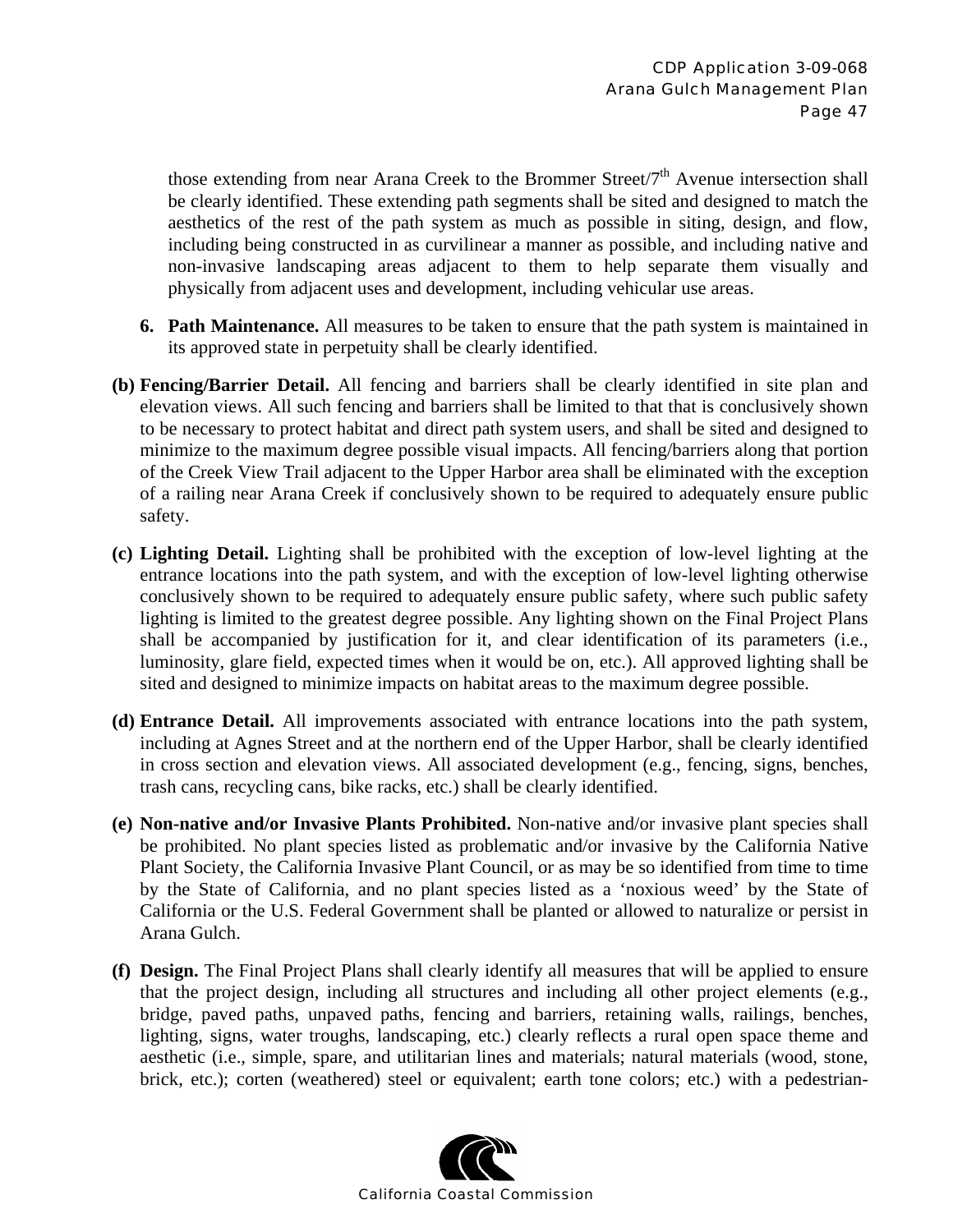those extending from near Arana Creek to the Brommer Street/7th Avenue intersection shall be clearly identified. These extending path segments shall be sited and designed to match the aesthetics of the rest of the path system as much as possible in siting, design, and flow, including being constructed in as curvilinear a manner as possible, and including native and non-invasive landscaping areas adjacent to them to help separate them visually and physically from adjacent uses and development, including vehicular use areas.

6. **Path Maintenance.** All measures to be taken to ensure that the path system is maintained in its approved state in perpetuity shall be clearly identified.

**(b) Fencing/Barrier Detail.** All fencing and barriers shall be clearly identified in site plan and elevation views. All such fencing and barriers shall be limited to that that is conclusively shown to be necessary to protect habitat and direct path system users, and shall be sited and designed to minimize to the maximum degree possible visual impacts. All fencing/barriers along that portion of the Creek View Trail adjacent to the Upper Harbor area shall be eliminated with the exception of a railing near Arana Creek if conclusively shown to be required to adequately ensure public safety.

**(c) Lighting Detail.** Lighting shall be prohibited with the exception of low-level lighting at the entrance locations into the path system, and with the exception of low-level lighting otherwise conclusively shown to be required to adequately ensure public safety, where such public safety lighting is limited to the greatest degree possible. Any lighting shown on the Final Project Plans shall be accompanied by justification for it, and clear identification of its parameters (i.e., luminosity, glare field, expected times when it would be on, etc.). All approved lighting shall be sited and designed to minimize impacts on habitat areas to the maximum degree possible.

**(d) Entrance Detail.** All improvements associated with entrance locations into the path system, including at Agnes Street and at the northern end of the Upper Harbor, shall be clearly identified in cross section and elevation views. All associated development (e.g., fencing, signs, benches, trash cans, recycling cans, bike racks, etc.) shall be clearly identified.

**(e) Non-native and/or Invasive Plants Prohibited.** Non-native and/or invasive plant species shall be prohibited. No plant species listed as problematic and/or invasive by the California Native Plant Society, the California Invasive Plant Council, or as may be so identified from time to time by the State of California, and no plant species listed as a 'noxious weed' by the State of California or the U.S. Federal Government shall be planted or allowed to naturalize or persist in Arana Gulch.

**(f) Design.** The Final Project Plans shall clearly identify all measures that will be applied to ensure that the project design, including all structures and including all other project elements (e.g., bridge, paved paths, unpaved paths, fencing and barriers, retaining walls, railings, benches, lighting, signs, water troughs, landscaping, etc.) clearly reflects a rural open space theme and aesthetic (i.e., simple, spare, and utilitarian lines and materials; natural materials (wood, stone, brick, etc.); corten (weathered) steel or equivalent; earth tone colors; etc.) with a pedestrian-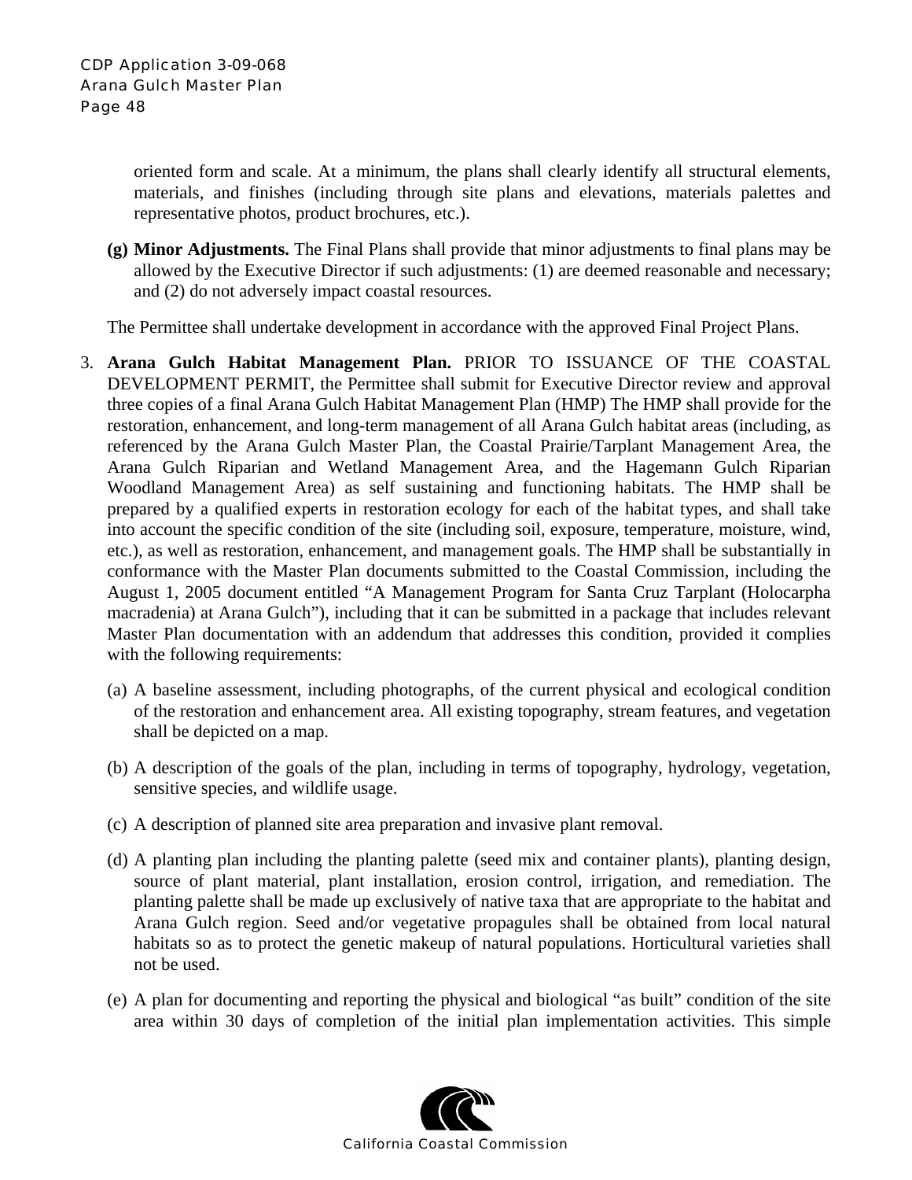oriented form and scale. At a minimum, the plans shall clearly identify all structural elements, materials, and finishes (including through site plans and elevations, materials palettes and representative photos, product brochures, etc.).

**(g) Minor Adjustments.** The Final Plans shall provide that minor adjustments to final plans may be allowed by the Executive Director if such adjustments: (1) are deemed reasonable and necessary; and (2) do not adversely impact coastal resources.

The Permittee shall undertake development in accordance with the approved Final Project Plans.

3. **Arana Gulch Habitat Management Plan.** PRIOR TO ISSUANCE OF THE COASTAL DEVELOPMENT PERMIT, the Permittee shall submit for Executive Director review and approval three copies of a final Arana Gulch Habitat Management Plan (HMP) The HMP shall provide for the restoration, enhancement, and long-term management of all Arana Gulch habitat areas (including, as referenced by the Arana Gulch Master Plan, the Coastal Prairie/Tarplant Management Area, the Arana Gulch Riparian and Wetland Management Area, and the Hagemann Gulch Riparian Woodland Management Area) as self sustaining and functioning habitats. The HMP shall be prepared by a qualified experts in restoration ecology for each of the habitat types, and shall take into account the specific condition of the site (including soil, exposure, temperature, moisture, wind, etc.), as well as restoration, enhancement, and management goals. The HMP shall be substantially in conformance with the Master Plan documents submitted to the Coastal Commission, including the August 1, 2005 document entitled "A Management Program for Santa Cruz Tarplant (Holocarpha macradenia) at Arana Gulch"), including that it can be submitted in a package that includes relevant Master Plan documentation with an addendum that addresses this condition, provided it complies with the following requirements:

   (a) A baseline assessment, including photographs, of the current physical and ecological condition of the restoration and enhancement area. All existing topography, stream features, and vegetation shall be depicted on a map.

   (b) A description of the goals of the plan, including in terms of topography, hydrology, vegetation, sensitive species, and wildlife usage.

   (c) A description of planned site area preparation and invasive plant removal.

   (d) A planting plan including the planting palette (seed mix and container plants), planting design, source of plant material, plant installation, erosion control, irrigation, and remediation. The planting palette shall be made up exclusively of native taxa that are appropriate to the habitat and Arana Gulch region. Seed and/or vegetative propagules shall be obtained from local natural habitats so as to protect the genetic makeup of natural populations. Horticultural varieties shall not be used.

   (e) A plan for documenting and reporting the physical and biological "as built" condition of the site area within 30 days of completion of the initial plan implementation activities. This simple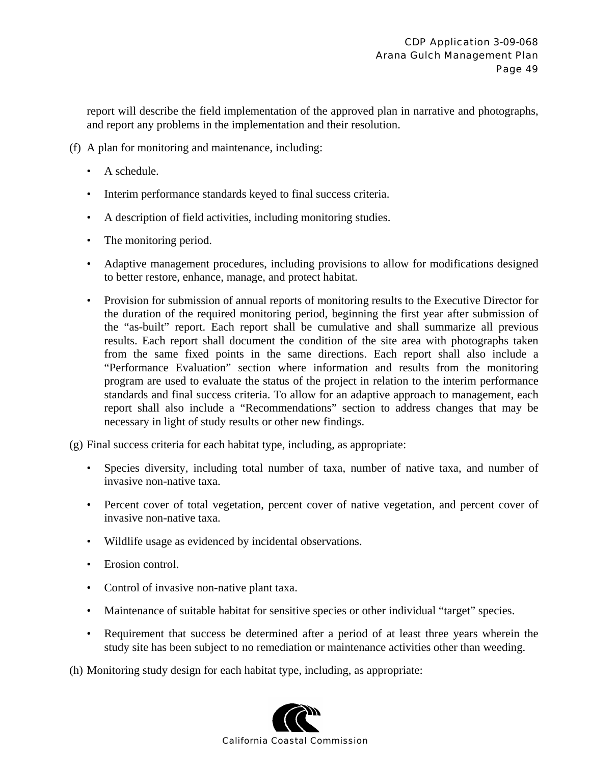report will describe the field implementation of the approved plan in narrative and photographs, and report any problems in the implementation and their resolution.

(f) A plan for monitoring and maintenance, including:

- A schedule.
- Interim performance standards keyed to final success criteria.
- A description of field activities, including monitoring studies.
- The monitoring period.
- Adaptive management procedures, including provisions to allow for modifications designed to better restore, enhance, manage, and protect habitat.
- Provision for submission of annual reports of monitoring results to the Executive Director for the duration of the required monitoring period, beginning the first year after submission of the "as-built" report. Each report shall be cumulative and shall summarize all previous results. Each report shall document the condition of the site area with photographs taken from the same fixed points in the same directions. Each report shall also include a "Performance Evaluation" section where information and results from the monitoring program are used to evaluate the status of the project in relation to the interim performance standards and final success criteria. To allow for an adaptive approach to management, each report shall also include a "Recommendations" section to address changes that may be necessary in light of study results or other new findings.

(g) Final success criteria for each habitat type, including, as appropriate:

- Species diversity, including total number of taxa, number of native taxa, and number of invasive non-native taxa.
- Percent cover of total vegetation, percent cover of native vegetation, and percent cover of invasive non-native taxa.
- Wildlife usage as evidenced by incidental observations.
- Erosion control.
- Control of invasive non-native plant taxa.
- Maintenance of suitable habitat for sensitive species or other individual "target" species.
- Requirement that success be determined after a period of at least three years wherein the study site has been subject to no remediation or maintenance activities other than weeding.

(h) Monitoring study design for each habitat type, including, as appropriate: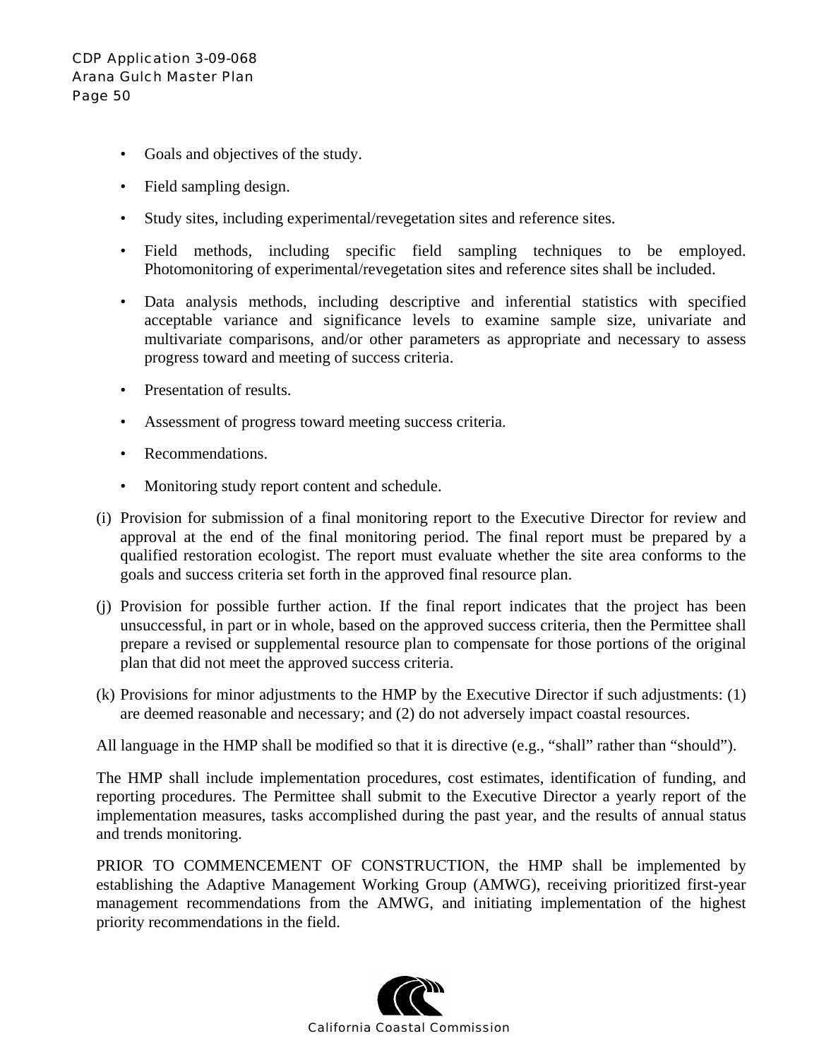- Goals and objectives of the study.
- Field sampling design.
- Study sites, including experimental/revegetation sites and reference sites.
- Field methods, including specific field sampling techniques to be employed. Photomonitoring of experimental/revegetation sites and reference sites shall be included.
- Data analysis methods, including descriptive and inferential statistics with specified acceptable variance and significance levels to examine sample size, univariate and multivariate comparisons, and/or other parameters as appropriate and necessary to assess progress toward and meeting of success criteria.
- Presentation of results.
- Assessment of progress toward meeting success criteria.
- Recommendations.
- Monitoring study report content and schedule.

(i) Provision for submission of a final monitoring report to the Executive Director for review and approval at the end of the final monitoring period. The final report must be prepared by a qualified restoration ecologist. The report must evaluate whether the site area conforms to the goals and success criteria set forth in the approved final resource plan.

(j) Provision for possible further action. If the final report indicates that the project has been unsuccessful, in part or in whole, based on the approved success criteria, then the Permittee shall prepare a revised or supplemental resource plan to compensate for those portions of the original plan that did not meet the approved success criteria.

(k) Provisions for minor adjustments to the HMP by the Executive Director if such adjustments: (1) are deemed reasonable and necessary; and (2) do not adversely impact coastal resources.

All language in the HMP shall be modified so that it is directive (e.g., "shall" rather than "should").

The HMP shall include implementation procedures, cost estimates, identification of funding, and reporting procedures. The Permittee shall submit to the Executive Director a yearly report of the implementation measures, tasks accomplished during the past year, and the results of annual status and trends monitoring.

PRIOR TO COMMENCEMENT OF CONSTRUCTION, the HMP shall be implemented by establishing the Adaptive Management Working Group (AMWG), receiving prioritized first-year management recommendations from the AMWG, and initiating implementation of the highest priority recommendations in the field.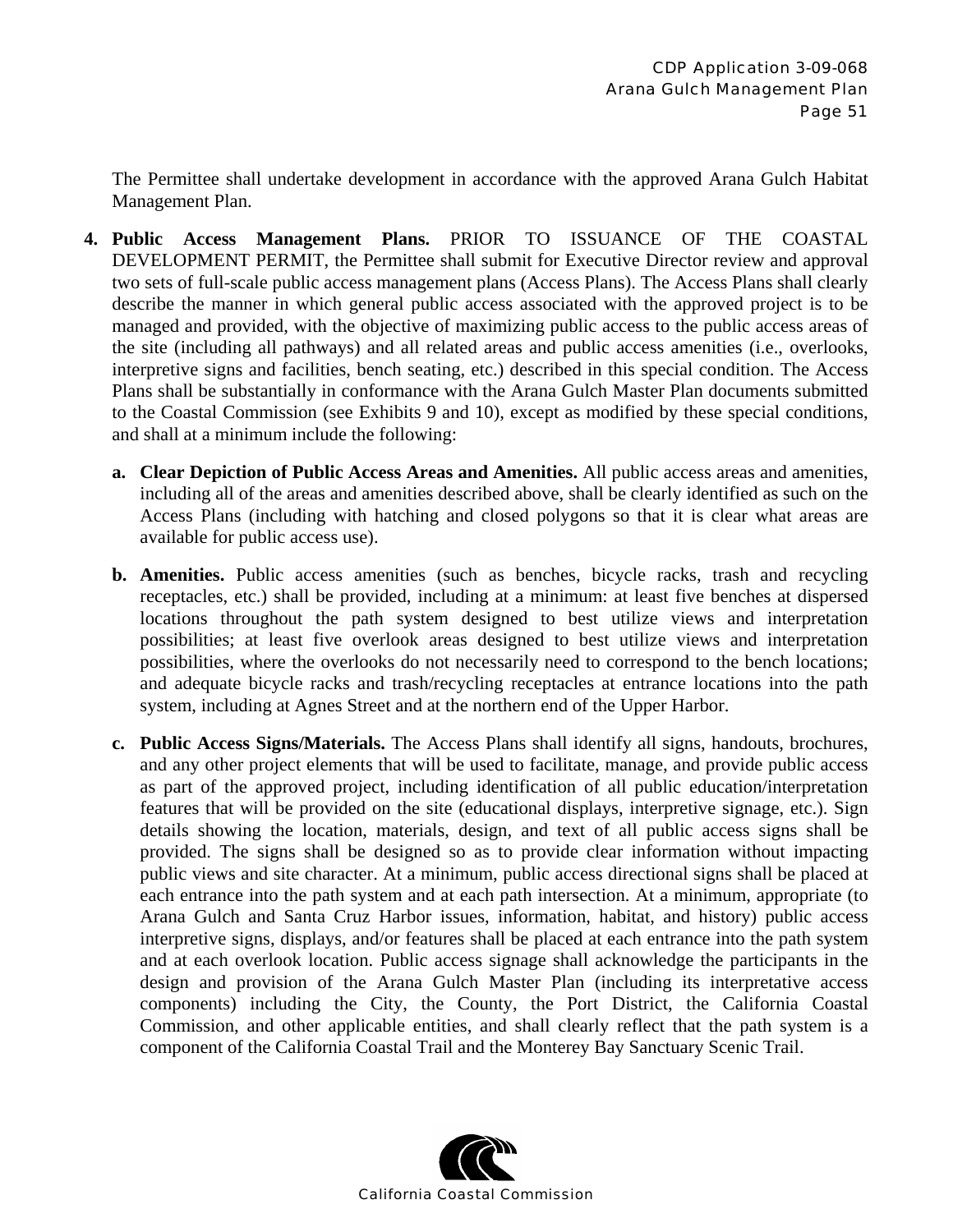The Permittee shall undertake development in accordance with the approved Arana Gulch Habitat Management Plan.

4. **Public Access Management Plans.** PRIOR TO ISSUANCE OF THE COASTAL DEVELOPMENT PERMIT, the Permittee shall submit for Executive Director review and approval two sets of full-scale public access management plans (Access Plans). The Access Plans shall clearly describe the manner in which general public access associated with the approved project is to be managed and provided, with the objective of maximizing public access to the public access areas of the site (including all pathways) and all related areas and public access amenities (i.e., overlooks, interpretive signs and facilities, bench seating, etc.) described in this special condition. The Access Plans shall be substantially in conformance with the Arana Gulch Master Plan documents submitted to the Coastal Commission (see Exhibits 9 and 10), except as modified by these special conditions, and shall at a minimum include the following:

   a. **Clear Depiction of Public Access Areas and Amenities.** All public access areas and amenities, including all of the areas and amenities described above, shall be clearly identified as such on the Access Plans (including with hatching and closed polygons so that it is clear what areas are available for public access use).

   b. **Amenities.** Public access amenities (such as benches, bicycle racks, trash and recycling receptacles, etc.) shall be provided, including at a minimum: at least five benches at dispersed locations throughout the path system designed to best utilize views and interpretation possibilities; at least five overlook areas designed to best utilize views and interpretation possibilities, where the overlooks do not necessarily need to correspond to the bench locations; and adequate bicycle racks and trash/recycling receptacles at entrance locations into the path system, including at Agnes Street and at the northern end of the Upper Harbor.

   c. **Public Access Signs/Materials.** The Access Plans shall identify all signs, handouts, brochures, and any other project elements that will be used to facilitate, manage, and provide public access as part of the approved project, including identification of all public education/interpretation features that will be provided on the site (educational displays, interpretive signage, etc.). Sign details showing the location, materials, design, and text of all public access signs shall be provided. The signs shall be designed so as to provide clear information without impacting public views and site character. At a minimum, public access directional signs shall be placed at each entrance into the path system and at each path intersection. At a minimum, appropriate (to Arana Gulch and Santa Cruz Harbor issues, information, habitat, and history) public access interpretive signs, displays, and/or features shall be placed at each entrance into the path system and at each overlook location. Public access signage shall acknowledge the participants in the design and provision of the Arana Gulch Master Plan (including its interpretative access components) including the City, the County, the Port District, the California Coastal Commission, and other applicable entities, and shall clearly reflect that the path system is a component of the California Coastal Trail and the Monterey Bay Sanctuary Scenic Trail.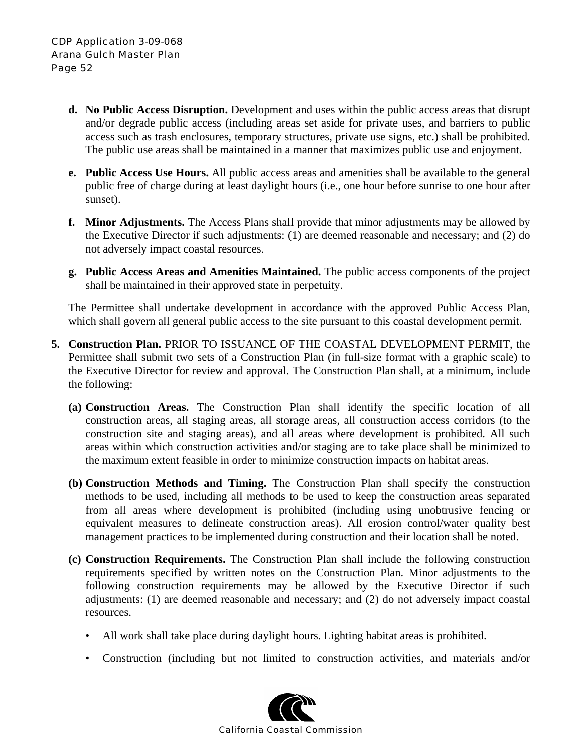- **d. No Public Access Disruption.** Development and uses within the public access areas that disrupt and/or degrade public access (including areas set aside for private uses, and barriers to public access such as trash enclosures, temporary structures, private use signs, etc.) shall be prohibited. The public use areas shall be maintained in a manner that maximizes public use and enjoyment.

- **e. Public Access Use Hours.** All public access areas and amenities shall be available to the general public free of charge during at least daylight hours (i.e., one hour before sunrise to one hour after sunset).

- **f. Minor Adjustments.** The Access Plans shall provide that minor adjustments may be allowed by the Executive Director if such adjustments: (1) are deemed reasonable and necessary; and (2) do not adversely impact coastal resources.

- **g. Public Access Areas and Amenities Maintained.** The public access components of the project shall be maintained in their approved state in perpetuity.

The Permittee shall undertake development in accordance with the approved Public Access Plan, which shall govern all general public access to the site pursuant to this coastal development permit.

**5. Construction Plan.** PRIOR TO ISSUANCE OF THE COASTAL DEVELOPMENT PERMIT, the Permittee shall submit two sets of a Construction Plan (in full-size format with a graphic scale) to the Executive Director for review and approval. The Construction Plan shall, at a minimum, include the following:

- **(a) Construction Areas.** The Construction Plan shall identify the specific location of all construction areas, all staging areas, all storage areas, all construction access corridors (to the construction site and staging areas), and all areas where development is prohibited. All such areas within which construction activities and/or staging are to take place shall be minimized to the maximum extent feasible in order to minimize construction impacts on habitat areas.

- **(b) Construction Methods and Timing.** The Construction Plan shall specify the construction methods to be used, including all methods to be used to keep the construction areas separated from all areas where development is prohibited (including using unobtrusive fencing or equivalent measures to delineate construction areas). All erosion control/water quality best management practices to be implemented during construction and their location shall be noted.

- **(c) Construction Requirements.** The Construction Plan shall include the following construction requirements specified by written notes on the Construction Plan. Minor adjustments to the following construction requirements may be allowed by the Executive Director if such adjustments: (1) are deemed reasonable and necessary; and (2) do not adversely impact coastal resources.

  - All work shall take place during daylight hours. Lighting habitat areas is prohibited.

  - Construction (including but not limited to construction activities, and materials and/or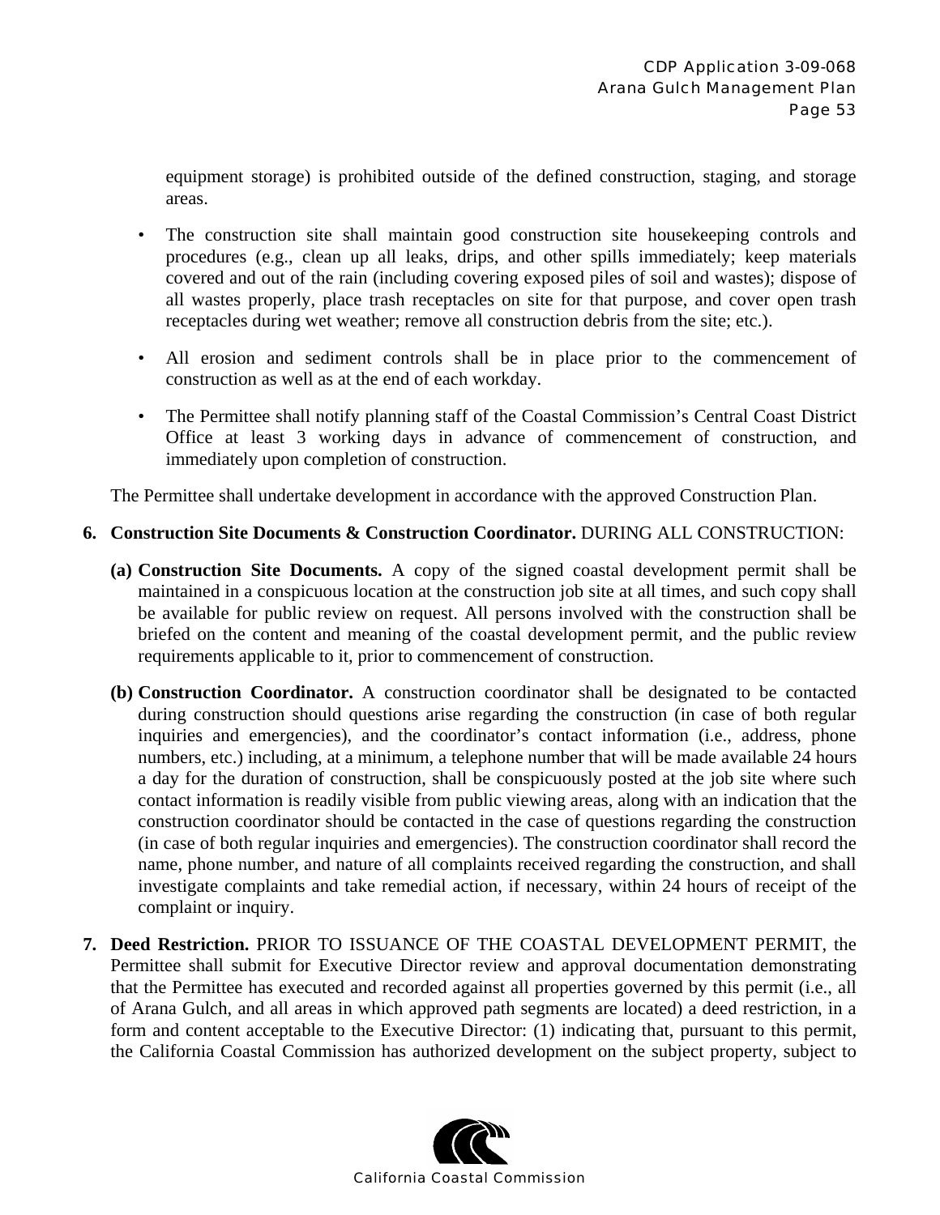equipment storage) is prohibited outside of the defined construction, staging, and storage areas.

- The construction site shall maintain good construction site housekeeping controls and procedures (e.g., clean up all leaks, drips, and other spills immediately; keep materials covered and out of the rain (including covering exposed piles of soil and wastes); dispose of all wastes properly, place trash receptacles on site for that purpose, and cover open trash receptacles during wet weather; remove all construction debris from the site; etc.).
- All erosion and sediment controls shall be in place prior to the commencement of construction as well as at the end of each workday.
- The Permittee shall notify planning staff of the Coastal Commission's Central Coast District Office at least 3 working days in advance of commencement of construction, and immediately upon completion of construction.

The Permittee shall undertake development in accordance with the approved Construction Plan.

6. **Construction Site Documents & Construction Coordinator.** DURING ALL CONSTRUCTION:

   **(a) Construction Site Documents.** A copy of the signed coastal development permit shall be maintained in a conspicuous location at the construction job site at all times, and such copy shall be available for public review on request. All persons involved with the construction shall be briefed on the content and meaning of the coastal development permit, and the public review requirements applicable to it, prior to commencement of construction.

   **(b) Construction Coordinator.** A construction coordinator shall be designated to be contacted during construction should questions arise regarding the construction (in case of both regular inquiries and emergencies), and the coordinator's contact information (i.e., address, phone numbers, etc.) including, at a minimum, a telephone number that will be made available 24 hours a day for the duration of construction, shall be conspicuously posted at the job site where such contact information is readily visible from public viewing areas, along with an indication that the construction coordinator should be contacted in the case of questions regarding the construction (in case of both regular inquiries and emergencies). The construction coordinator shall record the name, phone number, and nature of all complaints received regarding the construction, and shall investigate complaints and take remedial action, if necessary, within 24 hours of receipt of the complaint or inquiry.

7. **Deed Restriction.** PRIOR TO ISSUANCE OF THE COASTAL DEVELOPMENT PERMIT, the Permittee shall submit for Executive Director review and approval documentation demonstrating that the Permittee has executed and recorded against all properties governed by this permit (i.e., all of Arana Gulch, and all areas in which approved path segments are located) a deed restriction, in a form and content acceptable to the Executive Director: (1) indicating that, pursuant to this permit, the California Coastal Commission has authorized development on the subject property, subject to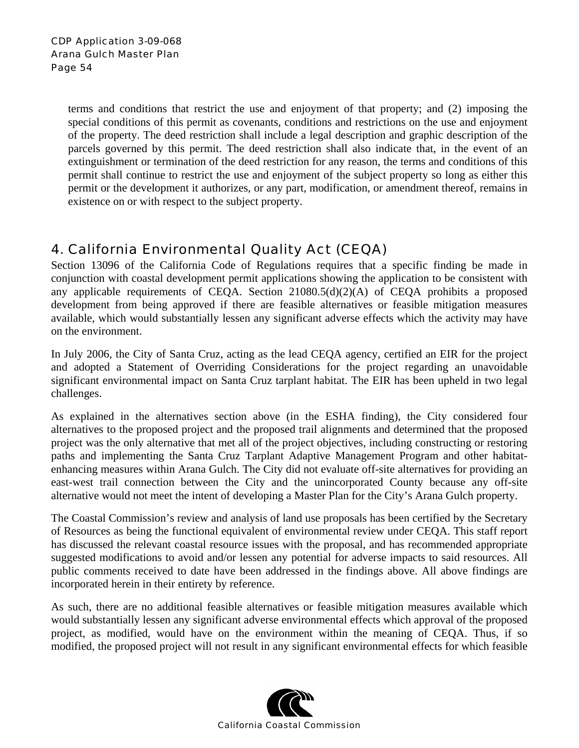terms and conditions that restrict the use and enjoyment of that property; and (2) imposing the special conditions of this permit as covenants, conditions and restrictions on the use and enjoyment of the property. The deed restriction shall include a legal description and graphic description of the parcels governed by this permit. The deed restriction shall also indicate that, in the event of an extinguishment or termination of the deed restriction for any reason, the terms and conditions of this permit shall continue to restrict the use and enjoyment of the subject property so long as either this permit or the development it authorizes, or any part, modification, or amendment thereof, remains in existence on or with respect to the subject property.

## 4. California Environmental Quality Act (CEQA)

Section 13096 of the California Code of Regulations requires that a specific finding be made in conjunction with coastal development permit applications showing the application to be consistent with any applicable requirements of CEQA. Section 21080.5(d)(2)(A) of CEQA prohibits a proposed development from being approved if there are feasible alternatives or feasible mitigation measures available, which would substantially lessen any significant adverse effects which the activity may have on the environment.

In July 2006, the City of Santa Cruz, acting as the lead CEQA agency, certified an EIR for the project and adopted a Statement of Overriding Considerations for the project regarding an unavoidable significant environmental impact on Santa Cruz tarplant habitat. The EIR has been upheld in two legal challenges.

As explained in the alternatives section above (in the ESHA finding), the City considered four alternatives to the proposed project and the proposed trail alignments and determined that the proposed project was the only alternative that met all of the project objectives, including constructing or restoring paths and implementing the Santa Cruz Tarplant Adaptive Management Program and other habitat-enhancing measures within Arana Gulch. The City did not evaluate off-site alternatives for providing an east-west trail connection between the City and the unincorporated County because any off-site alternative would not meet the intent of developing a Master Plan for the City's Arana Gulch property.

The Coastal Commission's review and analysis of land use proposals has been certified by the Secretary of Resources as being the functional equivalent of environmental review under CEQA. This staff report has discussed the relevant coastal resource issues with the proposal, and has recommended appropriate suggested modifications to avoid and/or lessen any potential for adverse impacts to said resources. All public comments received to date have been addressed in the findings above. All above findings are incorporated herein in their entirety by reference.

As such, there are no additional feasible alternatives or feasible mitigation measures available which would substantially lessen any significant adverse environmental effects which approval of the proposed project, as modified, would have on the environment within the meaning of CEQA. Thus, if so modified, the proposed project will not result in any significant environmental effects for which feasible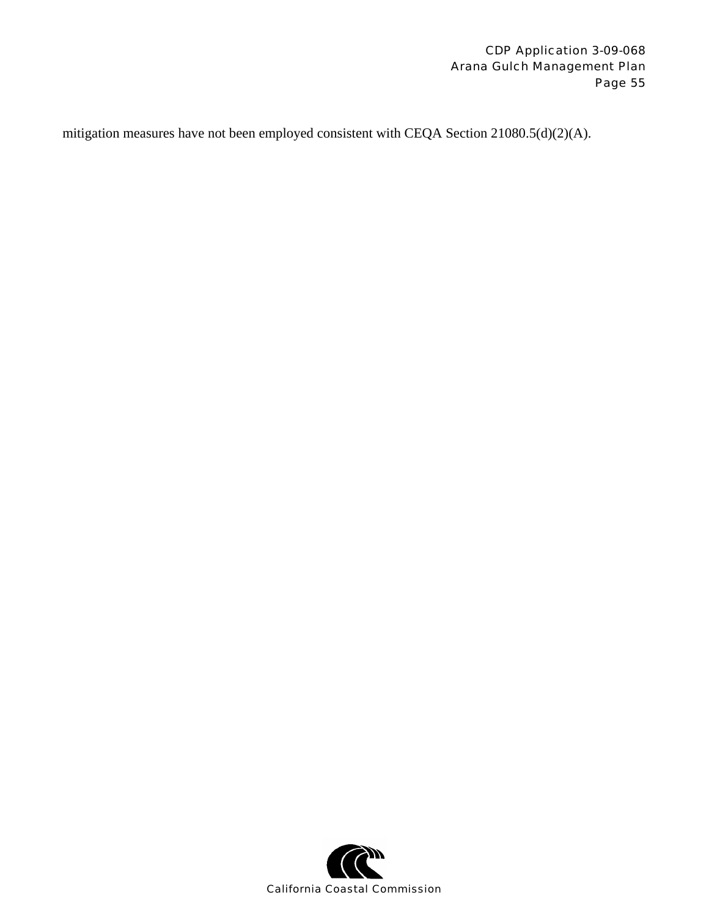mitigation measures have not been employed consistent with CEQA Section 21080.5(d)(2)(A).